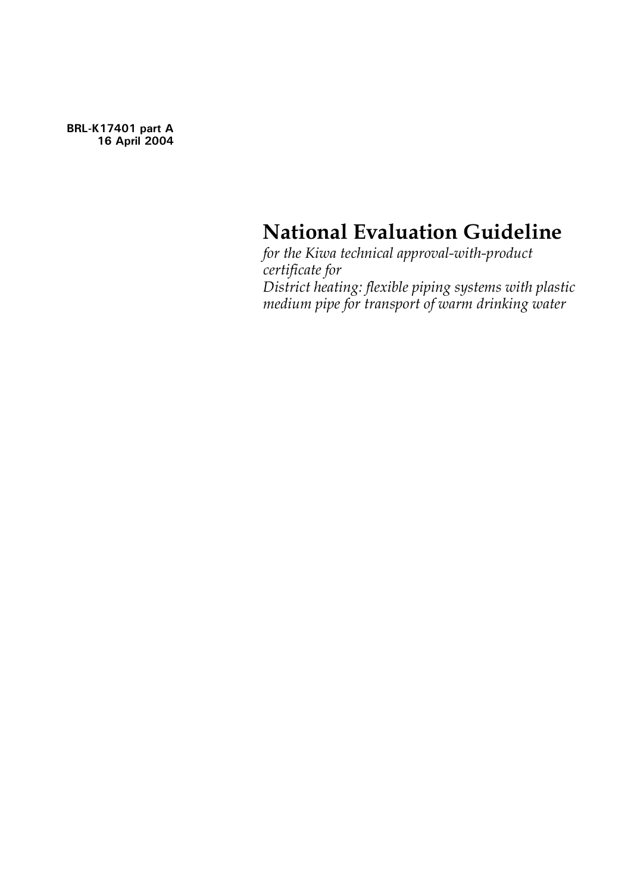**BRL-K17401 part A**
**16 April 2004**

# National Evaluation Guideline

*for the Kiwa technical approval-with-product certificate for*
*District heating: flexible piping systems with plastic medium pipe for transport of warm drinking water*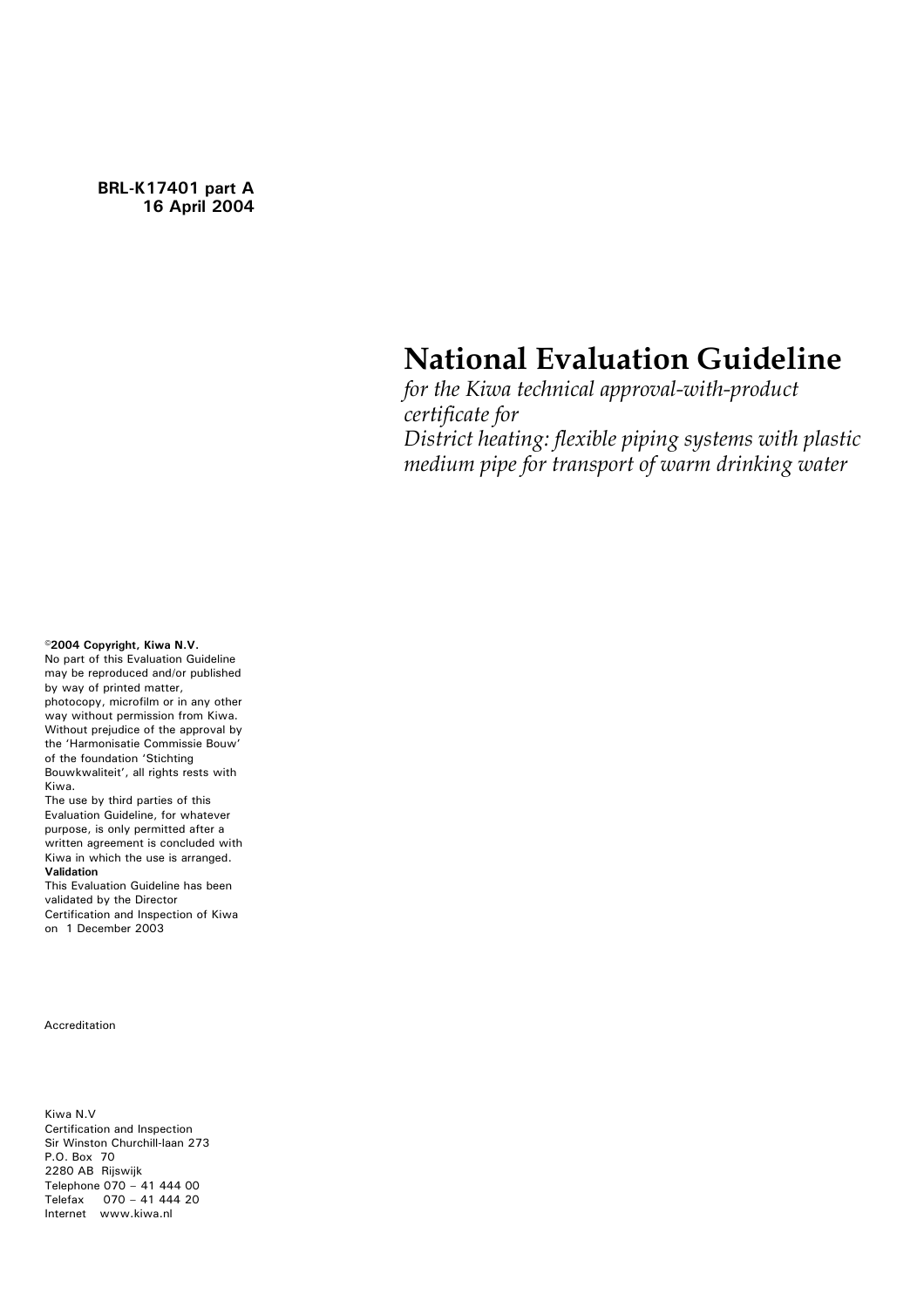**BRL-K17401 part A**
**16 April 2004**

# National Evaluation Guideline

*for the Kiwa technical approval-with-product certificate for*
*District heating: flexible piping systems with plastic medium pipe for transport of warm drinking water*

**©2004 Copyright, Kiwa N.V.**
No part of this Evaluation Guideline may be reproduced and/or published by way of printed matter, photocopy, microfilm or in any other way without permission from Kiwa. Without prejudice of the approval by the 'Harmonisatie Commissie Bouw' of the foundation 'Stichting Bouwkwaliteit', all rights rests with Kiwa.
The use by third parties of this Evaluation Guideline, for whatever purpose, is only permitted after a written agreement is concluded with Kiwa in which the use is arranged.

**Validation**
This Evaluation Guideline has been validated by the Director Certification and Inspection of Kiwa on 1 December 2003

Accreditation

Kiwa N.V
Certification and Inspection
Sir Winston Churchill-laan 273
P.O. Box 70
2280 AB Rijswijk
Telephone 070 – 41 444 00
Telefax 070 – 41 444 20
Internet www.kiwa.nl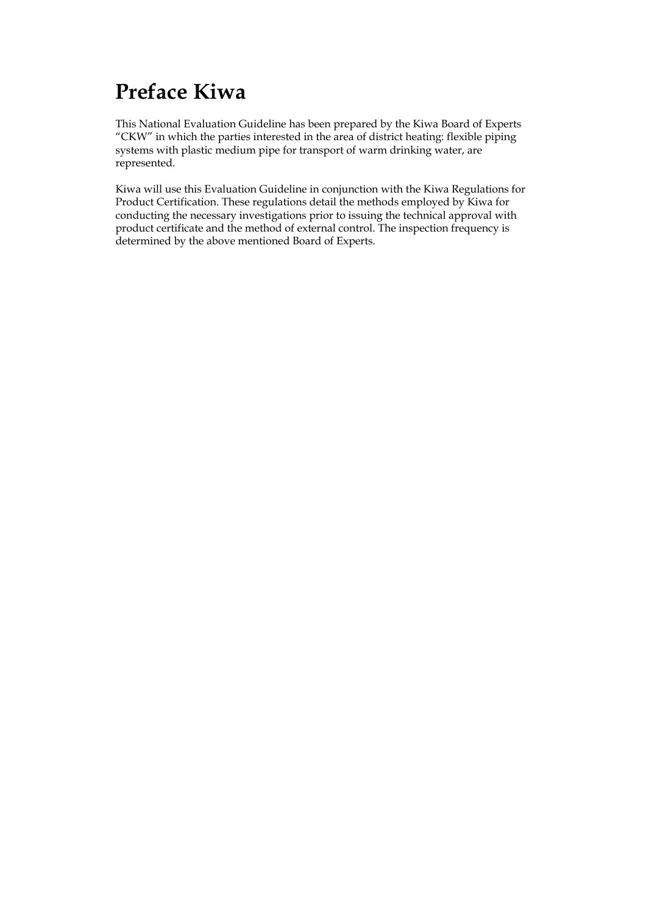# Preface Kiwa

This National Evaluation Guideline has been prepared by the Kiwa Board of Experts "CKW" in which the parties interested in the area of district heating: flexible piping systems with plastic medium pipe for transport of warm drinking water, are represented.

Kiwa will use this Evaluation Guideline in conjunction with the Kiwa Regulations for Product Certification. These regulations detail the methods employed by Kiwa for conducting the necessary investigations prior to issuing the technical approval with product certificate and the method of external control. The inspection frequency is determined by the above mentioned Board of Experts.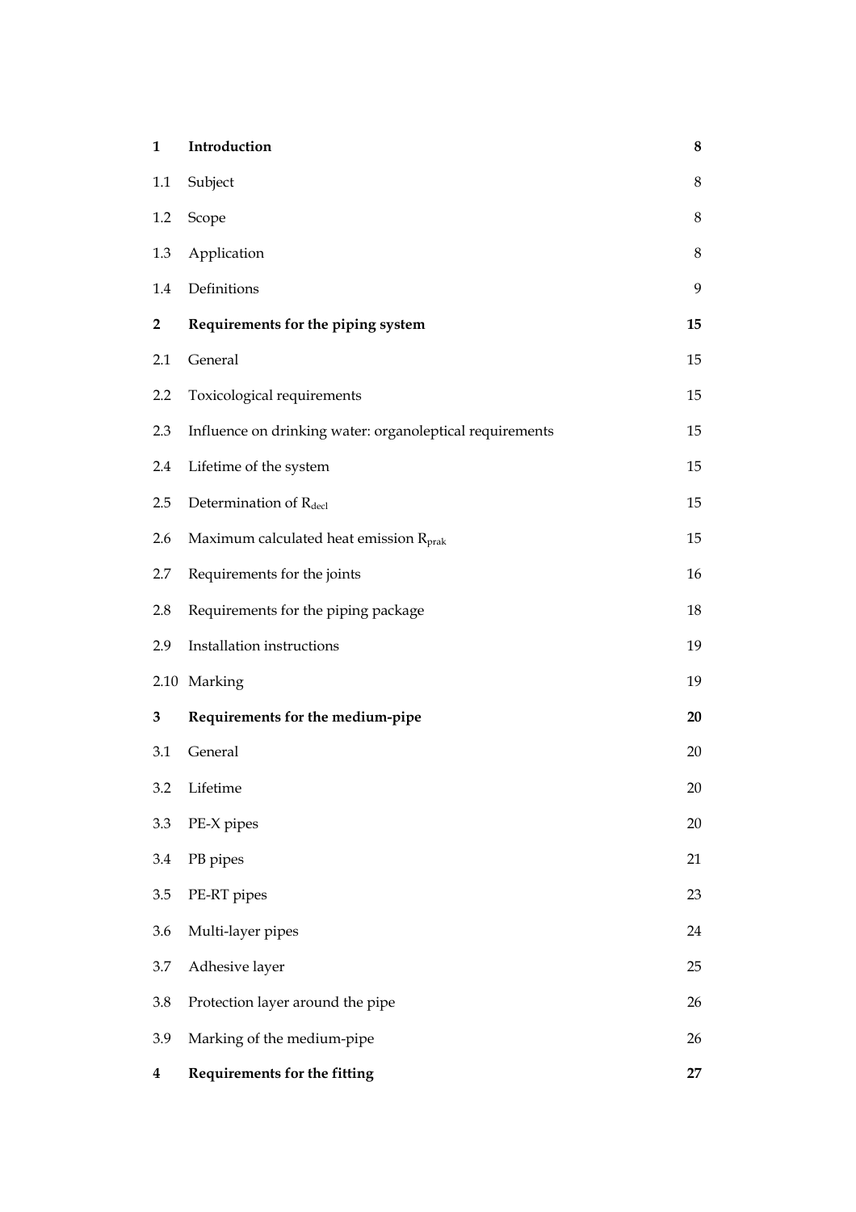| | | |
|---|---|---|
| **1** | **Introduction** | **8** |
| 1.1 | Subject | 8 |
| 1.2 | Scope | 8 |
| 1.3 | Application | 8 |
| 1.4 | Definitions | 9 |
| **2** | **Requirements for the piping system** | **15** |
| 2.1 | General | 15 |
| 2.2 | Toxicological requirements | 15 |
| 2.3 | Influence on drinking water: organoleptical requirements | 15 |
| 2.4 | Lifetime of the system | 15 |
| 2.5 | Determination of $R_{decl}$ | 15 |
| 2.6 | Maximum calculated heat emission $R_{prak}$ | 15 |
| 2.7 | Requirements for the joints | 16 |
| 2.8 | Requirements for the piping package | 18 |
| 2.9 | Installation instructions | 19 |
| 2.10 | Marking | 19 |
| **3** | **Requirements for the medium-pipe** | **20** |
| 3.1 | General | 20 |
| 3.2 | Lifetime | 20 |
| 3.3 | PE-X pipes | 20 |
| 3.4 | PB pipes | 21 |
| 3.5 | PE-RT pipes | 23 |
| 3.6 | Multi-layer pipes | 24 |
| 3.7 | Adhesive layer | 25 |
| 3.8 | Protection layer around the pipe | 26 |
| 3.9 | Marking of the medium-pipe | 26 |
| **4** | **Requirements for the fitting** | **27** |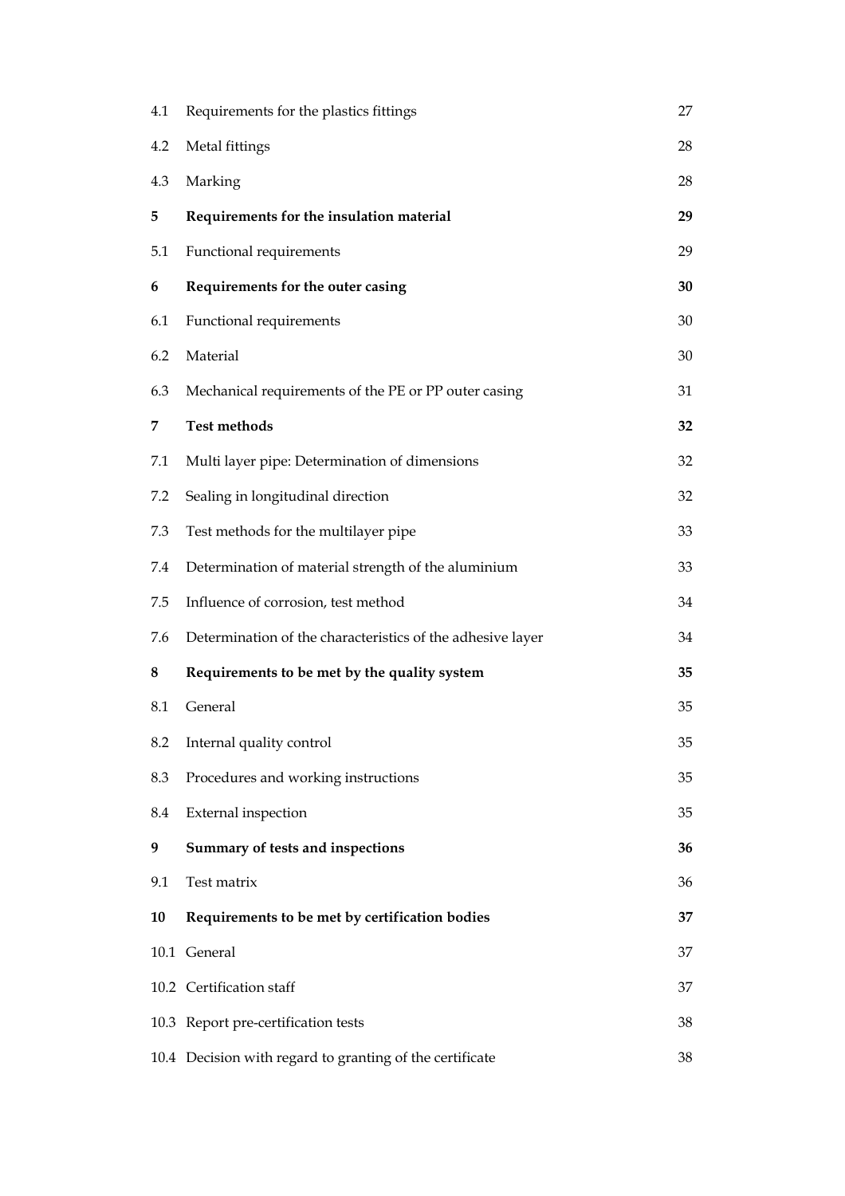| | | |
|---|---|---|
| 4.1 | Requirements for the plastics fittings | 27 |
| 4.2 | Metal fittings | 28 |
| 4.3 | Marking | 28 |
| **5** | **Requirements for the insulation material** | **29** |
| 5.1 | Functional requirements | 29 |
| **6** | **Requirements for the outer casing** | **30** |
| 6.1 | Functional requirements | 30 |
| 6.2 | Material | 30 |
| 6.3 | Mechanical requirements of the PE or PP outer casing | 31 |
| **7** | **Test methods** | **32** |
| 7.1 | Multi layer pipe: Determination of dimensions | 32 |
| 7.2 | Sealing in longitudinal direction | 32 |
| 7.3 | Test methods for the multilayer pipe | 33 |
| 7.4 | Determination of material strength of the aluminium | 33 |
| 7.5 | Influence of corrosion, test method | 34 |
| 7.6 | Determination of the characteristics of the adhesive layer | 34 |
| **8** | **Requirements to be met by the quality system** | **35** |
| 8.1 | General | 35 |
| 8.2 | Internal quality control | 35 |
| 8.3 | Procedures and working instructions | 35 |
| 8.4 | External inspection | 35 |
| **9** | **Summary of tests and inspections** | **36** |
| 9.1 | Test matrix | 36 |
| **10** | **Requirements to be met by certification bodies** | **37** |
| 10.1 | General | 37 |
| 10.2 | Certification staff | 37 |
| 10.3 | Report pre-certification tests | 38 |
| 10.4 | Decision with regard to granting of the certificate | 38 |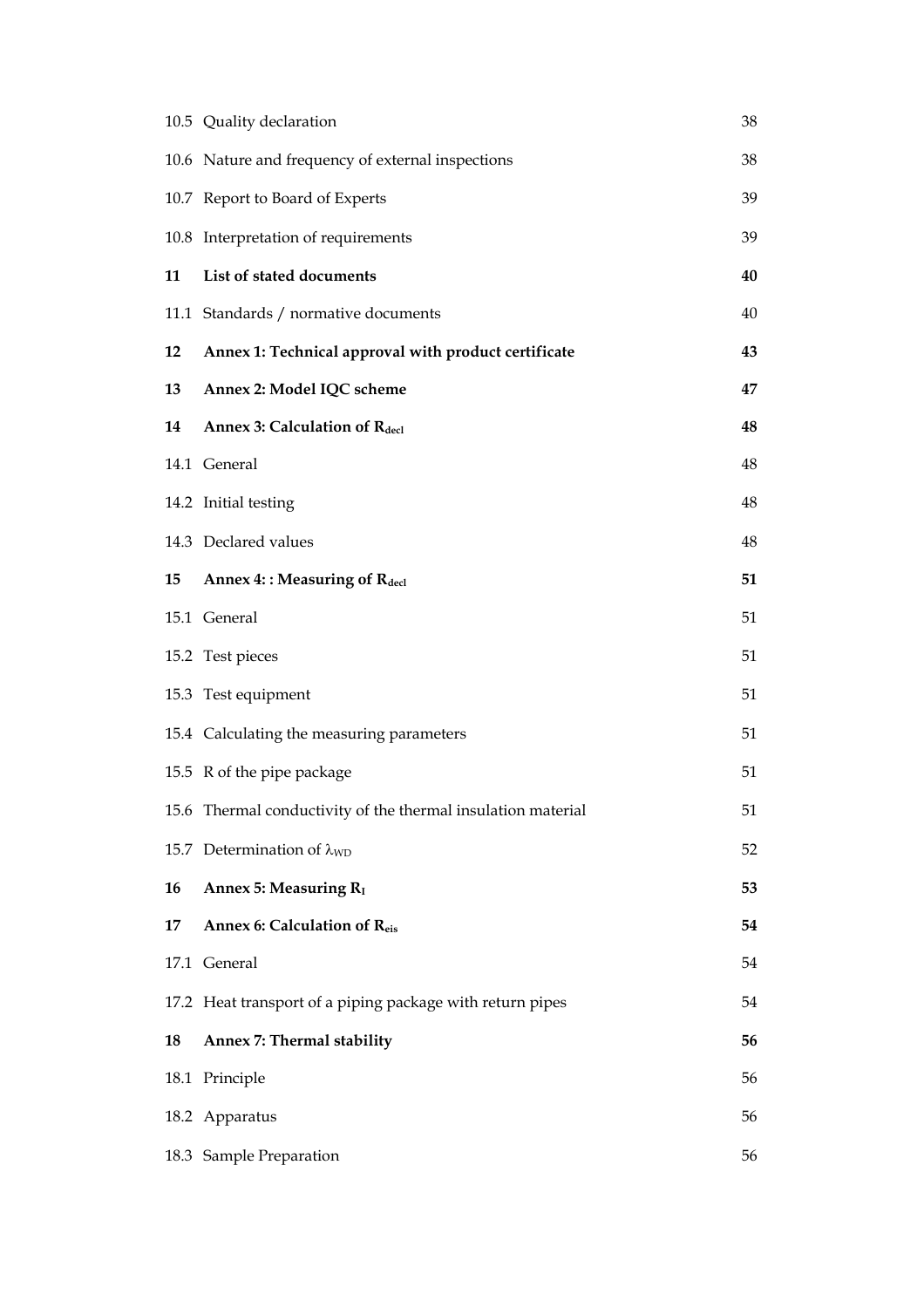| | | |
|---|---|---|
| 10.5 | Quality declaration | 38 |
| 10.6 | Nature and frequency of external inspections | 38 |
| 10.7 | Report to Board of Experts | 39 |
| 10.8 | Interpretation of requirements | 39 |
| **11** | **List of stated documents** | **40** |
| 11.1 | Standards / normative documents | 40 |
| **12** | **Annex 1: Technical approval with product certificate** | **43** |
| **13** | **Annex 2: Model IQC scheme** | **47** |
| **14** | **Annex 3: Calculation of $R_{decl}$** | **48** |
| 14.1 | General | 48 |
| 14.2 | Initial testing | 48 |
| 14.3 | Declared values | 48 |
| **15** | **Annex 4: : Measuring of $R_{decl}$** | **51** |
| 15.1 | General | 51 |
| 15.2 | Test pieces | 51 |
| 15.3 | Test equipment | 51 |
| 15.4 | Calculating the measuring parameters | 51 |
| 15.5 | R of the pipe package | 51 |
| 15.6 | Thermal conductivity of the thermal insulation material | 51 |
| 15.7 | Determination of $\lambda_{WD}$ | 52 |
| **16** | **Annex 5: Measuring $R_I$** | **53** |
| **17** | **Annex 6: Calculation of $R_{eis}$** | **54** |
| 17.1 | General | 54 |
| 17.2 | Heat transport of a piping package with return pipes | 54 |
| **18** | **Annex 7: Thermal stability** | **56** |
| 18.1 | Principle | 56 |
| 18.2 | Apparatus | 56 |
| 18.3 | Sample Preparation | 56 |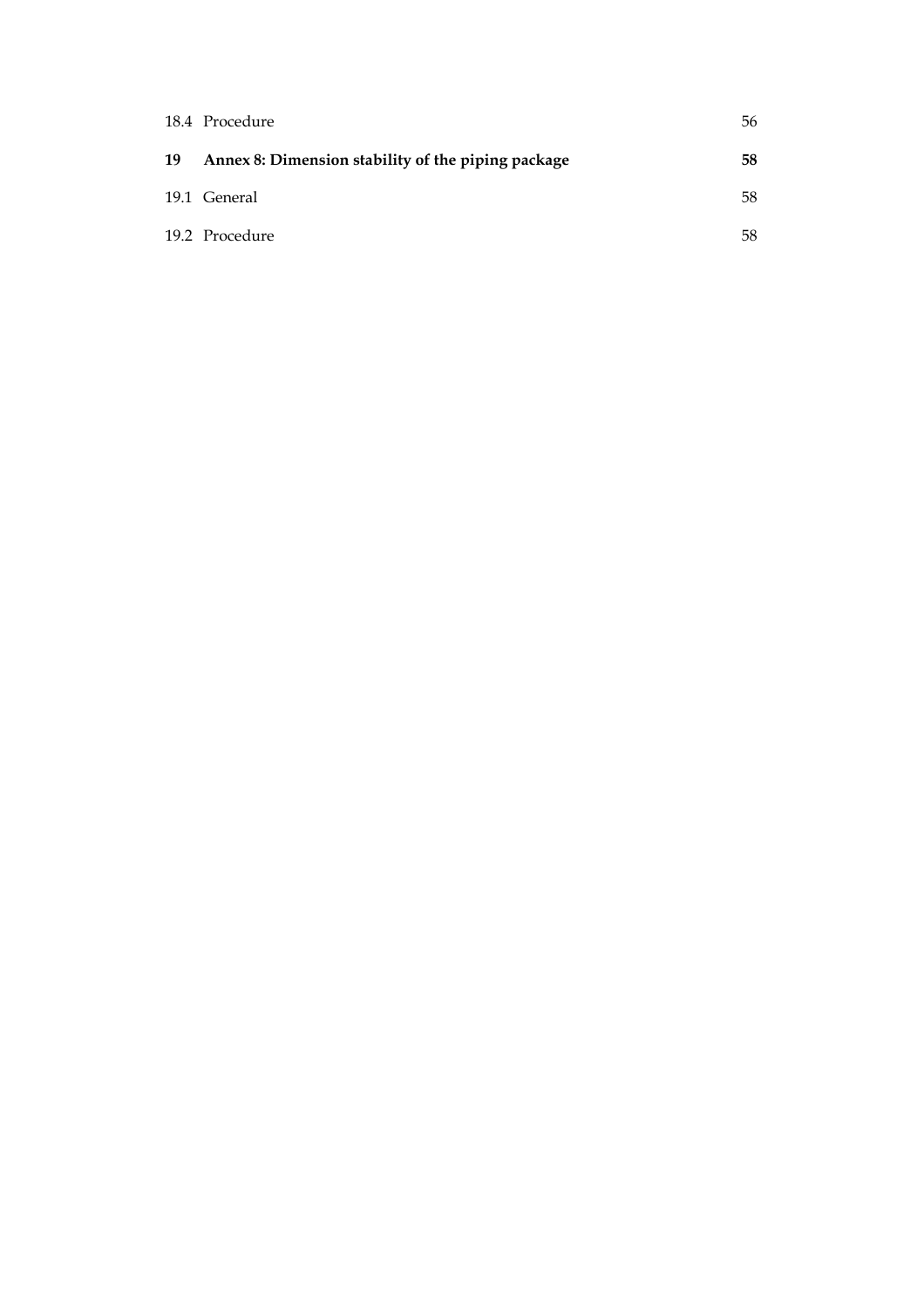18.4 Procedure 56

**19 Annex 8: Dimension stability of the piping package 58**

19.1 General 58

19.2 Procedure 58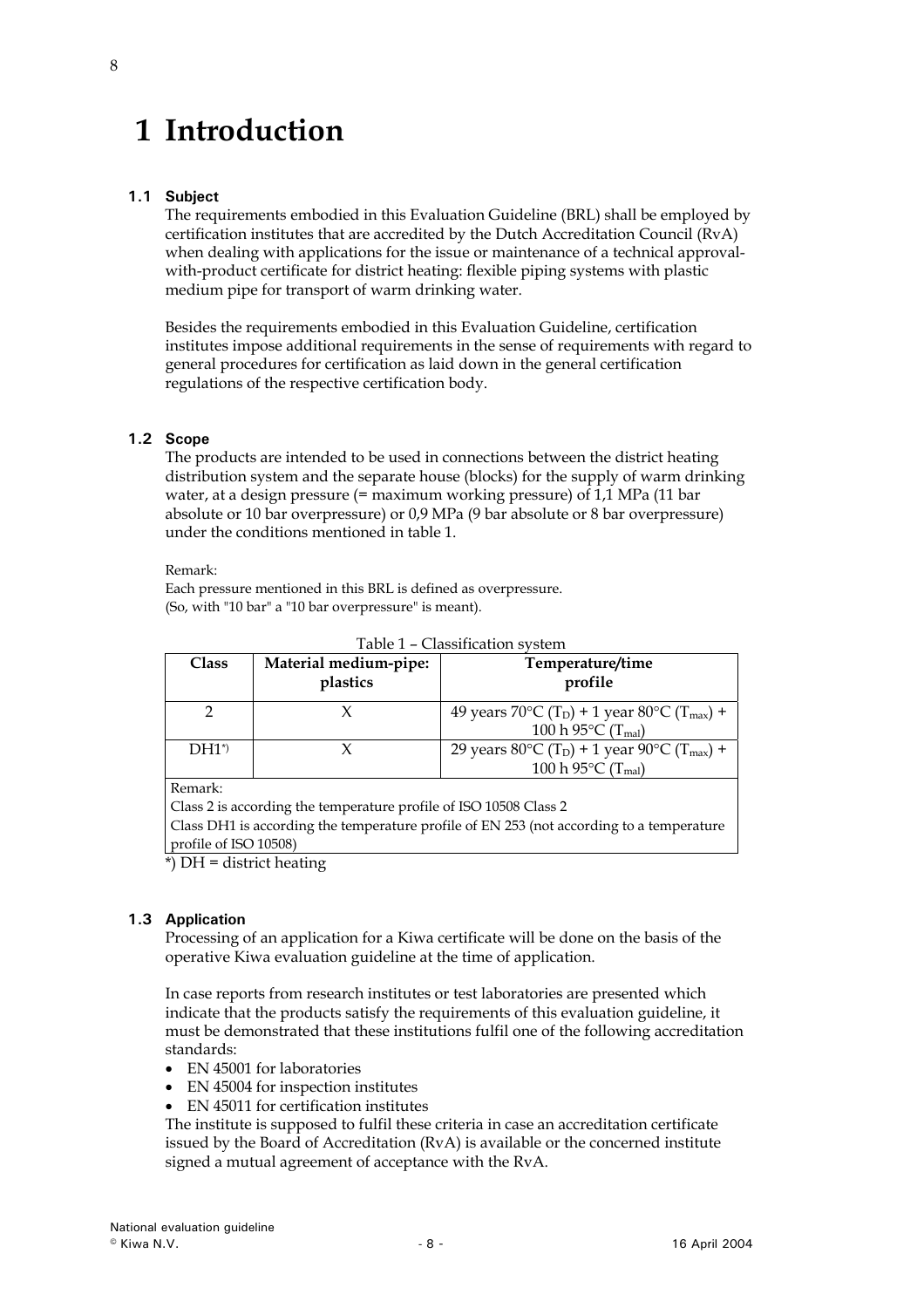# 1 Introduction

### 1.1 Subject

The requirements embodied in this Evaluation Guideline (BRL) shall be employed by certification institutes that are accredited by the Dutch Accreditation Council (RvA) when dealing with applications for the issue or maintenance of a technical approval-with-product certificate for district heating: flexible piping systems with plastic medium pipe for transport of warm drinking water.

Besides the requirements embodied in this Evaluation Guideline, certification institutes impose additional requirements in the sense of requirements with regard to general procedures for certification as laid down in the general certification regulations of the respective certification body.

### 1.2 Scope

The products are intended to be used in connections between the district heating distribution system and the separate house (blocks) for the supply of warm drinking water, at a design pressure (= maximum working pressure) of 1,1 MPa (11 bar absolute or 10 bar overpressure) or 0,9 MPa (9 bar absolute or 8 bar overpressure) under the conditions mentioned in table 1.

Remark:
Each pressure mentioned in this BRL is defined as overpressure.
(So, with "10 bar" a "10 bar overpressure" is meant).

Table 1 – Classification system

| Class | Material medium-pipe: plastics | Temperature/time profile |
|---|---|---|
| 2 | X | 49 years 70°C ($T_D$) + 1 year 80°C ($T_{max}$) + 100 h 95°C ($T_{mal}$) |
| DH1*) | X | 29 years 80°C ($T_D$) + 1 year 90°C ($T_{max}$) + 100 h 95°C ($T_{mal}$) |

Remark:
Class 2 is according the temperature profile of ISO 10508 Class 2
Class DH1 is according the temperature profile of EN 253 (not according to a temperature profile of ISO 10508)

*) DH = district heating

### 1.3 Application

Processing of an application for a Kiwa certificate will be done on the basis of the operative Kiwa evaluation guideline at the time of application.

In case reports from research institutes or test laboratories are presented which indicate that the products satisfy the requirements of this evaluation guideline, it must be demonstrated that these institutions fulfil one of the following accreditation standards:

- EN 45001 for laboratories
- EN 45004 for inspection institutes
- EN 45011 for certification institutes

The institute is supposed to fulfil these criteria in case an accreditation certificate issued by the Board of Accreditation (RvA) is available or the concerned institute signed a mutual agreement of acceptance with the RvA.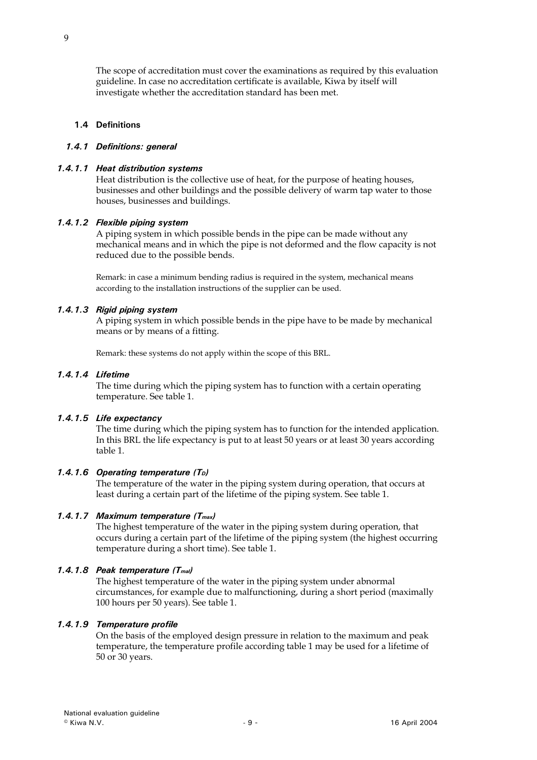The scope of accreditation must cover the examinations as required by this evaluation guideline. In case no accreditation certificate is available, Kiwa by itself will investigate whether the accreditation standard has been met.

## 1.4 Definitions

### *1.4.1 Definitions: general*

#### *1.4.1.1 Heat distribution systems*

Heat distribution is the collective use of heat, for the purpose of heating houses, businesses and other buildings and the possible delivery of warm tap water to those houses, businesses and buildings.

#### *1.4.1.2 Flexible piping system*

A piping system in which possible bends in the pipe can be made without any mechanical means and in which the pipe is not deformed and the flow capacity is not reduced due to the possible bends.

Remark: in case a minimum bending radius is required in the system, mechanical means according to the installation instructions of the supplier can be used.

#### *1.4.1.3 Rigid piping system*

A piping system in which possible bends in the pipe have to be made by mechanical means or by means of a fitting.

Remark: these systems do not apply within the scope of this BRL.

#### *1.4.1.4 Lifetime*

The time during which the piping system has to function with a certain operating temperature. See table 1.

#### *1.4.1.5 Life expectancy*

The time during which the piping system has to function for the intended application. In this BRL the life expectancy is put to at least 50 years or at least 30 years according table 1.

#### *1.4.1.6 Operating temperature ($T_D$)*

The temperature of the water in the piping system during operation, that occurs at least during a certain part of the lifetime of the piping system. See table 1.

#### *1.4.1.7 Maximum temperature ($T_{max}$)*

The highest temperature of the water in the piping system during operation, that occurs during a certain part of the lifetime of the piping system (the highest occurring temperature during a short time). See table 1.

#### *1.4.1.8 Peak temperature ($T_{mal}$)*

The highest temperature of the water in the piping system under abnormal circumstances, for example due to malfunctioning, during a short period (maximally 100 hours per 50 years). See table 1.

#### *1.4.1.9 Temperature profile*

On the basis of the employed design pressure in relation to the maximum and peak temperature, the temperature profile according table 1 may be used for a lifetime of 50 or 30 years.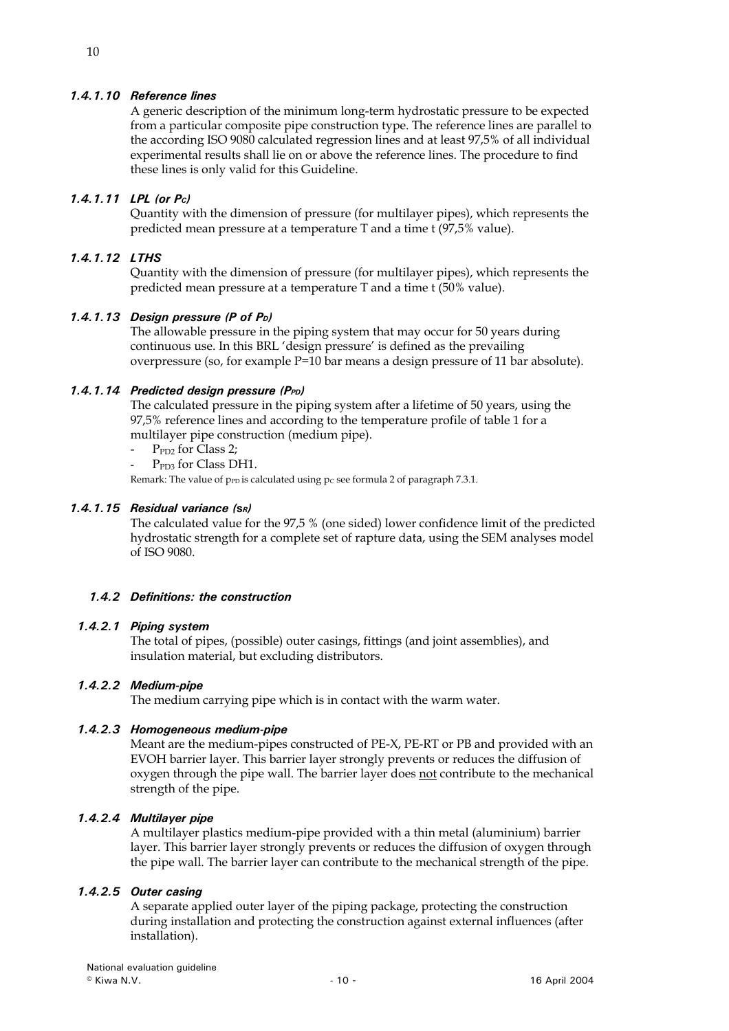#### 1.4.1.10 Reference lines

A generic description of the minimum long-term hydrostatic pressure to be expected from a particular composite pipe construction type. The reference lines are parallel to the according ISO 9080 calculated regression lines and at least 97,5% of all individual experimental results shall lie on or above the reference lines. The procedure to find these lines is only valid for this Guideline.

#### 1.4.1.11 LPL (or $P_C$)

Quantity with the dimension of pressure (for multilayer pipes), which represents the predicted mean pressure at a temperature T and a time t (97,5% value).

#### 1.4.1.12 LTHS

Quantity with the dimension of pressure (for multilayer pipes), which represents the predicted mean pressure at a temperature T and a time t (50% value).

#### 1.4.1.13 Design pressure (P of $P_D$)

The allowable pressure in the piping system that may occur for 50 years during continuous use. In this BRL 'design pressure' is defined as the prevailing overpressure (so, for example P=10 bar means a design pressure of 11 bar absolute).

#### 1.4.1.14 Predicted design pressure ($P_{PD}$)

The calculated pressure in the piping system after a lifetime of 50 years, using the 97,5% reference lines and according to the temperature profile of table 1 for a multilayer pipe construction (medium pipe).

- $P_{PD2}$ for Class 2;
- $P_{PD3}$ for Class DH1.

Remark: The value of $p_{PD}$ is calculated using $p_C$ see formula 2 of paragraph 7.3.1.

#### 1.4.1.15 Residual variance ($s_R$)

The calculated value for the 97,5 % (one sided) lower confidence limit of the predicted hydrostatic strength for a complete set of rapture data, using the SEM analyses model of ISO 9080.

### 1.4.2 Definitions: the construction

#### 1.4.2.1 Piping system

The total of pipes, (possible) outer casings, fittings (and joint assemblies), and insulation material, but excluding distributors.

#### 1.4.2.2 Medium-pipe

The medium carrying pipe which is in contact with the warm water.

#### 1.4.2.3 Homogeneous medium-pipe

Meant are the medium-pipes constructed of PE-X, PE-RT or PB and provided with an EVOH barrier layer. This barrier layer strongly prevents or reduces the diffusion of oxygen through the pipe wall. The barrier layer does not contribute to the mechanical strength of the pipe.

#### 1.4.2.4 Multilayer pipe

A multilayer plastics medium-pipe provided with a thin metal (aluminium) barrier layer. This barrier layer strongly prevents or reduces the diffusion of oxygen through the pipe wall. The barrier layer can contribute to the mechanical strength of the pipe.

#### 1.4.2.5 Outer casing

A separate applied outer layer of the piping package, protecting the construction during installation and protecting the construction against external influences (after installation).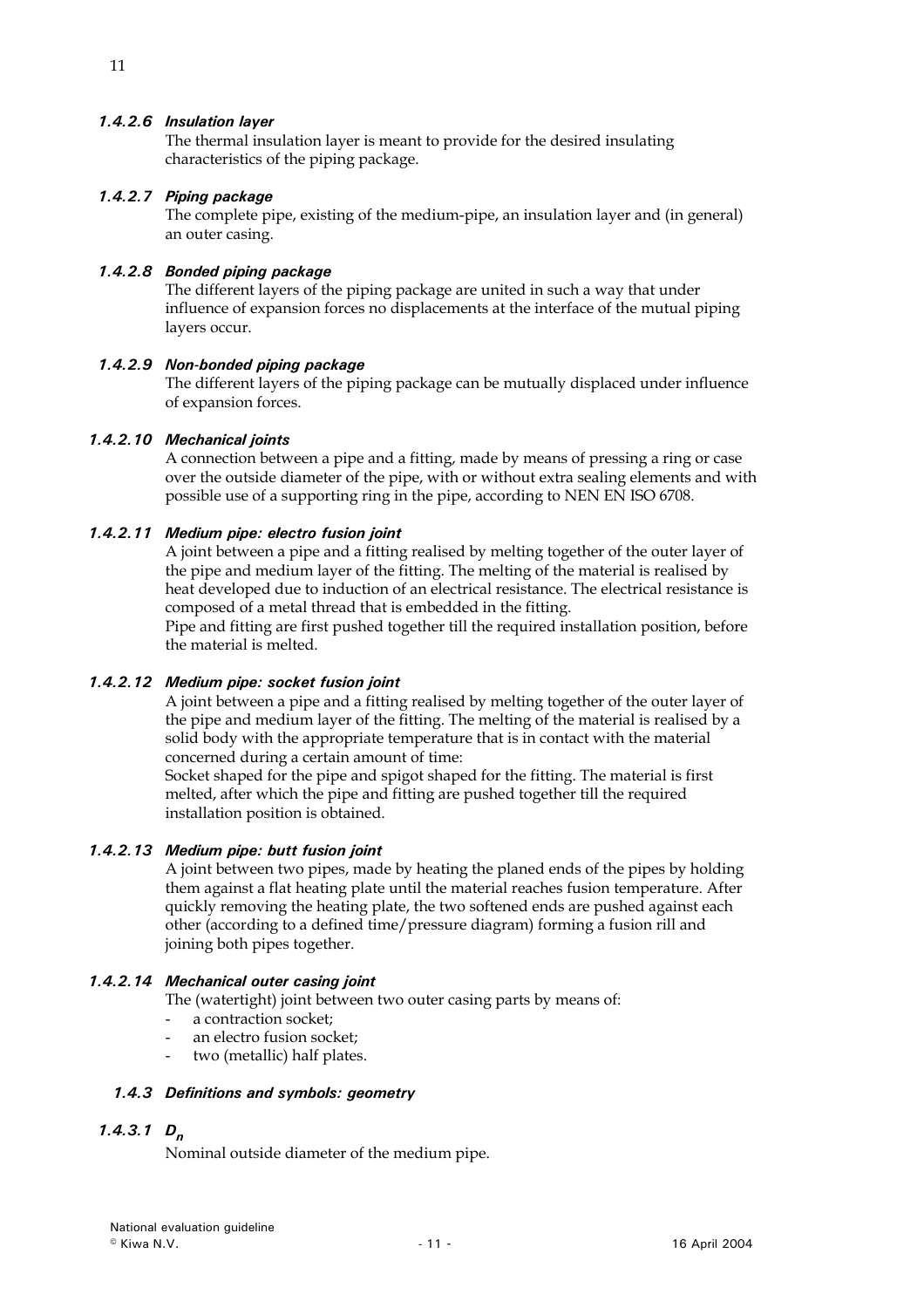#### 1.4.2.6 *Insulation layer*

The thermal insulation layer is meant to provide for the desired insulating characteristics of the piping package.

#### 1.4.2.7 *Piping package*

The complete pipe, existing of the medium-pipe, an insulation layer and (in general) an outer casing.

#### 1.4.2.8 *Bonded piping package*

The different layers of the piping package are united in such a way that under influence of expansion forces no displacements at the interface of the mutual piping layers occur.

#### 1.4.2.9 *Non-bonded piping package*

The different layers of the piping package can be mutually displaced under influence of expansion forces.

#### 1.4.2.10 *Mechanical joints*

A connection between a pipe and a fitting, made by means of pressing a ring or case over the outside diameter of the pipe, with or without extra sealing elements and with possible use of a supporting ring in the pipe, according to NEN EN ISO 6708.

#### 1.4.2.11 *Medium pipe: electro fusion joint*

A joint between a pipe and a fitting realised by melting together of the outer layer of the pipe and medium layer of the fitting. The melting of the material is realised by heat developed due to induction of an electrical resistance. The electrical resistance is composed of a metal thread that is embedded in the fitting.
Pipe and fitting are first pushed together till the required installation position, before the material is melted.

#### 1.4.2.12 *Medium pipe: socket fusion joint*

A joint between a pipe and a fitting realised by melting together of the outer layer of the pipe and medium layer of the fitting. The melting of the material is realised by a solid body with the appropriate temperature that is in contact with the material concerned during a certain amount of time:
Socket shaped for the pipe and spigot shaped for the fitting. The material is first melted, after which the pipe and fitting are pushed together till the required installation position is obtained.

#### 1.4.2.13 *Medium pipe: butt fusion joint*

A joint between two pipes, made by heating the planed ends of the pipes by holding them against a flat heating plate until the material reaches fusion temperature. After quickly removing the heating plate, the two softened ends are pushed against each other (according to a defined time/pressure diagram) forming a fusion rill and joining both pipes together.

#### 1.4.2.14 *Mechanical outer casing joint*

The (watertight) joint between two outer casing parts by means of:

- a contraction socket;
- an electro fusion socket;
- two (metallic) half plates.

### 1.4.3 *Definitions and symbols: geometry*

#### 1.4.3.1 $D_n$

Nominal outside diameter of the medium pipe.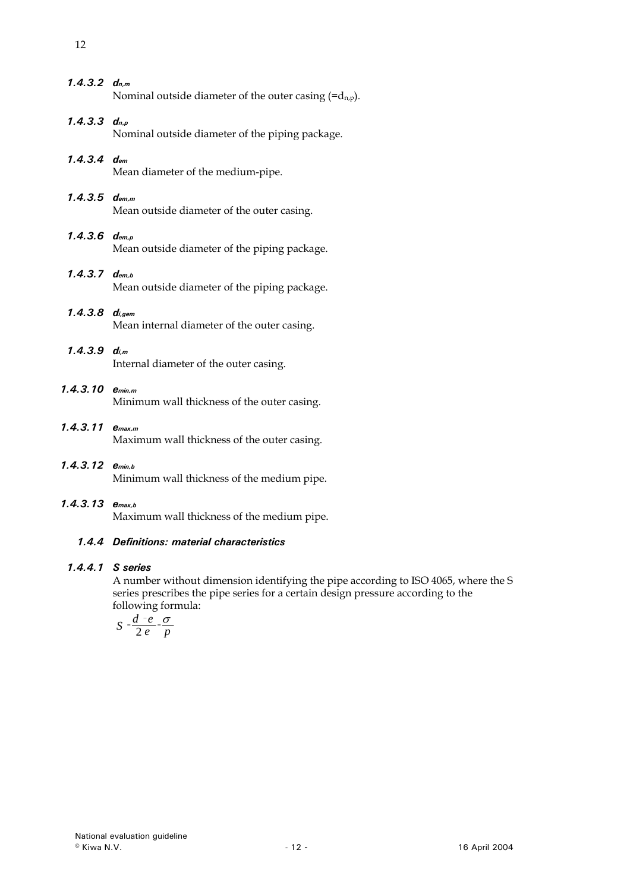#### 1.4.3.2 $d_{n,m}$

Nominal outside diameter of the outer casing ($=d_{n,p}$).

#### 1.4.3.3 $d_{n,p}$

Nominal outside diameter of the piping package.

#### 1.4.3.4 $d_{em}$

Mean diameter of the medium-pipe.

#### 1.4.3.5 $d_{em,m}$

Mean outside diameter of the outer casing.

#### 1.4.3.6 $d_{em,p}$

Mean outside diameter of the piping package.

#### 1.4.3.7 $d_{em,b}$

Mean outside diameter of the piping package.

#### 1.4.3.8 $d_{i,gem}$

Mean internal diameter of the outer casing.

#### 1.4.3.9 $d_{i,m}$

Internal diameter of the outer casing.

#### 1.4.3.10 $e_{min,m}$

Minimum wall thickness of the outer casing.

#### 1.4.3.11 $e_{max,m}$

Maximum wall thickness of the outer casing.

#### 1.4.3.12 $e_{min,b}$

Minimum wall thickness of the medium pipe.

#### 1.4.3.13 $e_{max,b}$

Maximum wall thickness of the medium pipe.

### 1.4.4 Definitions: material characteristics

#### 1.4.4.1 S series

A number without dimension identifying the pipe according to ISO 4065, where the S series prescribes the pipe series for a certain design pressure according to the following formula:

$$S = \frac{d - e}{2e} = \frac{\sigma}{p}$$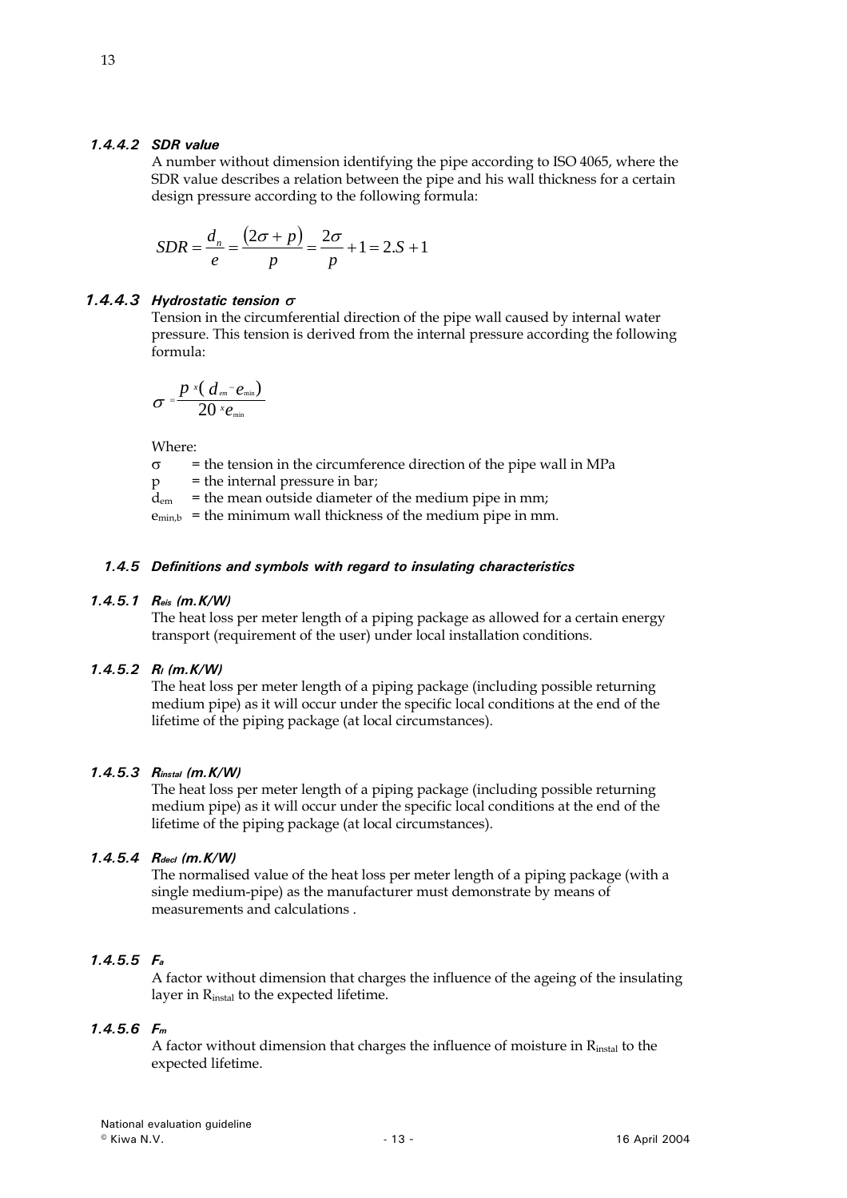#### 1.4.4.2 *SDR value*

A number without dimension identifying the pipe according to ISO 4065, where the SDR value describes a relation between the pipe and his wall thickness for a certain design pressure according to the following formula:

$$SDR = \frac{d_n}{e} = \frac{(2\sigma + p)}{p} = \frac{2\sigma}{p} + 1 = 2.S + 1$$

#### 1.4.4.3 *Hydrostatic tension* $\sigma$

Tension in the circumferential direction of the pipe wall caused by internal water pressure. This tension is derived from the internal pressure according the following formula:

$$\sigma = \frac{p \times (d_{em} - e_{min})}{20 \times e_{min}}$$

Where:

$\sigma$ = the tension in the circumference direction of the pipe wall in MPa
$p$ = the internal pressure in bar;
$d_{em}$ = the mean outside diameter of the medium pipe in mm;
$e_{min,b}$ = the minimum wall thickness of the medium pipe in mm.

### 1.4.5 *Definitions and symbols with regard to insulating characteristics*

#### 1.4.5.1 $R_{eis}$ *(m.K/W)*

The heat loss per meter length of a piping package as allowed for a certain energy transport (requirement of the user) under local installation conditions.

#### 1.4.5.2 $R_l$ *(m.K/W)*

The heat loss per meter length of a piping package (including possible returning medium pipe) as it will occur under the specific local conditions at the end of the lifetime of the piping package (at local circumstances).

#### 1.4.5.3 $R_{instal}$ *(m.K/W)*

The heat loss per meter length of a piping package (including possible returning medium pipe) as it will occur under the specific local conditions at the end of the lifetime of the piping package (at local circumstances).

#### 1.4.5.4 $R_{decl}$ *(m.K/W)*

The normalised value of the heat loss per meter length of a piping package (with a single medium-pipe) as the manufacturer must demonstrate by means of measurements and calculations .

#### 1.4.5.5 $F_a$

A factor without dimension that charges the influence of the ageing of the insulating layer in $R_{instal}$ to the expected lifetime.

#### 1.4.5.6 $F_m$

A factor without dimension that charges the influence of moisture in $R_{instal}$ to the expected lifetime.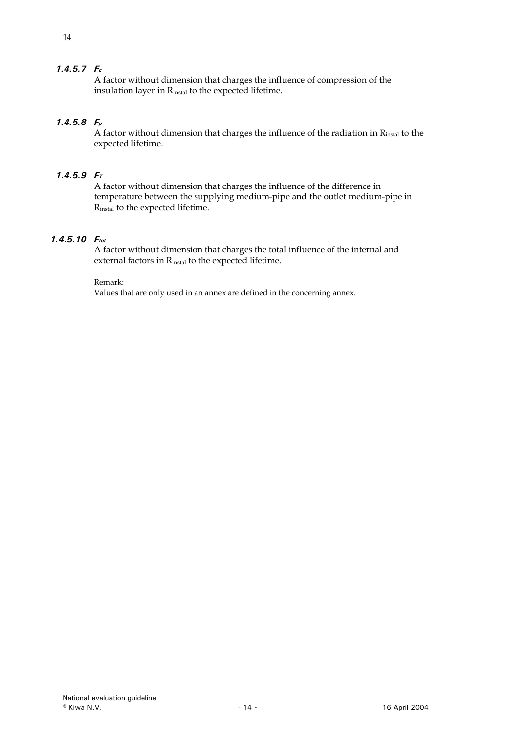#### 1.4.5.7 $F_c$

A factor without dimension that charges the influence of compression of the insulation layer in $R_{instal}$ to the expected lifetime.

#### 1.4.5.8 $F_p$

A factor without dimension that charges the influence of the radiation in $R_{instal}$ to the expected lifetime.

#### 1.4.5.9 $F_T$

A factor without dimension that charges the influence of the difference in temperature between the supplying medium-pipe and the outlet medium-pipe in $R_{instal}$ to the expected lifetime.

#### 1.4.5.10 $F_{tot}$

A factor without dimension that charges the total influence of the internal and external factors in $R_{instal}$ to the expected lifetime.

Remark:
Values that are only used in an annex are defined in the concerning annex.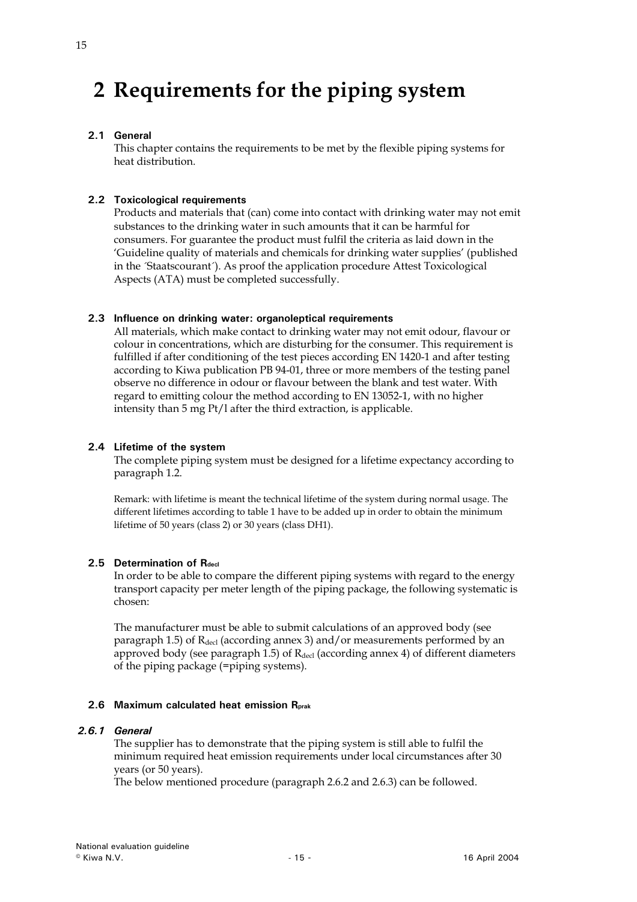# 2 Requirements for the piping system

## 2.1 General

This chapter contains the requirements to be met by the flexible piping systems for heat distribution.

## 2.2 Toxicological requirements

Products and materials that (can) come into contact with drinking water may not emit substances to the drinking water in such amounts that it can be harmful for consumers. For guarantee the product must fulfil the criteria as laid down in the 'Guideline quality of materials and chemicals for drinking water supplies' (published in the ´Staatscourant´). As proof the application procedure Attest Toxicological Aspects (ATA) must be completed successfully.

## 2.3 Influence on drinking water: organoleptical requirements

All materials, which make contact to drinking water may not emit odour, flavour or colour in concentrations, which are disturbing for the consumer. This requirement is fulfilled if after conditioning of the test pieces according EN 1420-1 and after testing according to Kiwa publication PB 94-01, three or more members of the testing panel observe no difference in odour or flavour between the blank and test water. With regard to emitting colour the method according to EN 13052-1, with no higher intensity than 5 mg Pt/l after the third extraction, is applicable.

## 2.4 Lifetime of the system

The complete piping system must be designed for a lifetime expectancy according to paragraph 1.2.

Remark: with lifetime is meant the technical lifetime of the system during normal usage. The different lifetimes according to table 1 have to be added up in order to obtain the minimum lifetime of 50 years (class 2) or 30 years (class DH1).

## 2.5 Determination of $R_{decl}$

In order to be able to compare the different piping systems with regard to the energy transport capacity per meter length of the piping package, the following systematic is chosen:

The manufacturer must be able to submit calculations of an approved body (see paragraph 1.5) of $R_{decl}$ (according annex 3) and/or measurements performed by an approved body (see paragraph 1.5) of $R_{decl}$ (according annex 4) of different diameters of the piping package (=piping systems).

## 2.6 Maximum calculated heat emission $R_{prak}$

### *2.6.1 General*

The supplier has to demonstrate that the piping system is still able to fulfil the minimum required heat emission requirements under local circumstances after 30 years (or 50 years).

The below mentioned procedure (paragraph 2.6.2 and 2.6.3) can be followed.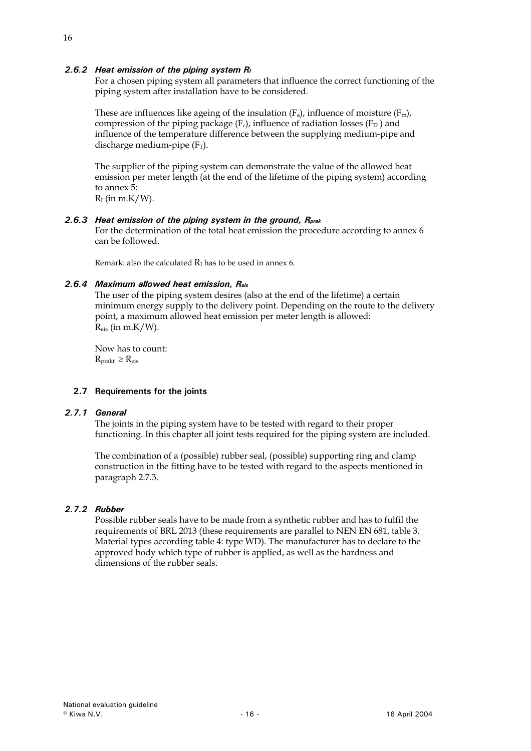#### *2.6.2 Heat emission of the piping system $R_I$*

For a chosen piping system all parameters that influence the correct functioning of the piping system after installation have to be considered.

These are influences like ageing of the insulation ($F_a$), influence of moisture ($F_m$), compression of the piping package ($F_c$), influence of radiation losses ($F_D$) and influence of the temperature difference between the supplying medium-pipe and discharge medium-pipe ($F_T$).

The supplier of the piping system can demonstrate the value of the allowed heat emission per meter length (at the end of the lifetime of the piping system) according to annex 5:
$R_I$ (in m.K/W).

#### *2.6.3 Heat emission of the piping system in the ground, $R_{prak}$*

For the determination of the total heat emission the procedure according to annex 6 can be followed.

Remark: also the calculated $R_I$ has to be used in annex 6.

#### *2.6.4 Maximum allowed heat emission, $R_{eis}$*

The user of the piping system desires (also at the end of the lifetime) a certain minimum energy supply to the delivery point. Depending on the route to the delivery point, a maximum allowed heat emission per meter length is allowed:
$R_{eis}$ (in m.K/W).

Now has to count:
$R_{prakt} \geq R_{eis}$

### 2.7 Requirements for the joints

#### *2.7.1 General*

The joints in the piping system have to be tested with regard to their proper functioning. In this chapter all joint tests required for the piping system are included.

The combination of a (possible) rubber seal, (possible) supporting ring and clamp construction in the fitting have to be tested with regard to the aspects mentioned in paragraph 2.7.3.

#### *2.7.2 Rubber*

Possible rubber seals have to be made from a synthetic rubber and has to fulfil the requirements of BRL 2013 (these requirements are parallel to NEN EN 681, table 3. Material types according table 4: type WD). The manufacturer has to declare to the approved body which type of rubber is applied, as well as the hardness and dimensions of the rubber seals.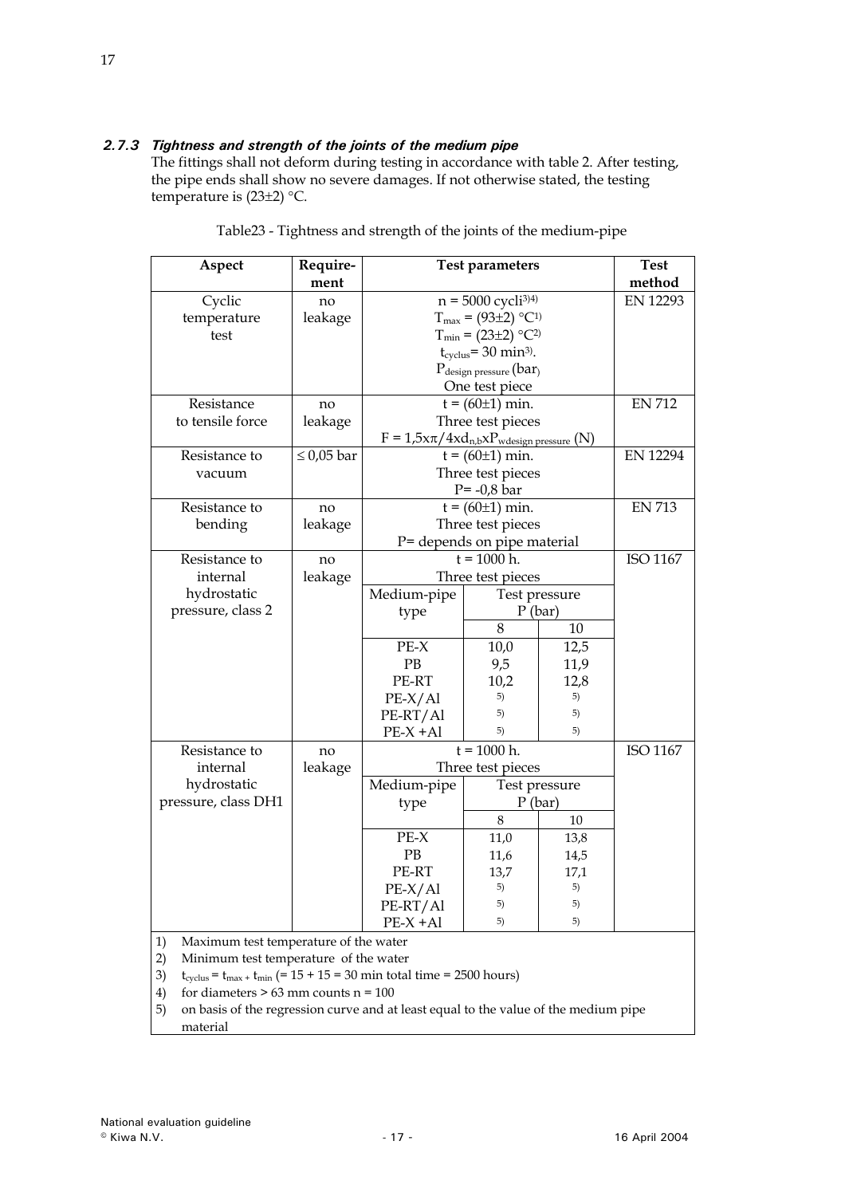### *2.7.3 Tightness and strength of the joints of the medium pipe*

The fittings shall not deform during testing in accordance with table 2. After testing, the pipe ends shall show no severe damages. If not otherwise stated, the testing temperature is (23±2) °C.

Table23 - Tightness and strength of the joints of the medium-pipe

| Aspect | Require-ment | Test parameters | | | Test method |
|---|---|---|---|---|---|
| Cyclic temperature test | no leakage | n = 5000 cycli[3)4)]<br>$T_{max}$ = (93±2) °C[1)]<br>$T_{min}$ = (23±2) °C[2)]<br>$t_{cyclus}$= 30 min[3)].<br>$P_{design\ pressure}$ (bar)<br>One test piece | | | EN 12293 |
| Resistance to tensile force | no leakage | t = (60±1) min.<br>Three test pieces<br>$F = 1{,}5 x \pi / 4 x d_{n,b} x P_{wdesign\ pressure}$ (N) | | | EN 712 |
| Resistance to vacuum | ≤ 0,05 bar | t = (60±1) min.<br>Three test pieces<br>P= -0,8 bar | | | EN 12294 |
| Resistance to bending | no leakage | t = (60±1) min.<br>Three test pieces<br>P= depends on pipe material | | | EN 713 |
| Resistance to internal hydrostatic pressure, class 2 | no leakage | t = 1000 h.<br>Three test pieces | | | ISO 1167 |
| | | Medium-pipe type | Test pressure P (bar) | | |
| | | | 8 | 10 | |
| | | PE-X | 10,0 | 12,5 | |
| | | PB | 9,5 | 11,9 | |
| | | PE-RT | 10,2 | 12,8 | |
| | | PE-X/Al | 5) | 5) | |
| | | PE-RT/Al | 5) | 5) | |
| | | PE-X +Al | 5) | 5) | |
| Resistance to internal hydrostatic pressure, class DH1 | no leakage | t = 1000 h.<br>Three test pieces | | | ISO 1167 |
| | | Medium-pipe type | Test pressure P (bar) | | |
| | | | 8 | 10 | |
| | | PE-X | 11,0 | 13,8 | |
| | | PB | 11,6 | 14,5 | |
| | | PE-RT | 13,7 | 17,1 | |
| | | PE-X/Al | 5) | 5) | |
| | | PE-RT/Al | 5) | 5) | |
| | | PE-X +Al | 5) | 5) | |

1) Maximum test temperature of the water
2) Minimum test temperature of the water
3) $t_{cyclus} = t_{max} + t_{min}$ (= 15 + 15 = 30 min total time = 2500 hours)
4) for diameters > 63 mm counts n = 100
5) on basis of the regression curve and at least equal to the value of the medium pipe material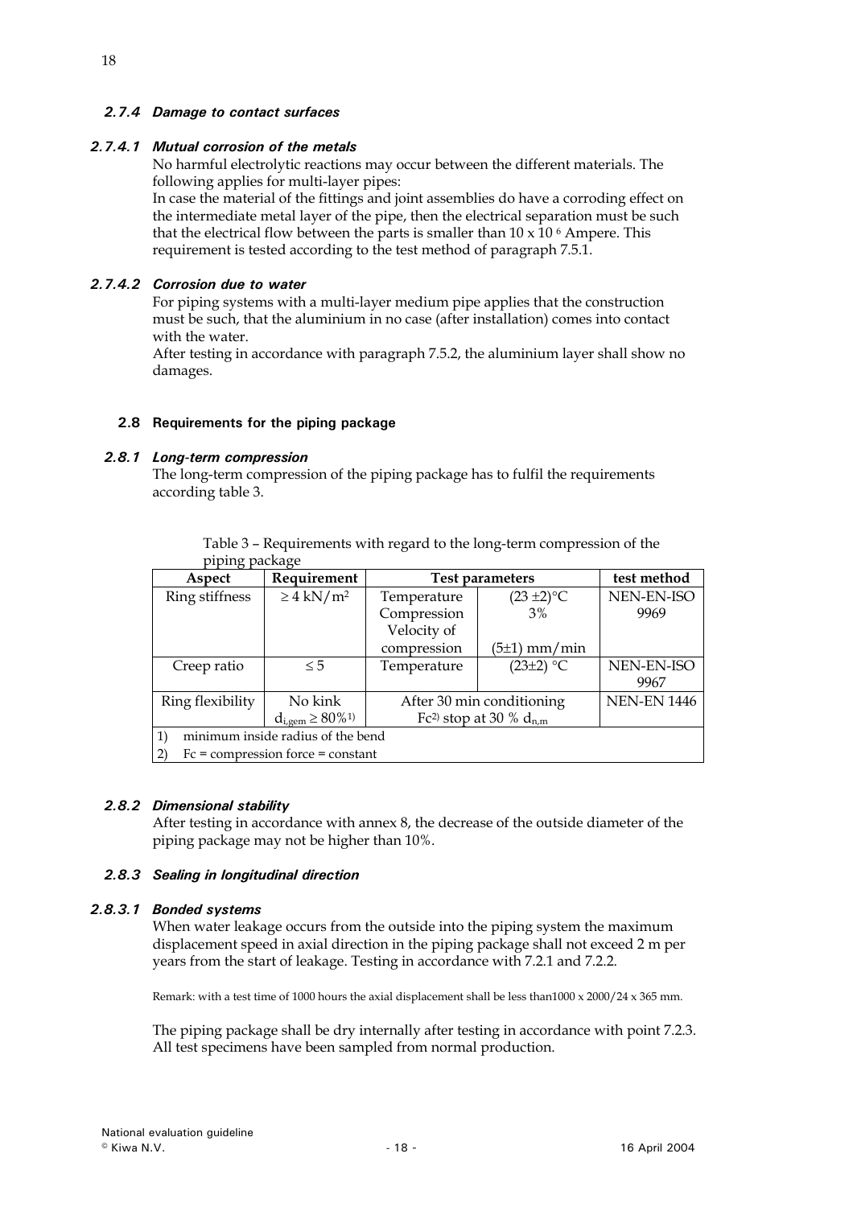#### 2.7.4 Damage to contact surfaces

##### 2.7.4.1 Mutual corrosion of the metals

No harmful electrolytic reactions may occur between the different materials. The following applies for multi-layer pipes:
In case the material of the fittings and joint assemblies do have a corroding effect on the intermediate metal layer of the pipe, then the electrical separation must be such that the electrical flow between the parts is smaller than $10 \times 10^{6}$ Ampere. This requirement is tested according to the test method of paragraph 7.5.1.

##### 2.7.4.2 Corrosion due to water

For piping systems with a multi-layer medium pipe applies that the construction must be such, that the aluminium in no case (after installation) comes into contact with the water.
After testing in accordance with paragraph 7.5.2, the aluminium layer shall show no damages.

### 2.8 Requirements for the piping package

#### 2.8.1 Long-term compression

The long-term compression of the piping package has to fulfil the requirements according table 3.

Table 3 – Requirements with regard to the long-term compression of the piping package

| Aspect | Requirement | Test parameters | | test method |
|---|---|---|---|---|
| Ring stiffness | $\geq 4$ kN/m² | Temperature<br>Compression<br>Velocity of compression | (23 ±2)°C<br>3%<br>(5±1) mm/min | NEN-EN-ISO 9969 |
| Creep ratio | $\leq 5$ | Temperature | (23±2) °C | NEN-EN-ISO 9967 |
| Ring flexibility | No kink<br>$d_{i,gem} \geq 80\%$ 1) | After 30 min conditioning<br>Fc 2) stop at 30 % $d_{n,m}$ | | NEN-EN 1446 |
| 1) minimum inside radius of the bend | | | | |
| 2) Fc = compression force = constant | | | | |

#### 2.8.2 Dimensional stability

After testing in accordance with annex 8, the decrease of the outside diameter of the piping package may not be higher than 10%.

#### 2.8.3 Sealing in longitudinal direction

##### 2.8.3.1 Bonded systems

When water leakage occurs from the outside into the piping system the maximum displacement speed in axial direction in the piping package shall not exceed 2 m per years from the start of leakage. Testing in accordance with 7.2.1 and 7.2.2.

Remark: with a test time of 1000 hours the axial displacement shall be less than1000 x 2000/24 x 365 mm.

The piping package shall be dry internally after testing in accordance with point 7.2.3. All test specimens have been sampled from normal production.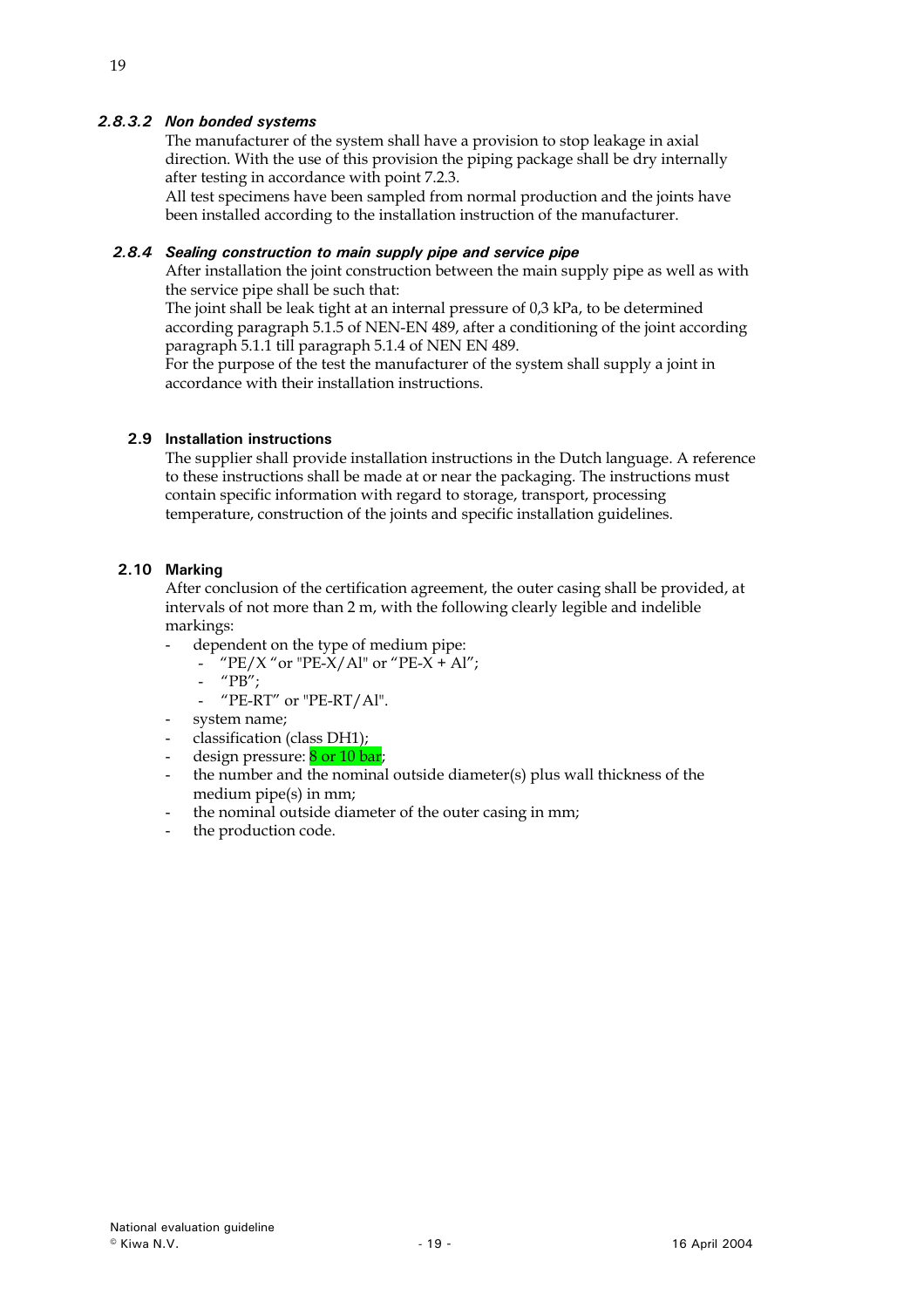#### *2.8.3.2 Non bonded systems*

The manufacturer of the system shall have a provision to stop leakage in axial direction. With the use of this provision the piping package shall be dry internally after testing in accordance with point 7.2.3.

All test specimens have been sampled from normal production and the joints have been installed according to the installation instruction of the manufacturer.

### *2.8.4 Sealing construction to main supply pipe and service pipe*

After installation the joint construction between the main supply pipe as well as with the service pipe shall be such that:

The joint shall be leak tight at an internal pressure of 0,3 kPa, to be determined according paragraph 5.1.5 of NEN-EN 489, after a conditioning of the joint according paragraph 5.1.1 till paragraph 5.1.4 of NEN EN 489.

For the purpose of the test the manufacturer of the system shall supply a joint in accordance with their installation instructions.

## 2.9 Installation instructions

The supplier shall provide installation instructions in the Dutch language. A reference to these instructions shall be made at or near the packaging. The instructions must contain specific information with regard to storage, transport, processing temperature, construction of the joints and specific installation guidelines.

## 2.10 Marking

After conclusion of the certification agreement, the outer casing shall be provided, at intervals of not more than 2 m, with the following clearly legible and indelible markings:

- dependent on the type of medium pipe:
  - "PE/X "or "PE-X/Al" or "PE-X + Al";
  - "PB";
  - "PE-RT" or "PE-RT/Al".
- system name;
- classification (class DH1);
- design pressure: 8 or 10 bar;
- the number and the nominal outside diameter(s) plus wall thickness of the medium pipe(s) in mm;
- the nominal outside diameter of the outer casing in mm;
- the production code.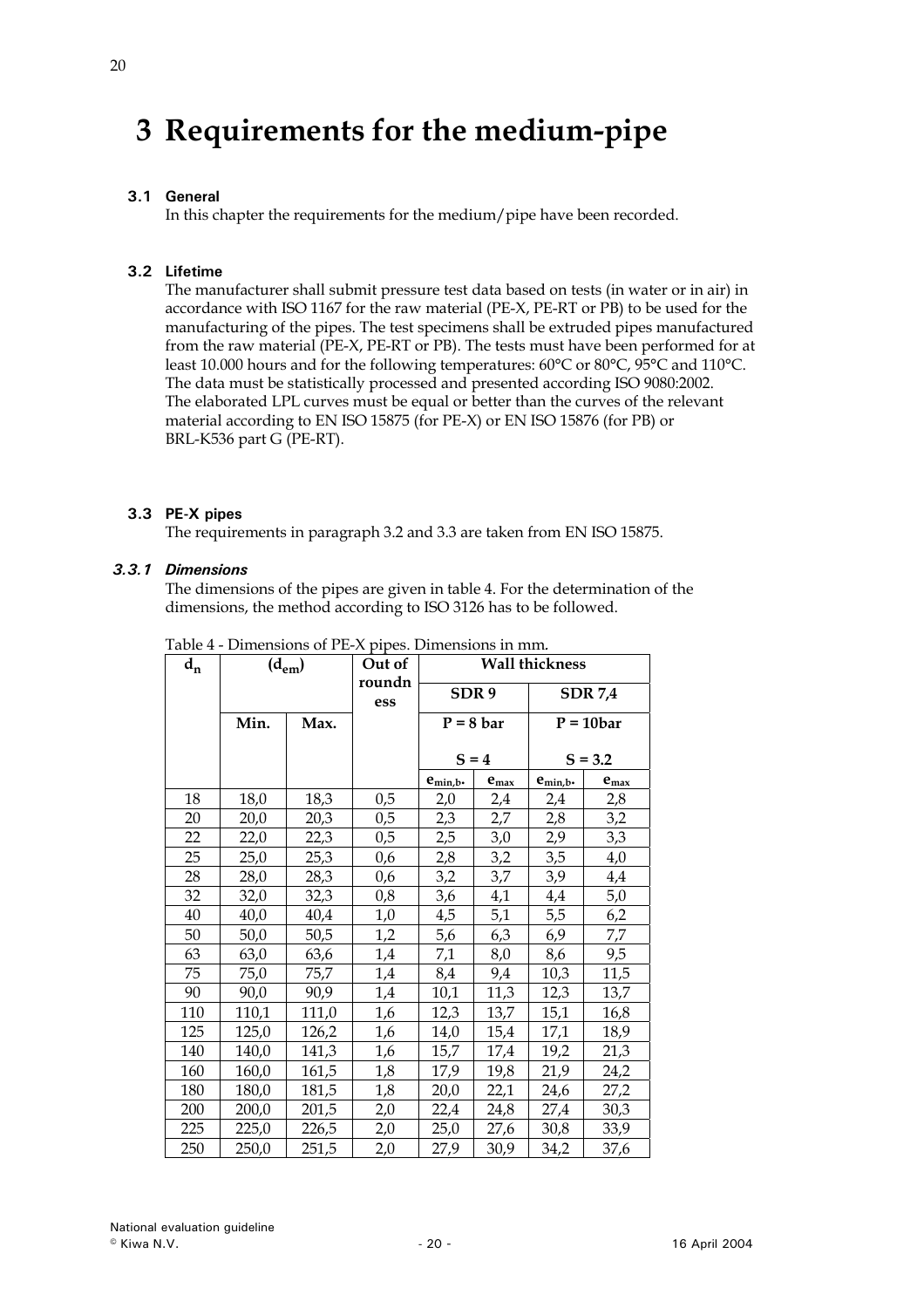# 3 Requirements for the medium-pipe

## 3.1 General

In this chapter the requirements for the medium/pipe have been recorded.

## 3.2 Lifetime

The manufacturer shall submit pressure test data based on tests (in water or in air) in accordance with ISO 1167 for the raw material (PE-X, PE-RT or PB) to be used for the manufacturing of the pipes. The test specimens shall be extruded pipes manufactured from the raw material (PE-X, PE-RT or PB). The tests must have been performed for at least 10.000 hours and for the following temperatures: 60°C or 80°C, 95°C and 110°C. The data must be statistically processed and presented according ISO 9080:2002. The elaborated LPL curves must be equal or better than the curves of the relevant material according to EN ISO 15875 (for PE-X) or EN ISO 15876 (for PB) or BRL-K536 part G (PE-RT).

## 3.3 PE-X pipes

The requirements in paragraph 3.2 and 3.3 are taken from EN ISO 15875.

### *3.3.1 Dimensions*

The dimensions of the pipes are given in table 4. For the determination of the dimensions, the method according to ISO 3126 has to be followed.

Table 4 - Dimensions of PE-X pipes. Dimensions in mm.

| $d_n$ | ($d_{em}$) | | Out of roundness | Wall thickness | | | |
|---|---|---|---|---|---|---|---|
| | | | | SDR 9 | | SDR 7,4 | |
| | Min. | Max. | | P = 8 bar<br>S = 4 | | P = 10bar<br>S = 3.2 | |
| | | | | $e_{min,b*}$ | $e_{max}$ | $e_{min,b*}$ | $e_{max}$ |
| 18 | 18,0 | 18,3 | 0,5 | 2,0 | 2,4 | 2,4 | 2,8 |
| 20 | 20,0 | 20,3 | 0,5 | 2,3 | 2,7 | 2,8 | 3,2 |
| 22 | 22,0 | 22,3 | 0,5 | 2,5 | 3,0 | 2,9 | 3,3 |
| 25 | 25,0 | 25,3 | 0,6 | 2,8 | 3,2 | 3,5 | 4,0 |
| 28 | 28,0 | 28,3 | 0,6 | 3,2 | 3,7 | 3,9 | 4,4 |
| 32 | 32,0 | 32,3 | 0,8 | 3,6 | 4,1 | 4,4 | 5,0 |
| 40 | 40,0 | 40,4 | 1,0 | 4,5 | 5,1 | 5,5 | 6,2 |
| 50 | 50,0 | 50,5 | 1,2 | 5,6 | 6,3 | 6,9 | 7,7 |
| 63 | 63,0 | 63,6 | 1,4 | 7,1 | 8,0 | 8,6 | 9,5 |
| 75 | 75,0 | 75,7 | 1,4 | 8,4 | 9,4 | 10,3 | 11,5 |
| 90 | 90,0 | 90,9 | 1,4 | 10,1 | 11,3 | 12,3 | 13,7 |
| 110 | 110,1 | 111,0 | 1,6 | 12,3 | 13,7 | 15,1 | 16,8 |
| 125 | 125,0 | 126,2 | 1,6 | 14,0 | 15,4 | 17,1 | 18,9 |
| 140 | 140,0 | 141,3 | 1,6 | 15,7 | 17,4 | 19,2 | 21,3 |
| 160 | 160,0 | 161,5 | 1,8 | 17,9 | 19,8 | 21,9 | 24,2 |
| 180 | 180,0 | 181,5 | 1,8 | 20,0 | 22,1 | 24,6 | 27,2 |
| 200 | 200,0 | 201,5 | 2,0 | 22,4 | 24,8 | 27,4 | 30,3 |
| 225 | 225,0 | 226,5 | 2,0 | 25,0 | 27,6 | 30,8 | 33,9 |
| 250 | 250,0 | 251,5 | 2,0 | 27,9 | 30,9 | 34,2 | 37,6 |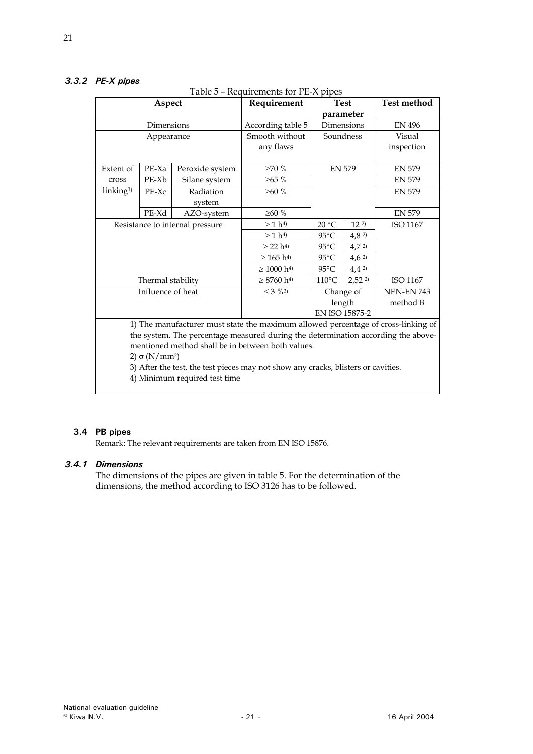### 3.3.2 PE-X pipes

Table 5 – Requirements for PE-X pipes

| Aspect | | | Requirement | Test parameter | | Test method |
|---|---|---|---|---|---|---|
| Dimensions | | | According table 5 | Dimensions | | EN 496 |
| Appearance | | | Smooth without any flaws | Soundness | | Visual inspection |
| Extent of cross linking[1)] | PE-Xa | Peroxide system | ≥70 % | EN 579 | | EN 579 |
| | PE-Xb | Silane system | ≥65 % | | | EN 579 |
| | PE-Xc | Radiation system | ≥60 % | | | EN 579 |
| | PE-Xd | AZO-system | ≥60 % | | | EN 579 |
| Resistance to internal pressure | | | ≥ 1 h[4)] | 20 °C | 12 [2)] | ISO 1167 |
| | | | ≥ 1 h[4)] | 95°C | 4,8 [2)] | |
| | | | ≥ 22 h[4)] | 95°C | 4,7 [2)] | |
| | | | ≥ 165 h[4)] | 95°C | 4,6 [2)] | |
| | | | ≥ 1000 h[4)] | 95°C | 4,4 [2)] | |
| Thermal stability | | | ≥ 8760 h[4)] | 110°C | 2,52 [2)] | ISO 1167 |
| Influence of heat | | | ≤ 3 %[3)] | Change of length EN ISO 15875-2 | | NEN-EN 743 method B |

1) The manufacturer must state the maximum allowed percentage of cross-linking of the system. The percentage measured during the determination according the above-mentioned method shall be in between both values.

2) $\sigma$ (N/mm$^2$)

3) After the test, the test pieces may not show any cracks, blisters or cavities.

4) Minimum required test time

## 3.4 PB pipes

Remark: The relevant requirements are taken from EN ISO 15876.

### 3.4.1 Dimensions

The dimensions of the pipes are given in table 5. For the determination of the dimensions, the method according to ISO 3126 has to be followed.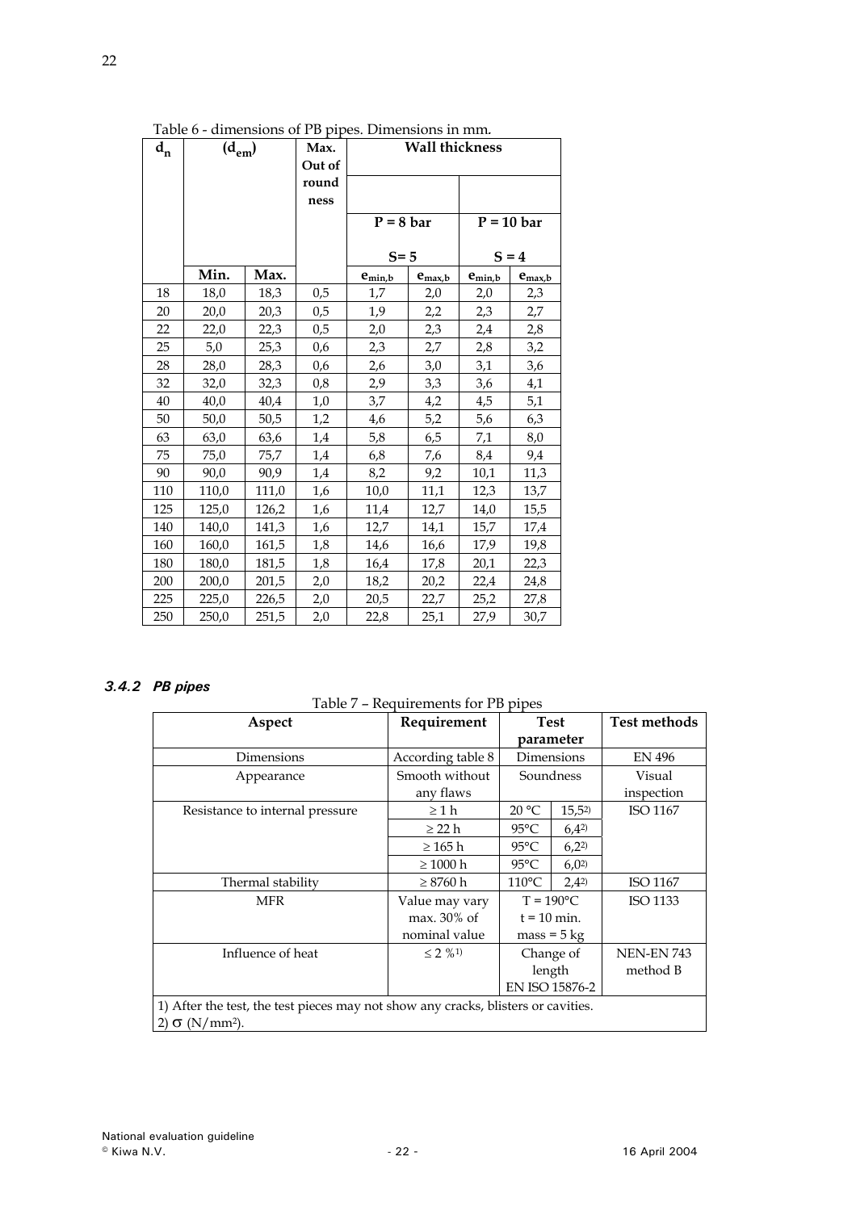Table 6 - dimensions of PB pipes. Dimensions in mm.

| $d_n$ | ($d_{em}$) | | Max. Out of roundness | Wall thickness | | | |
|---|---|---|---|---|---|---|---|
| | | | | P = 8 bar S= 5 | | P = 10 bar S = 4 | |
| | Min. | Max. | | $e_{min,b}$ | $e_{max,b}$ | $e_{min,b}$ | $e_{max,b}$ |
| 18 | 18,0 | 18,3 | 0,5 | 1,7 | 2,0 | 2,0 | 2,3 |
| 20 | 20,0 | 20,3 | 0,5 | 1,9 | 2,2 | 2,3 | 2,7 |
| 22 | 22,0 | 22,3 | 0,5 | 2,0 | 2,3 | 2,4 | 2,8 |
| 25 | 5,0 | 25,3 | 0,6 | 2,3 | 2,7 | 2,8 | 3,2 |
| 28 | 28,0 | 28,3 | 0,6 | 2,6 | 3,0 | 3,1 | 3,6 |
| 32 | 32,0 | 32,3 | 0,8 | 2,9 | 3,3 | 3,6 | 4,1 |
| 40 | 40,0 | 40,4 | 1,0 | 3,7 | 4,2 | 4,5 | 5,1 |
| 50 | 50,0 | 50,5 | 1,2 | 4,6 | 5,2 | 5,6 | 6,3 |
| 63 | 63,0 | 63,6 | 1,4 | 5,8 | 6,5 | 7,1 | 8,0 |
| 75 | 75,0 | 75,7 | 1,4 | 6,8 | 7,6 | 8,4 | 9,4 |
| 90 | 90,0 | 90,9 | 1,4 | 8,2 | 9,2 | 10,1 | 11,3 |
| 110 | 110,0 | 111,0 | 1,6 | 10,0 | 11,1 | 12,3 | 13,7 |
| 125 | 125,0 | 126,2 | 1,6 | 11,4 | 12,7 | 14,0 | 15,5 |
| 140 | 140,0 | 141,3 | 1,6 | 12,7 | 14,1 | 15,7 | 17,4 |
| 160 | 160,0 | 161,5 | 1,8 | 14,6 | 16,6 | 17,9 | 19,8 |
| 180 | 180,0 | 181,5 | 1,8 | 16,4 | 17,8 | 20,1 | 22,3 |
| 200 | 200,0 | 201,5 | 2,0 | 18,2 | 20,2 | 22,4 | 24,8 |
| 225 | 225,0 | 226,5 | 2,0 | 20,5 | 22,7 | 25,2 | 27,8 |
| 250 | 250,0 | 251,5 | 2,0 | 22,8 | 25,1 | 27,9 | 30,7 |

### 3.4.2 PB pipes

Table 7 – Requirements for PB pipes

| Aspect | Requirement | Test parameter | | Test methods |
|---|---|---|---|---|
| Dimensions | According table 8 | Dimensions | | EN 496 |
| Appearance | Smooth without any flaws | Soundness | | Visual inspection |
| Resistance to internal pressure | ≥ 1 h | 20 °C | 15,5[2)] | ISO 1167 |
| | ≥ 22 h | 95°C | 6,4[2)] | |
| | ≥ 165 h | 95°C | 6,2[2)] | |
| | ≥ 1000 h | 95°C | 6,0[2)] | |
| Thermal stability | ≥ 8760 h | 110°C | 2,4[2)] | ISO 1167 |
| MFR | Value may vary max. 30% of nominal value | T = 190°C<br>t = 10 min.<br>mass = 5 kg | | ISO 1133 |
| Influence of heat | ≤ 2 %[1)] | Change of length<br>EN ISO 15876-2 | | NEN-EN 743 method B |

1) After the test, the test pieces may not show any cracks, blisters or cavities.
2) σ (N/mm²).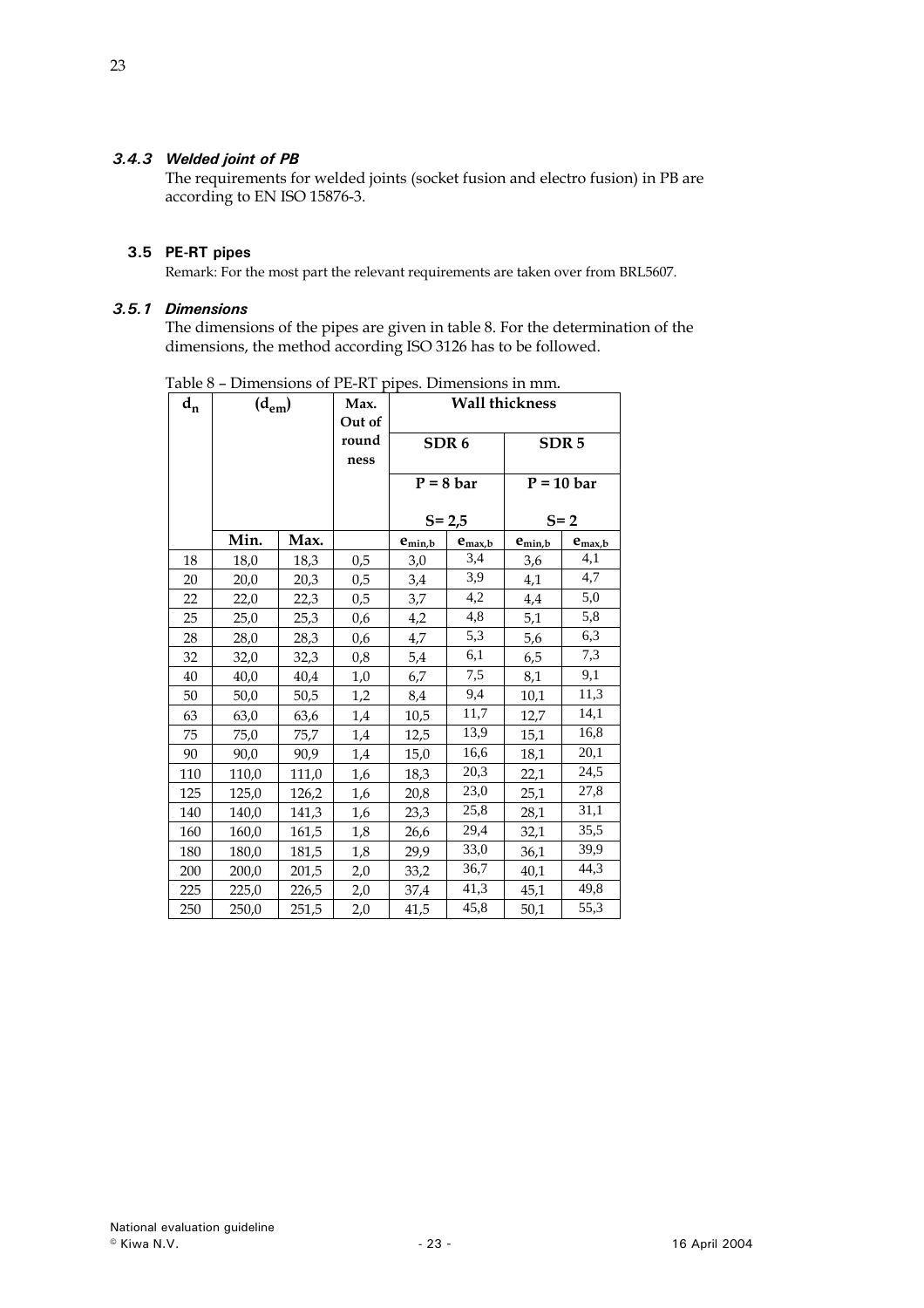### *3.4.3 Welded joint of PB*

The requirements for welded joints (socket fusion and electro fusion) in PB are according to EN ISO 15876-3.

## 3.5 PE-RT pipes

Remark: For the most part the relevant requirements are taken over from BRL5607.

### *3.5.1 Dimensions*

The dimensions of the pipes are given in table 8. For the determination of the dimensions, the method according ISO 3126 has to be followed.

Table 8 – Dimensions of PE-RT pipes. Dimensions in mm.

| $d_n$ | $(d_{em})$ | | Max. Out of round ness | Wall thickness | | | |
|---|---|---|---|---|---|---|---|
| | | | | SDR 6 | | SDR 5 | |
| | | | | P = 8 bar S= 2,5 | | P = 10 bar S= 2 | |
| | Min. | Max. | | $e_{min,b}$ | $e_{max,b}$ | $e_{min,b}$ | $e_{max,b}$ |
| 18 | 18,0 | 18,3 | 0,5 | 3,0 | 3,4 | 3,6 | 4,1 |
| 20 | 20,0 | 20,3 | 0,5 | 3,4 | 3,9 | 4,1 | 4,7 |
| 22 | 22,0 | 22,3 | 0,5 | 3,7 | 4,2 | 4,4 | 5,0 |
| 25 | 25,0 | 25,3 | 0,6 | 4,2 | 4,8 | 5,1 | 5,8 |
| 28 | 28,0 | 28,3 | 0,6 | 4,7 | 5,3 | 5,6 | 6,3 |
| 32 | 32,0 | 32,3 | 0,8 | 5,4 | 6,1 | 6,5 | 7,3 |
| 40 | 40,0 | 40,4 | 1,0 | 6,7 | 7,5 | 8,1 | 9,1 |
| 50 | 50,0 | 50,5 | 1,2 | 8,4 | 9,4 | 10,1 | 11,3 |
| 63 | 63,0 | 63,6 | 1,4 | 10,5 | 11,7 | 12,7 | 14,1 |
| 75 | 75,0 | 75,7 | 1,4 | 12,5 | 13,9 | 15,1 | 16,8 |
| 90 | 90,0 | 90,9 | 1,4 | 15,0 | 16,6 | 18,1 | 20,1 |
| 110 | 110,0 | 111,0 | 1,6 | 18,3 | 20,3 | 22,1 | 24,5 |
| 125 | 125,0 | 126,2 | 1,6 | 20,8 | 23,0 | 25,1 | 27,8 |
| 140 | 140,0 | 141,3 | 1,6 | 23,3 | 25,8 | 28,1 | 31,1 |
| 160 | 160,0 | 161,5 | 1,8 | 26,6 | 29,4 | 32,1 | 35,5 |
| 180 | 180,0 | 181,5 | 1,8 | 29,9 | 33,0 | 36,1 | 39,9 |
| 200 | 200,0 | 201,5 | 2,0 | 33,2 | 36,7 | 40,1 | 44,3 |
| 225 | 225,0 | 226,5 | 2,0 | 37,4 | 41,3 | 45,1 | 49,8 |
| 250 | 250,0 | 251,5 | 2,0 | 41,5 | 45,8 | 50,1 | 55,3 |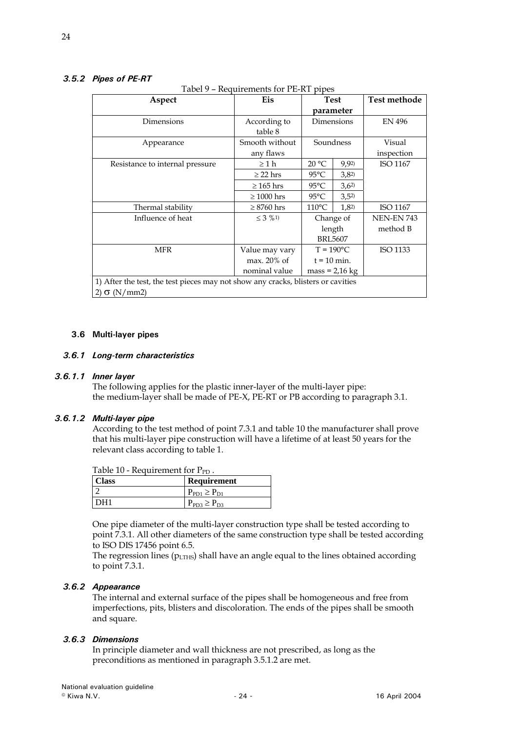### *3.5.2 Pipes of PE-RT*

Tabel 9 – Requirements for PE-RT pipes

| Aspect | Eis | Test parameter | | Test methode |
|---|---|---|---|---|
| Dimensions | According to table 8 | Dimensions | | EN 496 |
| Appearance | Smooth without any flaws | Soundness | | Visual inspection |
| Resistance to internal pressure | ≥ 1 h | 20 °C | 9,9[2)] | ISO 1167 |
| | ≥ 22 hrs | 95°C | 3,8[2)] | |
| | ≥ 165 hrs | 95°C | 3,6[2)] | |
| | ≥ 1000 hrs | 95°C | 3,5[2)] | |
| Thermal stability | ≥ 8760 hrs | 110°C | 1,8[2)] | ISO 1167 |
| Influence of heat | ≤ 3 %[1)] | Change of length BRL5607 | | NEN-EN 743 method B |
| MFR | Value may vary max. 20% of nominal value | T = 190°C<br>t = 10 min.<br>mass = 2,16 kg | | ISO 1133 |
| 1) After the test, the test pieces may not show any cracks, blisters or cavities<br>2) σ (N/mm2) | | | | |

## 3.6 Multi-layer pipes

### *3.6.1 Long-term characteristics*

#### *3.6.1.1 Inner layer*

The following applies for the plastic inner-layer of the multi-layer pipe:
the medium-layer shall be made of PE-X, PE-RT or PB according to paragraph 3.1.

#### *3.6.1.2 Multi-layer pipe*

According to the test method of point 7.3.1 and table 10 the manufacturer shall prove that his multi-layer pipe construction will have a lifetime of at least 50 years for the relevant class according to table 1.

Table 10 - Requirement for $P_{PD}$ .

| Class | Requirement |
|---|---|
| 2 | $P_{PD1} \geq P_{D1}$ |
| DH1 | $P_{PD3} \geq P_{D3}$ |

One pipe diameter of the multi-layer construction type shall be tested according to point 7.3.1. All other diameters of the same construction type shall be tested according to ISO DIS 17456 point 6.5.
The regression lines ($p_{LTHS}$) shall have an angle equal to the lines obtained according to point 7.3.1.

### *3.6.2 Appearance*

The internal and external surface of the pipes shall be homogeneous and free from imperfections, pits, blisters and discoloration. The ends of the pipes shall be smooth and square.

### *3.6.3 Dimensions*

In principle diameter and wall thickness are not prescribed, as long as the preconditions as mentioned in paragraph 3.5.1.2 are met.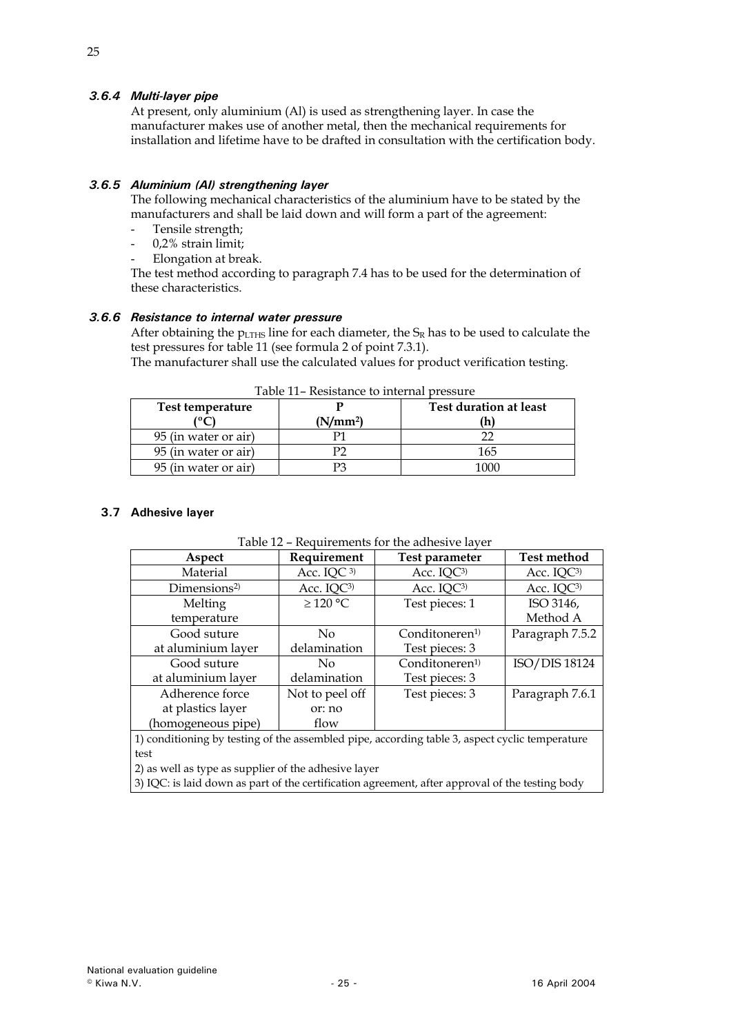### *3.6.4 Multi-layer pipe*

At present, only aluminium (Al) is used as strengthening layer. In case the manufacturer makes use of another metal, then the mechanical requirements for installation and lifetime have to be drafted in consultation with the certification body.

### *3.6.5 Aluminium (Al) strengthening layer*

The following mechanical characteristics of the aluminium have to be stated by the manufacturers and shall be laid down and will form a part of the agreement:

- Tensile strength;
- 0,2% strain limit;
- Elongation at break.

The test method according to paragraph 7.4 has to be used for the determination of these characteristics.

### *3.6.6 Resistance to internal water pressure*

After obtaining the $p_{LTHS}$ line for each diameter, the $S_R$ has to be used to calculate the test pressures for table 11 (see formula 2 of point 7.3.1).

The manufacturer shall use the calculated values for product verification testing.

Table 11– Resistance to internal pressure

| Test temperature (°C) | P (N/mm²) | Test duration at least (h) |
|---|---|---|
| 95 (in water or air) | P1 | 22 |
| 95 (in water or air) | P2 | 165 |
| 95 (in water or air) | P3 | 1000 |

## 3.7 Adhesive layer

Table 12 – Requirements for the adhesive layer

| Aspect | Requirement | Test parameter | Test method |
|---|---|---|---|
| Material | Acc. IQC [3] | Acc. IQC[3] | Acc. IQC[3] |
| Dimensions[2] | Acc. IQC[3] | Acc. IQC[3] | Acc. IQC[3] |
| Melting temperature | ≥ 120 °C | Test pieces: 1 | ISO 3146, Method A |
| Good suture at aluminium layer | No delamination | Conditoneren[1] Test pieces: 3 | Paragraph 7.5.2 |
| Good suture at aluminium layer | No delamination | Conditoneren[1] Test pieces: 3 | ISO/DIS 18124 |
| Adherence force at plastics layer (homogeneous pipe) | Not to peel off or: no flow | Test pieces: 3 | Paragraph 7.6.1 |

1) conditioning by testing of the assembled pipe, according table 3, aspect cyclic temperature test

2) as well as type as supplier of the adhesive layer

3) IQC: is laid down as part of the certification agreement, after approval of the testing body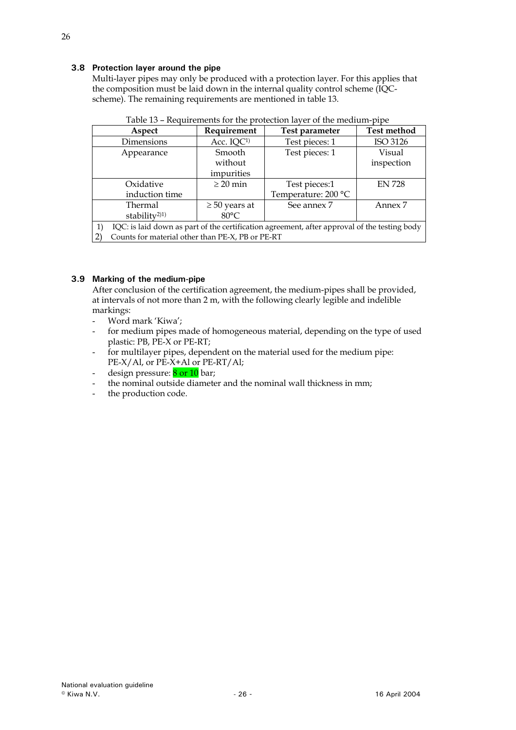### 3.8 Protection layer around the pipe

Multi-layer pipes may only be produced with a protection layer. For this applies that the composition must be laid down in the internal quality control scheme (IQC-scheme). The remaining requirements are mentioned in table 13.

Table 13 – Requirements for the protection layer of the medium-pipe

| Aspect | Requirement | Test parameter | Test method |
|---|---|---|---|
| Dimensions | Acc. IQC[1] | Test pieces: 1 | ISO 3126 |
| Appearance | Smooth without impurities | Test pieces: 1 | Visual inspection |
| Oxidative induction time | ≥ 20 min | Test pieces:1<br>Temperature: 200 °C | EN 728 |
| Thermal stability[2)1)] | ≥ 50 years at 80°C | See annex 7 | Annex 7 |

1) IQC: is laid down as part of the certification agreement, after approval of the testing body
2) Counts for material other than PE-X, PB or PE-RT

### 3.9 Marking of the medium-pipe

After conclusion of the certification agreement, the medium-pipes shall be provided, at intervals of not more than 2 m, with the following clearly legible and indelible markings:

- Word mark 'Kiwa';
- for medium pipes made of homogeneous material, depending on the type of used plastic: PB, PE-X or PE-RT;
- for multilayer pipes, dependent on the material used for the medium pipe: PE-X/Al, or PE-X+Al or PE-RT/Al;
- design pressure: 8 or 10 bar;
- the nominal outside diameter and the nominal wall thickness in mm;
- the production code.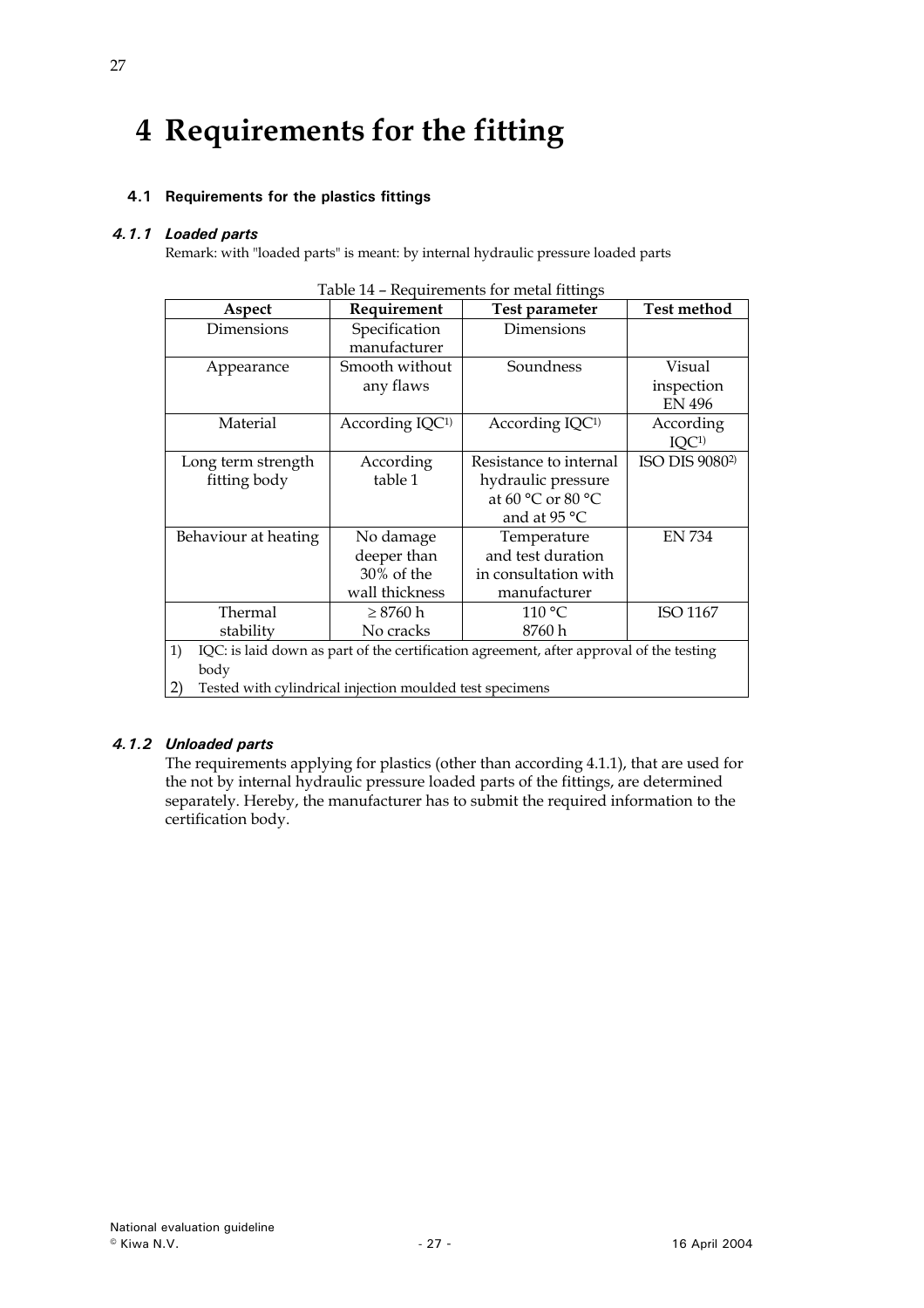# 4 Requirements for the fitting

## 4.1 Requirements for the plastics fittings

### *4.1.1 Loaded parts*

Remark: with "loaded parts" is meant: by internal hydraulic pressure loaded parts

Table 14 – Requirements for metal fittings

| Aspect | Requirement | Test parameter | Test method |
|---|---|---|---|
| Dimensions | Specification manufacturer | Dimensions | |
| Appearance | Smooth without any flaws | Soundness | Visual inspection EN 496 |
| Material | According IQC[1)] | According IQC[1)] | According IQC[1)] |
| Long term strength fitting body | According table 1 | Resistance to internal hydraulic pressure at 60 °C or 80 °C and at 95 °C | ISO DIS 9080[2)] |
| Behaviour at heating | No damage deeper than 30% of the wall thickness | Temperature and test duration in consultation with manufacturer | EN 734 |
| Thermal stability | ≥ 8760 h No cracks | 110 °C 8760 h | ISO 1167 |

1) IQC: is laid down as part of the certification agreement, after approval of the testing body
2) Tested with cylindrical injection moulded test specimens

### *4.1.2 Unloaded parts*

The requirements applying for plastics (other than according 4.1.1), that are used for the not by internal hydraulic pressure loaded parts of the fittings, are determined separately. Hereby, the manufacturer has to submit the required information to the certification body.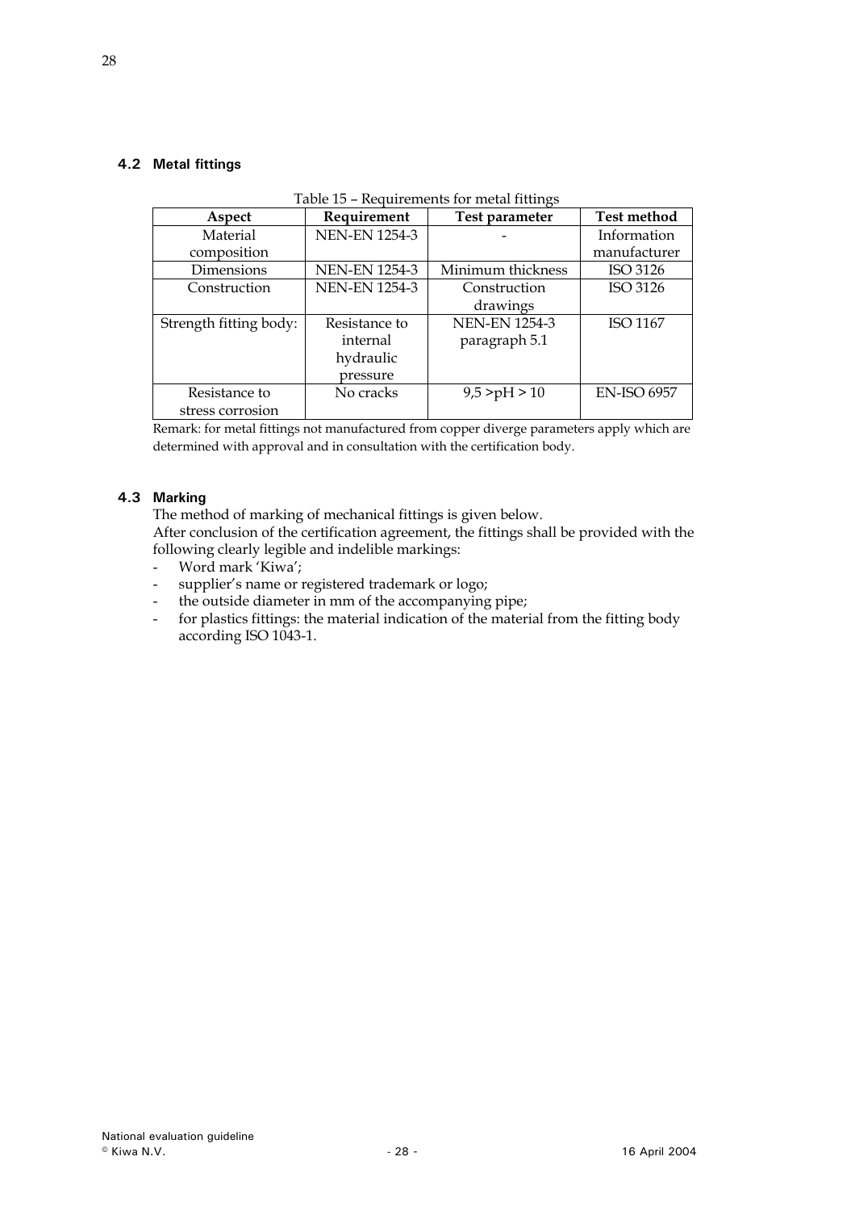## 4.2 Metal fittings

Table 15 – Requirements for metal fittings

| Aspect | Requirement | Test parameter | Test method |
|---|---|---|---|
| Material composition | NEN-EN 1254-3 | - | Information manufacturer |
| Dimensions | NEN-EN 1254-3 | Minimum thickness | ISO 3126 |
| Construction | NEN-EN 1254-3 | Construction drawings | ISO 3126 |
| Strength fitting body: | Resistance to internal hydraulic pressure | NEN-EN 1254-3 paragraph 5.1 | ISO 1167 |
| Resistance to stress corrosion | No cracks | 9,5 >pH > 10 | EN-ISO 6957 |

Remark: for metal fittings not manufactured from copper diverge parameters apply which are determined with approval and in consultation with the certification body.

## 4.3 Marking

The method of marking of mechanical fittings is given below.
After conclusion of the certification agreement, the fittings shall be provided with the following clearly legible and indelible markings:

- Word mark 'Kiwa';
- supplier's name or registered trademark or logo;
- the outside diameter in mm of the accompanying pipe;
- for plastics fittings: the material indication of the material from the fitting body according ISO 1043-1.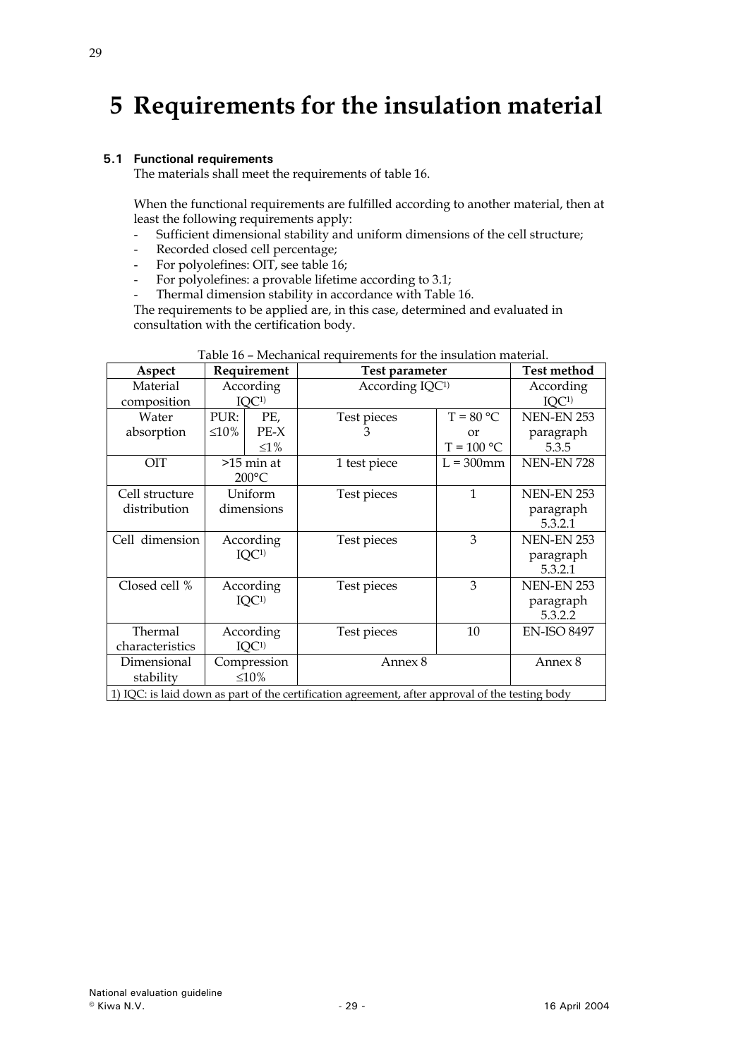# 5 Requirements for the insulation material

## 5.1 Functional requirements

The materials shall meet the requirements of table 16.

When the functional requirements are fulfilled according to another material, then at least the following requirements apply:

- Sufficient dimensional stability and uniform dimensions of the cell structure;
- Recorded closed cell percentage;
- For polyolefines: OIT, see table 16;
- For polyolefines: a provable lifetime according to 3.1;
- Thermal dimension stability in accordance with Table 16.

The requirements to be applied are, in this case, determined and evaluated in consultation with the certification body.

Table 16 – Mechanical requirements for the insulation material.

| Aspect | Requirement | | Test parameter | | Test method |
|---|---|---|---|---|---|
| Material composition | According IQC[1) ] | | According IQC[1)] | | According IQC[1)] |
| Water absorption | PUR: ≤10% | PE, PE-X ≤1% | Test pieces 3 | T = 80 °C or T = 100 °C | NEN-EN 253 paragraph 5.3.5 |
| OIT | >15 min at 200°C | | 1 test piece | L = 300mm | NEN-EN 728 |
| Cell structure distribution | Uniform dimensions | | Test pieces | 1 | NEN-EN 253 paragraph 5.3.2.1 |
| Cell dimension | According IQC[1)] | | Test pieces | 3 | NEN-EN 253 paragraph 5.3.2.1 |
| Closed cell % | According IQC[1)] | | Test pieces | 3 | NEN-EN 253 paragraph 5.3.2.2 |
| Thermal characteristics | According IQC[1)] | | Test pieces | 10 | EN-ISO 8497 |
| Dimensional stability | Compression ≤10% | | Annex 8 | | Annex 8 |

1) IQC: is laid down as part of the certification agreement, after approval of the testing body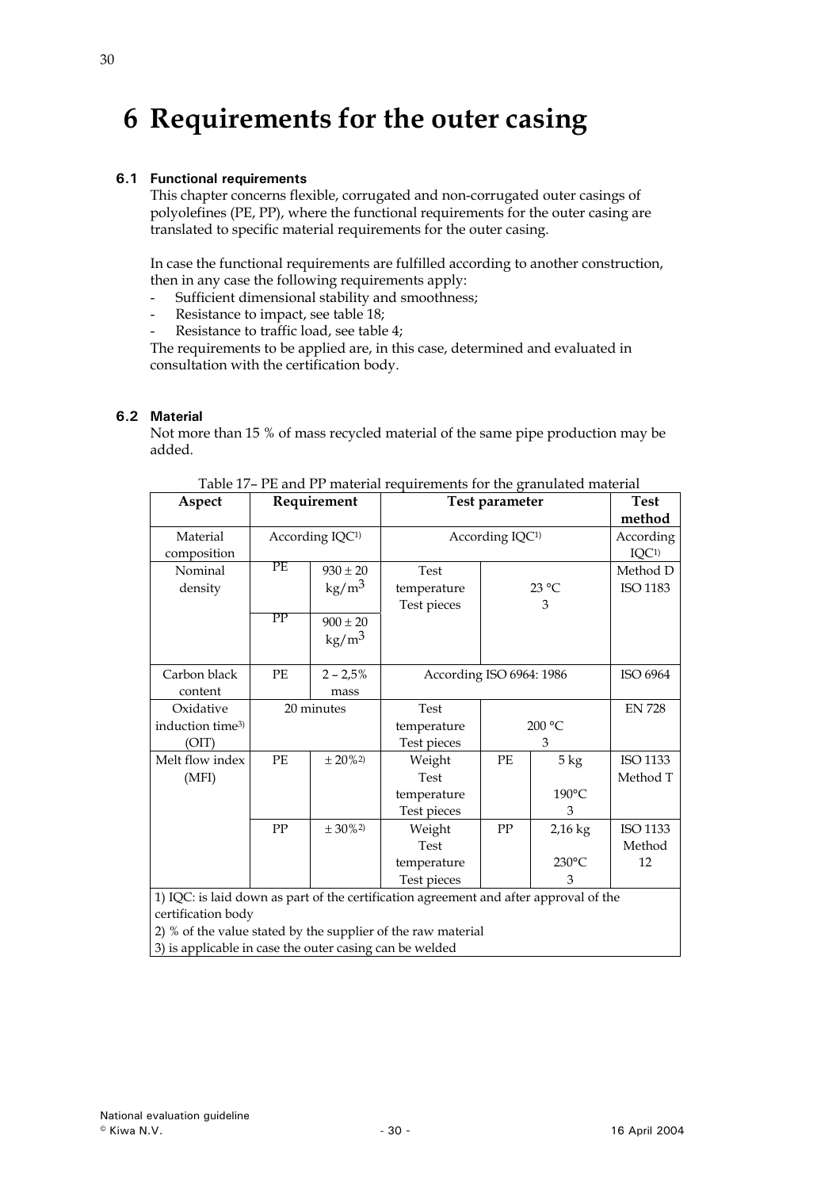# 6 Requirements for the outer casing

### 6.1 Functional requirements

This chapter concerns flexible, corrugated and non-corrugated outer casings of polyolefines (PE, PP), where the functional requirements for the outer casing are translated to specific material requirements for the outer casing.

In case the functional requirements are fulfilled according to another construction, then in any case the following requirements apply:

- Sufficient dimensional stability and smoothness;
- Resistance to impact, see table 18;
- Resistance to traffic load, see table 4;

The requirements to be applied are, in this case, determined and evaluated in consultation with the certification body.

### 6.2 Material

Not more than 15 % of mass recycled material of the same pipe production may be added.

Table 17– PE and PP material requirements for the granulated material

| Aspect | Requirement | | Test parameter | | | Test method |
|---|---|---|---|---|---|---|
| Material composition | According IQC[1] | | According IQC[1] | | | According IQC[1] |
| Nominal density | PE | 930 ± 20 kg/m$^3$ | Test temperature<br>Test pieces | | 23 °C<br>3 | Method D ISO 1183 |
| | PP | 900 ± 20 kg/m$^3$ | | | | |
| Carbon black content | PE | 2 – 2,5% mass | According ISO 6964: 1986 | | | ISO 6964 |
| Oxidative induction time[3] (OIT) | 20 minutes | | Test temperature<br>Test pieces | | 200 °C<br>3 | EN 728 |
| Melt flow index (MFI) | PE | ± 20%[2] | Weight<br>Test temperature<br>Test pieces | PE | 5 kg<br>190°C<br>3 | ISO 1133 Method T |
| | PP | ± 30%[2] | Weight<br>Test temperature<br>Test pieces | PP | 2,16 kg<br>230°C<br>3 | ISO 1133 Method 12 |

1) IQC: is laid down as part of the certification agreement and after approval of the certification body
2) % of the value stated by the supplier of the raw material
3) is applicable in case the outer casing can be welded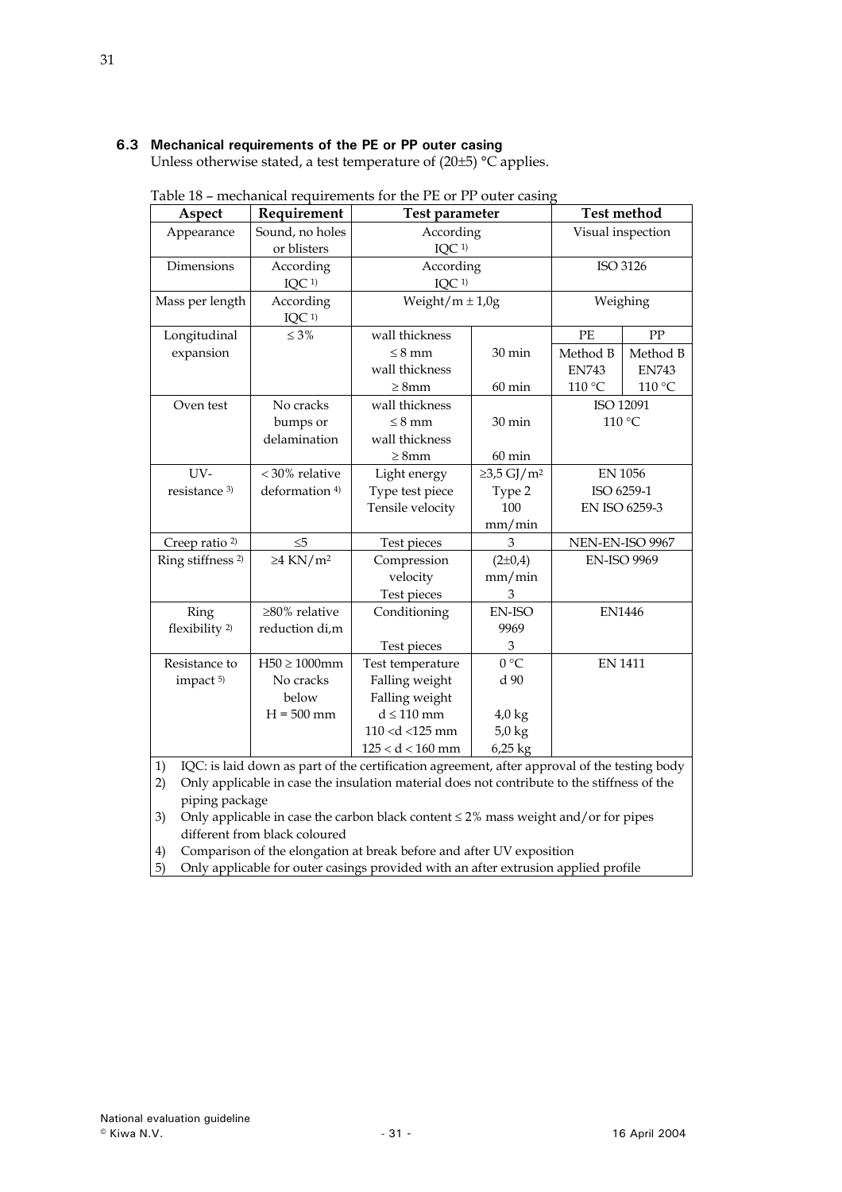### 6.3 Mechanical requirements of the PE or PP outer casing

Unless otherwise stated, a test temperature of (20±5) °C applies.

Table 18 – mechanical requirements for the PE or PP outer casing

| Aspect | Requirement | Test parameter | | Test method | |
|---|---|---|---|---|---|
| Appearance | Sound, no holes or blisters | According IQC [1] | | Visual inspection | |
| Dimensions | According IQC [1] | According IQC [1] | | ISO 3126 | |
| Mass per length | According IQC [1] | Weight/m ± 1,0g | | Weighing | |
| Longitudinal expansion | ≤ 3% | wall thickness ≤ 8 mm<br>wall thickness ≥ 8mm | 30 min<br>60 min | PE<br>Method B<br>EN743<br>110 °C | PP<br>Method B<br>EN743<br>110 °C |
| Oven test | No cracks bumps or delamination | wall thickness ≤ 8 mm<br>wall thickness ≥ 8mm | 30 min<br>60 min | ISO 12091<br>110 °C | |
| UV-resistance [3] | < 30% relative deformation [4] | Light energy<br>Type test piece<br>Tensile velocity | ≥3,5 GJ/m²<br>Type 2<br>100 mm/min | EN 1056<br>ISO 6259-1<br>EN ISO 6259-3 | |
| Creep ratio [2] | ≤5 | Test pieces | 3 | NEN-EN-ISO 9967 | |
| Ring stiffness [2] | ≥4 KN/m² | Compression velocity<br>Test pieces | (2±0,4) mm/min<br>3 | EN-ISO 9969 | |
| Ring flexibility [2] | ≥80% relative reduction di,m | Conditioning<br>Test pieces | EN-ISO 9969<br>3 | EN1446 | |
| Resistance to impact [5] | H50 ≥ 1000mm<br>No cracks below H = 500 mm | Test temperature<br>Falling weight<br>Falling weight<br>d ≤ 110 mm<br>110 <d <125 mm<br>125 < d < 160 mm | 0 °C<br>d 90<br><br>4,0 kg<br>5,0 kg<br>6,25 kg | EN 1411 | |

1) IQC: is laid down as part of the certification agreement, after approval of the testing body
2) Only applicable in case the insulation material does not contribute to the stiffness of the piping package
3) Only applicable in case the carbon black content ≤ 2% mass weight and/or for pipes different from black coloured
4) Comparison of the elongation at break before and after UV exposition
5) Only applicable for outer casings provided with an after extrusion applied profile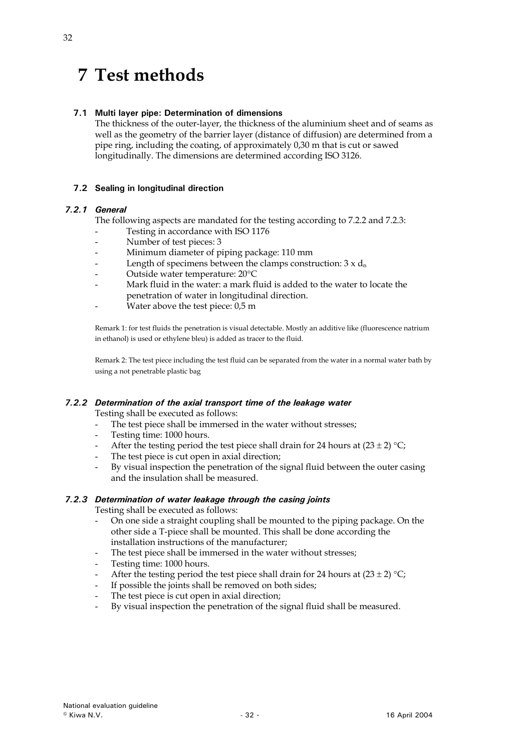# 7 Test methods

### 7.1 Multi layer pipe: Determination of dimensions

The thickness of the outer-layer, the thickness of the aluminium sheet and of seams as well as the geometry of the barrier layer (distance of diffusion) are determined from a pipe ring, including the coating, of approximately 0,30 m that is cut or sawed longitudinally. The dimensions are determined according ISO 3126.

### 7.2 Sealing in longitudinal direction

#### *7.2.1 General*

The following aspects are mandated for the testing according to 7.2.2 and 7.2.3:

- Testing in accordance with ISO 1176
- Number of test pieces: 3
- Minimum diameter of piping package: 110 mm
- Length of specimens between the clamps construction: $3 \times d_n$
- Outside water temperature: 20°C
- Mark fluid in the water: a mark fluid is added to the water to locate the penetration of water in longitudinal direction.
- Water above the test piece: 0,5 m

Remark 1: for test fluids the penetration is visual detectable. Mostly an additive like (fluorescence natrium in ethanol) is used or ethylene bleu) is added as tracer to the fluid.

Remark 2: The test piece including the test fluid can be separated from the water in a normal water bath by using a not penetrable plastic bag

#### *7.2.2 Determination of the axial transport time of the leakage water*

Testing shall be executed as follows:

- The test piece shall be immersed in the water without stresses;
- Testing time: 1000 hours.
- After the testing period the test piece shall drain for 24 hours at $(23 \pm 2)$ °C;
- The test piece is cut open in axial direction;
- By visual inspection the penetration of the signal fluid between the outer casing and the insulation shall be measured.

#### *7.2.3 Determination of water leakage through the casing joints*

Testing shall be executed as follows:

- On one side a straight coupling shall be mounted to the piping package. On the other side a T-piece shall be mounted. This shall be done according the installation instructions of the manufacturer;
- The test piece shall be immersed in the water without stresses;
- Testing time: 1000 hours.
- After the testing period the test piece shall drain for 24 hours at $(23 \pm 2)$ °C;
- If possible the joints shall be removed on both sides;
- The test piece is cut open in axial direction;
- By visual inspection the penetration of the signal fluid shall be measured.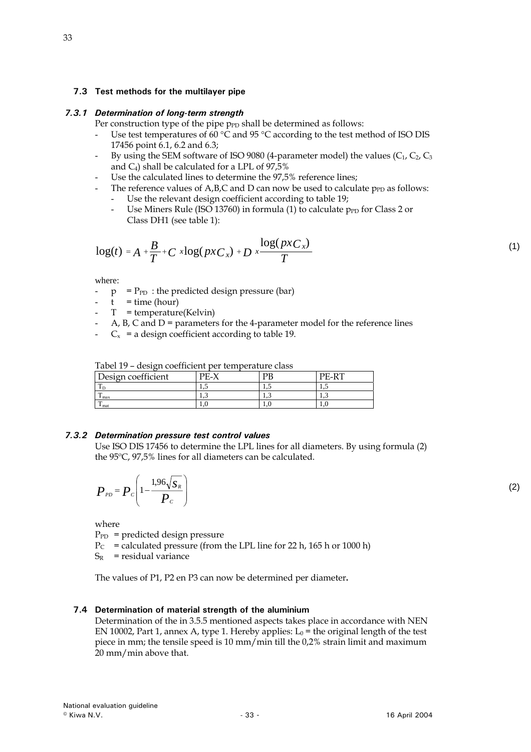## 7.3 Test methods for the multilayer pipe

### *7.3.1 Determination of long-term strength*

Per construction type of the pipe $p_{PD}$ shall be determined as follows:

- Use test temperatures of 60 °C and 95 °C according to the test method of ISO DIS 17456 point 6.1, 6.2 and 6.3;
- By using the SEM software of ISO 9080 (4-parameter model) the values ($C_1$, $C_2$, $C_3$ and $C_4$) shall be calculated for a LPL of 97,5%
- Use the calculated lines to determine the 97,5% reference lines;
- The reference values of A,B,C and D can now be used to calculate $p_{PD}$ as follows:
  - Use the relevant design coefficient according to table 19;
  - Use Miners Rule (ISO 13760) in formula (1) to calculate $p_{PD}$ for Class 2 or Class DH1 (see table 1):

$$\log(t) = A + \frac{B}{T} + C \times \log(p x C_x) + D \times \frac{\log(p x C_x)}{T} \tag{1}$$

where:

- $p$ = $P_{PD}$ : the predicted design pressure (bar)
- $t$ = time (hour)
- $T$ = temperature(Kelvin)
- A, B, C and D = parameters for the 4-parameter model for the reference lines
- $C_x$ = a design coefficient according to table 19.

Tabel 19 – design coefficient per temperature class

| Design coefficient | PE-X | PB | PE-RT |
|---|---|---|---|
| $T_D$ | 1,5 | 1,5 | 1,5 |
| $T_{max}$ | 1,3 | 1,3 | 1,3 |
| $T_{mal}$ | 1,0 | 1,0 | 1,0 |

### *7.3.2 Determination pressure test control values*

Use ISO DIS 17456 to determine the LPL lines for all diameters. By using formula (2) the 95ºC, 97,5% lines for all diameters can be calculated.

$$P_{PD} = P_C \left( 1 - \frac{1{,}96\sqrt{S_R}}{P_C} \right) \tag{2}$$

where

$P_{PD}$ = predicted design pressure

$P_C$ = calculated pressure (from the LPL line for 22 h, 165 h or 1000 h)

$S_R$ = residual variance

The values of P1, P2 en P3 can now be determined per diameter**.**

## 7.4 Determination of material strength of the aluminium

Determination of the in 3.5.5 mentioned aspects takes place in accordance with NEN EN 10002, Part 1, annex A, type 1. Hereby applies: $L_0$ = the original length of the test piece in mm; the tensile speed is 10 mm/min till the 0,2% strain limit and maximum 20 mm/min above that.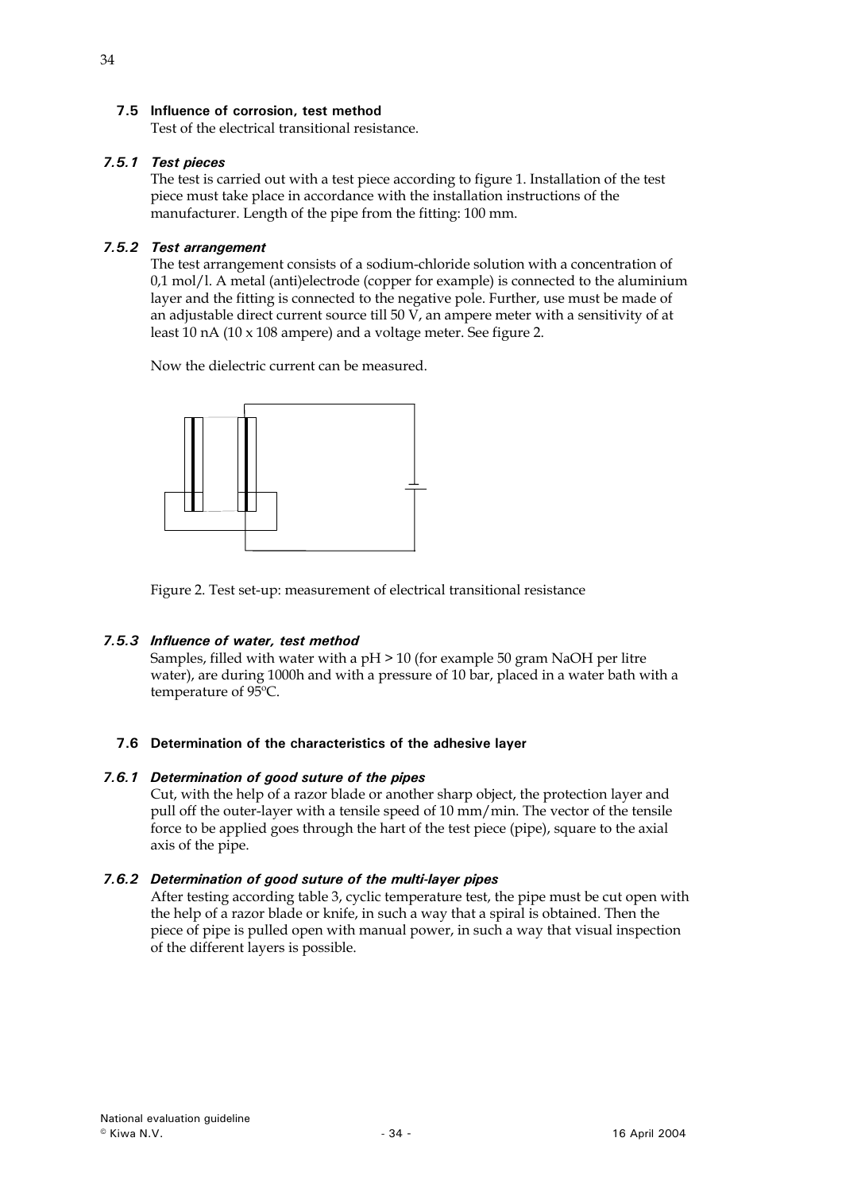## 7.5 Influence of corrosion, test method

Test of the electrical transitional resistance.

### *7.5.1 Test pieces*

The test is carried out with a test piece according to figure 1. Installation of the test piece must take place in accordance with the installation instructions of the manufacturer. Length of the pipe from the fitting: 100 mm.

### *7.5.2 Test arrangement*

The test arrangement consists of a sodium-chloride solution with a concentration of 0,1 mol/l. A metal (anti)electrode (copper for example) is connected to the aluminium layer and the fitting is connected to the negative pole. Further, use must be made of an adjustable direct current source till 50 V, an ampere meter with a sensitivity of at least 10 nA (10 x 108 ampere) and a voltage meter. See figure 2.

Now the dielectric current can be measured.

Figure 2. Test set-up: measurement of electrical transitional resistance

### *7.5.3 Influence of water, test method*

Samples, filled with water with a pH > 10 (for example 50 gram NaOH per litre water), are during 1000h and with a pressure of 10 bar, placed in a water bath with a temperature of 95ºC.

## 7.6 Determination of the characteristics of the adhesive layer

### *7.6.1 Determination of good suture of the pipes*

Cut, with the help of a razor blade or another sharp object, the protection layer and pull off the outer-layer with a tensile speed of 10 mm/min. The vector of the tensile force to be applied goes through the hart of the test piece (pipe), square to the axial axis of the pipe.

### *7.6.2 Determination of good suture of the multi-layer pipes*

After testing according table 3, cyclic temperature test, the pipe must be cut open with the help of a razor blade or knife, in such a way that a spiral is obtained. Then the piece of pipe is pulled open with manual power, in such a way that visual inspection of the different layers is possible.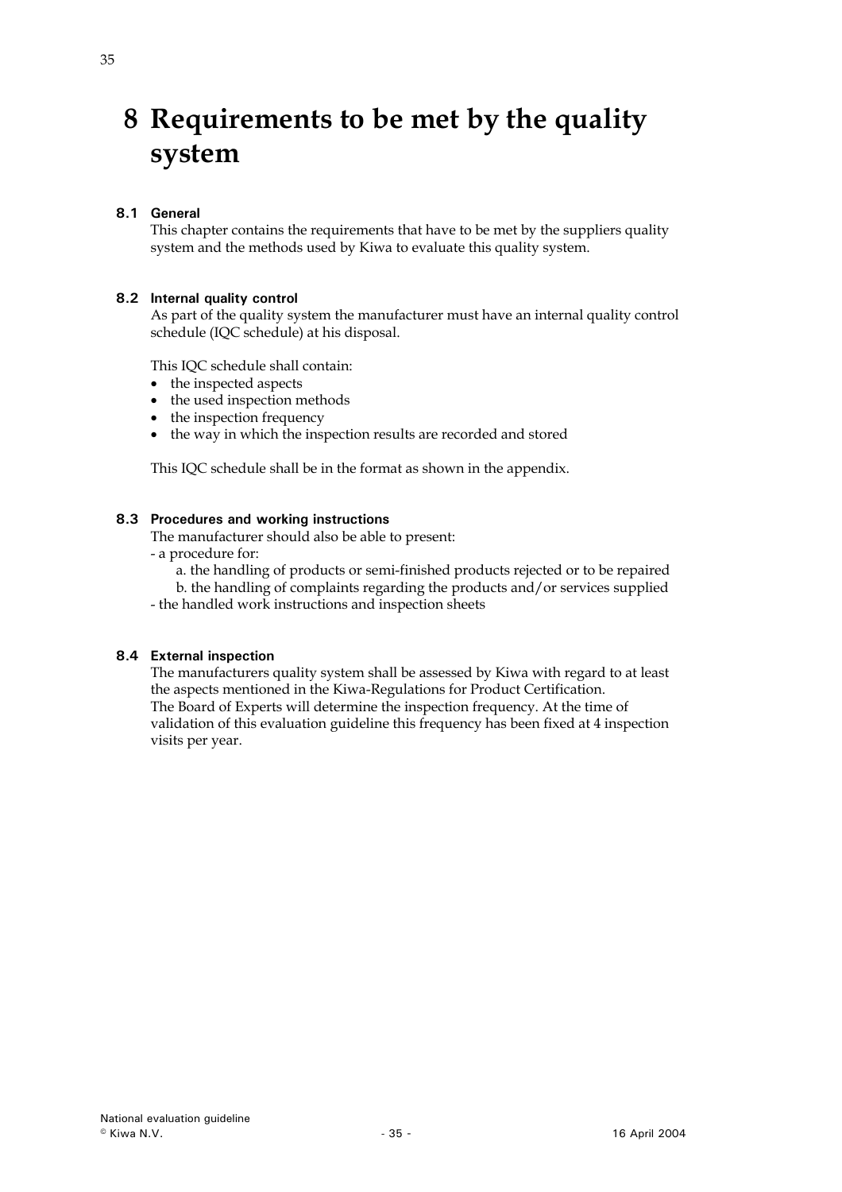# 8 Requirements to be met by the quality system

## 8.1 General

This chapter contains the requirements that have to be met by the suppliers quality system and the methods used by Kiwa to evaluate this quality system.

## 8.2 Internal quality control

As part of the quality system the manufacturer must have an internal quality control schedule (IQC schedule) at his disposal.

This IQC schedule shall contain:

- the inspected aspects
- the used inspection methods
- the inspection frequency
- the way in which the inspection results are recorded and stored

This IQC schedule shall be in the format as shown in the appendix.

## 8.3 Procedures and working instructions

The manufacturer should also be able to present:

- a procedure for:
  a. the handling of products or semi-finished products rejected or to be repaired
  b. the handling of complaints regarding the products and/or services supplied
- the handled work instructions and inspection sheets

## 8.4 External inspection

The manufacturers quality system shall be assessed by Kiwa with regard to at least the aspects mentioned in the Kiwa-Regulations for Product Certification.
The Board of Experts will determine the inspection frequency. At the time of validation of this evaluation guideline this frequency has been fixed at 4 inspection visits per year.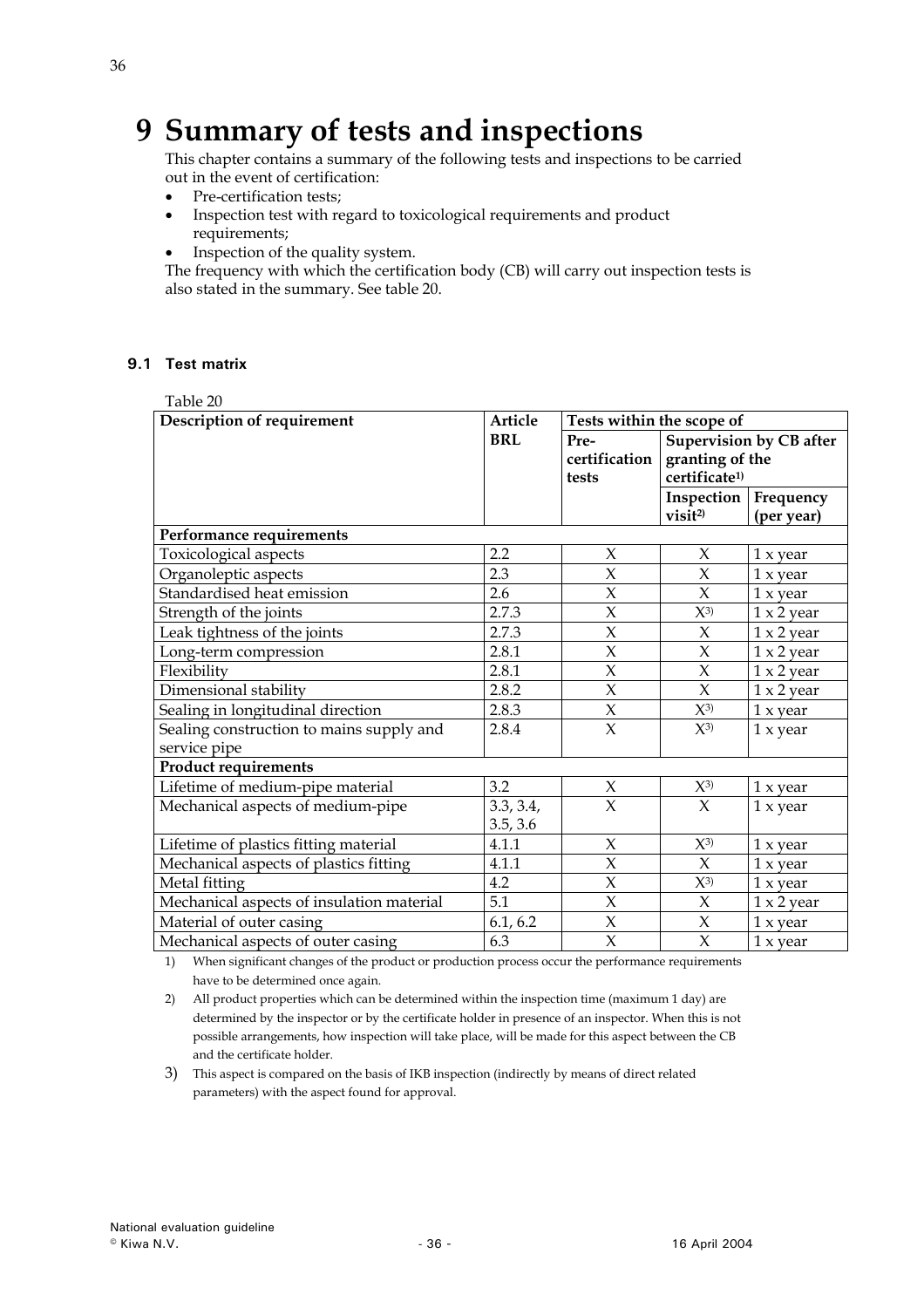# 9 Summary of tests and inspections

This chapter contains a summary of the following tests and inspections to be carried out in the event of certification:

- Pre-certification tests;
- Inspection test with regard to toxicological requirements and product requirements;
- Inspection of the quality system.

The frequency with which the certification body (CB) will carry out inspection tests is also stated in the summary. See table 20.

### 9.1 Test matrix

Table 20

| Description of requirement | Article BRL | Tests within the scope of | | |
|---|---|---|---|---|
| | | Pre-certification tests | Supervision by CB after granting of the certificate[1] | |
| | | | Inspection visit[2] | Frequency (per year) |
| **Performance requirements** | | | | |
| Toxicological aspects | 2.2 | X | X | 1 x year |
| Organoleptic aspects | 2.3 | X | X | 1 x year |
| Standardised heat emission | 2.6 | X | X | 1 x year |
| Strength of the joints | 2.7.3 | X | X[3] | 1 x 2 year |
| Leak tightness of the joints | 2.7.3 | X | X | 1 x 2 year |
| Long-term compression | 2.8.1 | X | X | 1 x 2 year |
| Flexibility | 2.8.1 | X | X | 1 x 2 year |
| Dimensional stability | 2.8.2 | X | X | 1 x 2 year |
| Sealing in longitudinal direction | 2.8.3 | X | X[3] | 1 x year |
| Sealing construction to mains supply and service pipe | 2.8.4 | X | X[3] | 1 x year |
| **Product requirements** | | | | |
| Lifetime of medium-pipe material | 3.2 | X | X[3] | 1 x year |
| Mechanical aspects of medium-pipe | 3.3, 3.4, 3.5, 3.6 | X | X | 1 x year |
| Lifetime of plastics fitting material | 4.1.1 | X | X[3] | 1 x year |
| Mechanical aspects of plastics fitting | 4.1.1 | X | X | 1 x year |
| Metal fitting | 4.2 | X | X[3] | 1 x year |
| Mechanical aspects of insulation material | 5.1 | X | X | 1 x 2 year |
| Material of outer casing | 6.1, 6.2 | X | X | 1 x year |
| Mechanical aspects of outer casing | 6.3 | X | X | 1 x year |

1) When significant changes of the product or production process occur the performance requirements have to be determined once again.

2) All product properties which can be determined within the inspection time (maximum 1 day) are determined by the inspector or by the certificate holder in presence of an inspector. When this is not possible arrangements, how inspection will take place, will be made for this aspect between the CB and the certificate holder.

3) This aspect is compared on the basis of IKB inspection (indirectly by means of direct related parameters) with the aspect found for approval.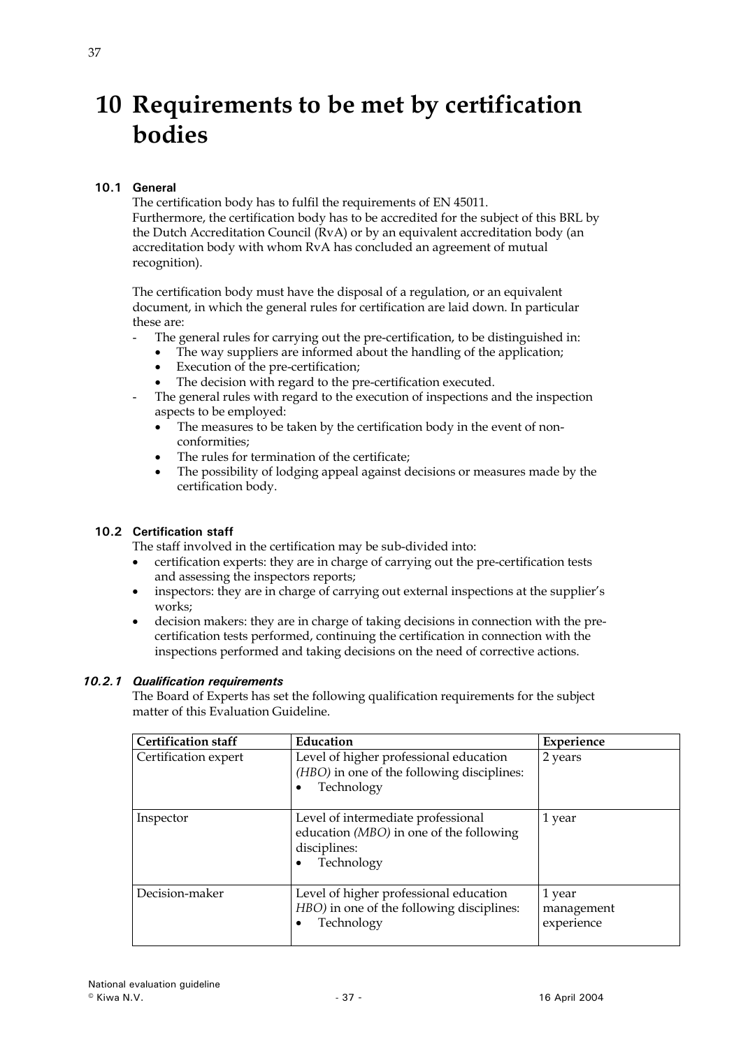# 10 Requirements to be met by certification bodies

## 10.1 General

The certification body has to fulfil the requirements of EN 45011.
Furthermore, the certification body has to be accredited for the subject of this BRL by the Dutch Accreditation Council (RvA) or by an equivalent accreditation body (an accreditation body with whom RvA has concluded an agreement of mutual recognition).

The certification body must have the disposal of a regulation, or an equivalent document, in which the general rules for certification are laid down. In particular these are:

- The general rules for carrying out the pre-certification, to be distinguished in:
  - The way suppliers are informed about the handling of the application;
  - Execution of the pre-certification;
  - The decision with regard to the pre-certification executed.
- The general rules with regard to the execution of inspections and the inspection aspects to be employed:
  - The measures to be taken by the certification body in the event of non-conformities;
  - The rules for termination of the certificate;
  - The possibility of lodging appeal against decisions or measures made by the certification body.

## 10.2 Certification staff

The staff involved in the certification may be sub-divided into:

- certification experts: they are in charge of carrying out the pre-certification tests and assessing the inspectors reports;
- inspectors: they are in charge of carrying out external inspections at the supplier's works;
- decision makers: they are in charge of taking decisions in connection with the pre-certification tests performed, continuing the certification in connection with the inspections performed and taking decisions on the need of corrective actions.

### *10.2.1 Qualification requirements*

The Board of Experts has set the following qualification requirements for the subject matter of this Evaluation Guideline.

| Certification staff | Education | Experience |
|---|---|---|
| Certification expert | Level of higher professional education *(HBO)* in one of the following disciplines: <br>• Technology | 2 years |
| Inspector | Level of intermediate professional education *(MBO)* in one of the following disciplines: <br>• Technology | 1 year |
| Decision-maker | Level of higher professional education *HBO)* in one of the following disciplines: <br>• Technology | 1 year management experience |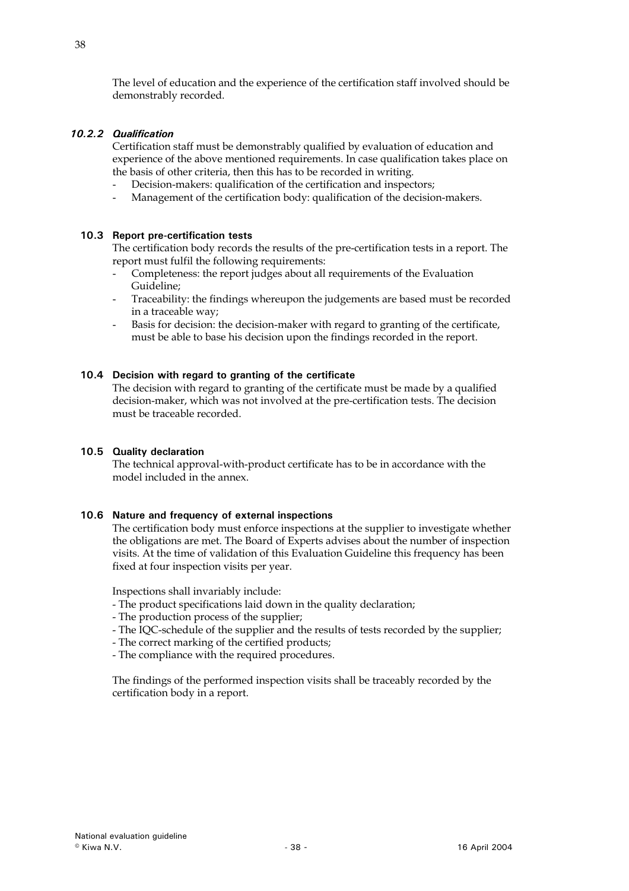The level of education and the experience of the certification staff involved should be demonstrably recorded.

#### *10.2.2 Qualification*

Certification staff must be demonstrably qualified by evaluation of education and experience of the above mentioned requirements. In case qualification takes place on the basis of other criteria, then this has to be recorded in writing.

- Decision-makers: qualification of the certification and inspectors;
- Management of the certification body: qualification of the decision-makers.

### 10.3 Report pre-certification tests

The certification body records the results of the pre-certification tests in a report. The report must fulfil the following requirements:

- Completeness: the report judges about all requirements of the Evaluation Guideline;
- Traceability: the findings whereupon the judgements are based must be recorded in a traceable way;
- Basis for decision: the decision-maker with regard to granting of the certificate, must be able to base his decision upon the findings recorded in the report.

### 10.4 Decision with regard to granting of the certificate

The decision with regard to granting of the certificate must be made by a qualified decision-maker, which was not involved at the pre-certification tests. The decision must be traceable recorded.

### 10.5 Quality declaration

The technical approval-with-product certificate has to be in accordance with the model included in the annex.

### 10.6 Nature and frequency of external inspections

The certification body must enforce inspections at the supplier to investigate whether the obligations are met. The Board of Experts advises about the number of inspection visits. At the time of validation of this Evaluation Guideline this frequency has been fixed at four inspection visits per year.

Inspections shall invariably include:

- The product specifications laid down in the quality declaration;
- The production process of the supplier;
- The IQC-schedule of the supplier and the results of tests recorded by the supplier;
- The correct marking of the certified products;
- The compliance with the required procedures.

The findings of the performed inspection visits shall be traceably recorded by the certification body in a report.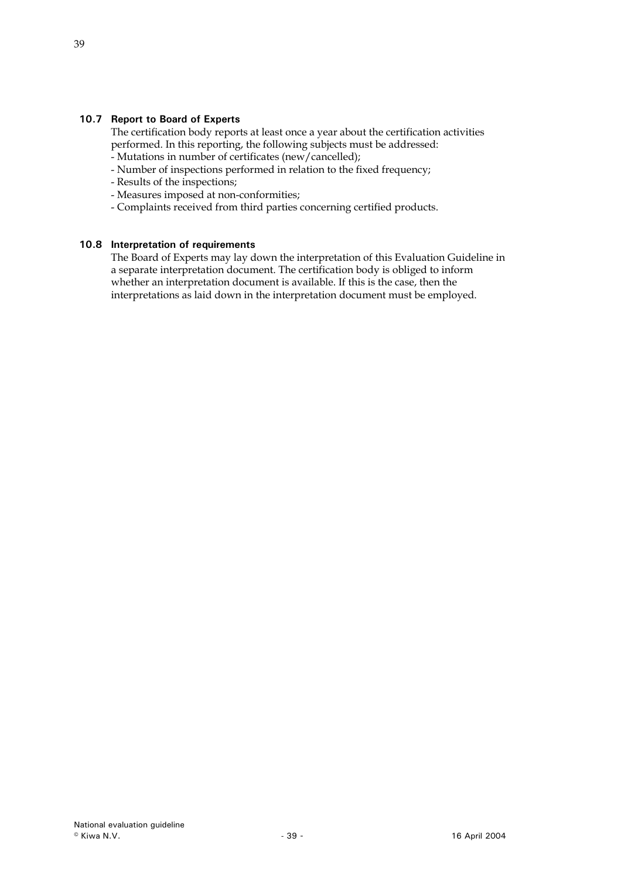### 10.7 Report to Board of Experts

The certification body reports at least once a year about the certification activities performed. In this reporting, the following subjects must be addressed:

- Mutations in number of certificates (new/cancelled);
- Number of inspections performed in relation to the fixed frequency;
- Results of the inspections;
- Measures imposed at non-conformities;
- Complaints received from third parties concerning certified products.

### 10.8 Interpretation of requirements

The Board of Experts may lay down the interpretation of this Evaluation Guideline in a separate interpretation document. The certification body is obliged to inform whether an interpretation document is available. If this is the case, then the interpretations as laid down in the interpretation document must be employed.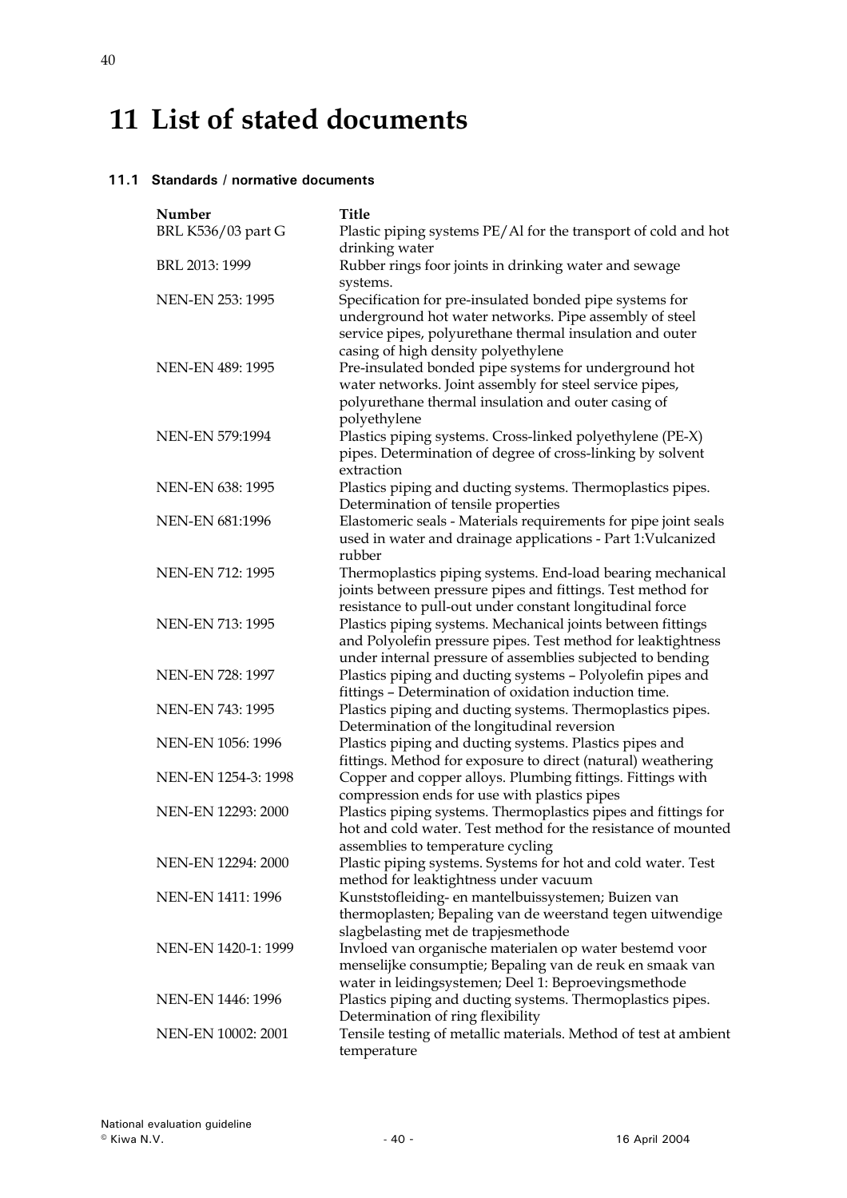# 11 List of stated documents

## 11.1 Standards / normative documents

| Number | Title |
|---|---|
| BRL K536/03 part G | Plastic piping systems PE/Al for the transport of cold and hot drinking water |
| BRL 2013: 1999 | Rubber rings foor joints in drinking water and sewage systems. |
| NEN-EN 253: 1995 | Specification for pre-insulated bonded pipe systems for underground hot water networks. Pipe assembly of steel service pipes, polyurethane thermal insulation and outer casing of high density polyethylene |
| NEN-EN 489: 1995 | Pre-insulated bonded pipe systems for underground hot water networks. Joint assembly for steel service pipes, polyurethane thermal insulation and outer casing of polyethylene |
| NEN-EN 579:1994 | Plastics piping systems. Cross-linked polyethylene (PE-X) pipes. Determination of degree of cross-linking by solvent extraction |
| NEN-EN 638: 1995 | Plastics piping and ducting systems. Thermoplastics pipes. Determination of tensile properties |
| NEN-EN 681:1996 | Elastomeric seals - Materials requirements for pipe joint seals used in water and drainage applications - Part 1:Vulcanized rubber |
| NEN-EN 712: 1995 | Thermoplastics piping systems. End-load bearing mechanical joints between pressure pipes and fittings. Test method for resistance to pull-out under constant longitudinal force |
| NEN-EN 713: 1995 | Plastics piping systems. Mechanical joints between fittings and Polyolefin pressure pipes. Test method for leaktightness under internal pressure of assemblies subjected to bending |
| NEN-EN 728: 1997 | Plastics piping and ducting systems – Polyolefin pipes and fittings – Determination of oxidation induction time. |
| NEN-EN 743: 1995 | Plastics piping and ducting systems. Thermoplastics pipes. Determination of the longitudinal reversion |
| NEN-EN 1056: 1996 | Plastics piping and ducting systems. Plastics pipes and fittings. Method for exposure to direct (natural) weathering |
| NEN-EN 1254-3: 1998 | Copper and copper alloys. Plumbing fittings. Fittings with compression ends for use with plastics pipes |
| NEN-EN 12293: 2000 | Plastics piping systems. Thermoplastics pipes and fittings for hot and cold water. Test method for the resistance of mounted assemblies to temperature cycling |
| NEN-EN 12294: 2000 | Plastic piping systems. Systems for hot and cold water. Test method for leaktightness under vacuum |
| NEN-EN 1411: 1996 | Kunststofleiding- en mantelbuissystemen; Buizen van thermoplasten; Bepaling van de weerstand tegen uitwendige slagbelasting met de trapjesmethode |
| NEN-EN 1420-1: 1999 | Invloed van organische materialen op water bestemd voor menselijke consumptie; Bepaling van de reuk en smaak van water in leidingsystemen; Deel 1: Beproevingsmethode |
| NEN-EN 1446: 1996 | Plastics piping and ducting systems. Thermoplastics pipes. Determination of ring flexibility |
| NEN-EN 10002: 2001 | Tensile testing of metallic materials. Method of test at ambient temperature |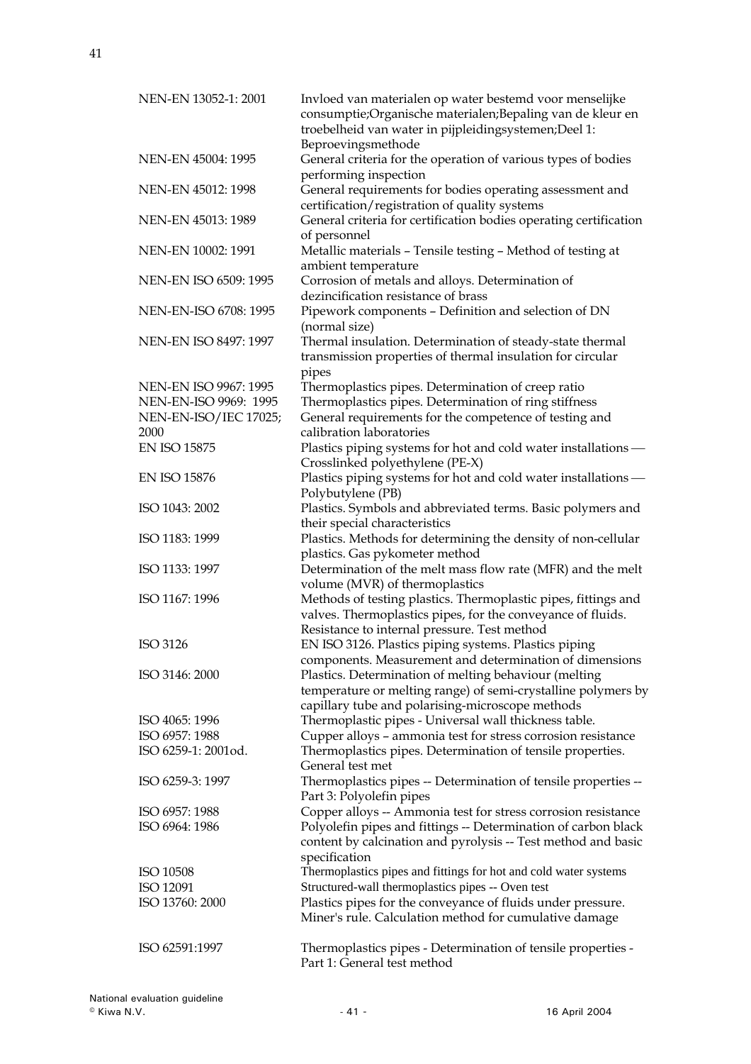| | |
|---|---|
| NEN-EN 13052-1: 2001 | Invloed van materialen op water bestemd voor menselijke consumptie;Organische materialen;Bepaling van de kleur en troebelheid van water in pijpleidingsystemen;Deel 1: Beproevingsmethode |
| NEN-EN 45004: 1995 | General criteria for the operation of various types of bodies performing inspection |
| NEN-EN 45012: 1998 | General requirements for bodies operating assessment and certification/registration of quality systems |
| NEN-EN 45013: 1989 | General criteria for certification bodies operating certification of personnel |
| NEN-EN 10002: 1991 | Metallic materials – Tensile testing – Method of testing at ambient temperature |
| NEN-EN ISO 6509: 1995 | Corrosion of metals and alloys. Determination of dezincification resistance of brass |
| NEN-EN-ISO 6708: 1995 | Pipework components – Definition and selection of DN (normal size) |
| NEN-EN ISO 8497: 1997 | Thermal insulation. Determination of steady-state thermal transmission properties of thermal insulation for circular pipes |
| NEN-EN ISO 9967: 1995 | Thermoplastics pipes. Determination of creep ratio |
| NEN-EN-ISO 9969: 1995 | Thermoplastics pipes. Determination of ring stiffness |
| NEN-EN-ISO/IEC 17025; 2000 | General requirements for the competence of testing and calibration laboratories |
| EN ISO 15875 | Plastics piping systems for hot and cold water installations — Crosslinked polyethylene (PE-X) |
| EN ISO 15876 | Plastics piping systems for hot and cold water installations — Polybutylene (PB) |
| ISO 1043: 2002 | Plastics. Symbols and abbreviated terms. Basic polymers and their special characteristics |
| ISO 1183: 1999 | Plastics. Methods for determining the density of non-cellular plastics. Gas pykometer method |
| ISO 1133: 1997 | Determination of the melt mass flow rate (MFR) and the melt volume (MVR) of thermoplastics |
| ISO 1167: 1996 | Methods of testing plastics. Thermoplastic pipes, fittings and valves. Thermoplastics pipes, for the conveyance of fluids. Resistance to internal pressure. Test method |
| ISO 3126 | EN ISO 3126. Plastics piping systems. Plastics piping components. Measurement and determination of dimensions |
| ISO 3146: 2000 | Plastics. Determination of melting behaviour (melting temperature or melting range) of semi-crystalline polymers by capillary tube and polarising-microscope methods |
| ISO 4065: 1996 | Thermoplastic pipes - Universal wall thickness table. |
| ISO 6957: 1988 | Cupper alloys – ammonia test for stress corrosion resistance |
| ISO 6259-1: 2001od. | Thermoplastics pipes. Determination of tensile properties. General test met |
| ISO 6259-3: 1997 | Thermoplastics pipes -- Determination of tensile properties -- Part 3: Polyolefin pipes |
| ISO 6957: 1988 | Copper alloys -- Ammonia test for stress corrosion resistance |
| ISO 6964: 1986 | Polyolefin pipes and fittings -- Determination of carbon black content by calcination and pyrolysis -- Test method and basic specification |
| ISO 10508 | Thermoplastics pipes and fittings for hot and cold water systems |
| ISO 12091 | Structured-wall thermoplastics pipes -- Oven test |
| ISO 13760: 2000 | Plastics pipes for the conveyance of fluids under pressure. Miner's rule. Calculation method for cumulative damage |
| ISO 62591:1997 | Thermoplastics pipes - Determination of tensile properties - Part 1: General test method |

National evaluation guideline
© Kiwa N.V. 16 April 2004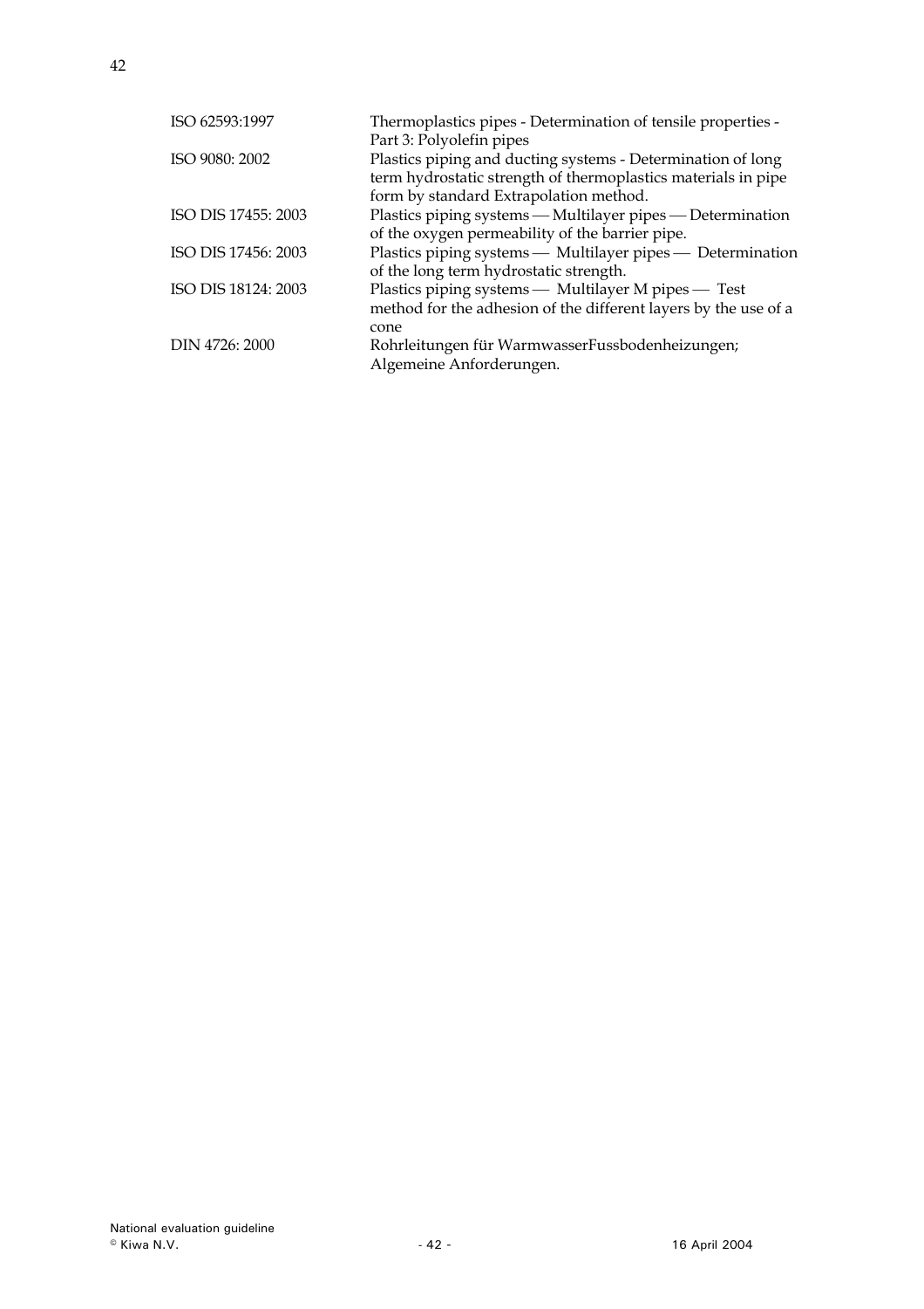| | |
|---|---|
| ISO 62593:1997 | Thermoplastics pipes - Determination of tensile properties - Part 3: Polyolefin pipes |
| ISO 9080: 2002 | Plastics piping and ducting systems - Determination of long term hydrostatic strength of thermoplastics materials in pipe form by standard Extrapolation method. |
| ISO DIS 17455: 2003 | Plastics piping systems — Multilayer pipes — Determination of the oxygen permeability of the barrier pipe. |
| ISO DIS 17456: 2003 | Plastics piping systems — Multilayer pipes — Determination of the long term hydrostatic strength. |
| ISO DIS 18124: 2003 | Plastics piping systems — Multilayer M pipes — Test method for the adhesion of the different layers by the use of a cone |
| DIN 4726: 2000 | Rohrleitungen für WarmwasserFussbodenheizungen; Algemeine Anforderungen. |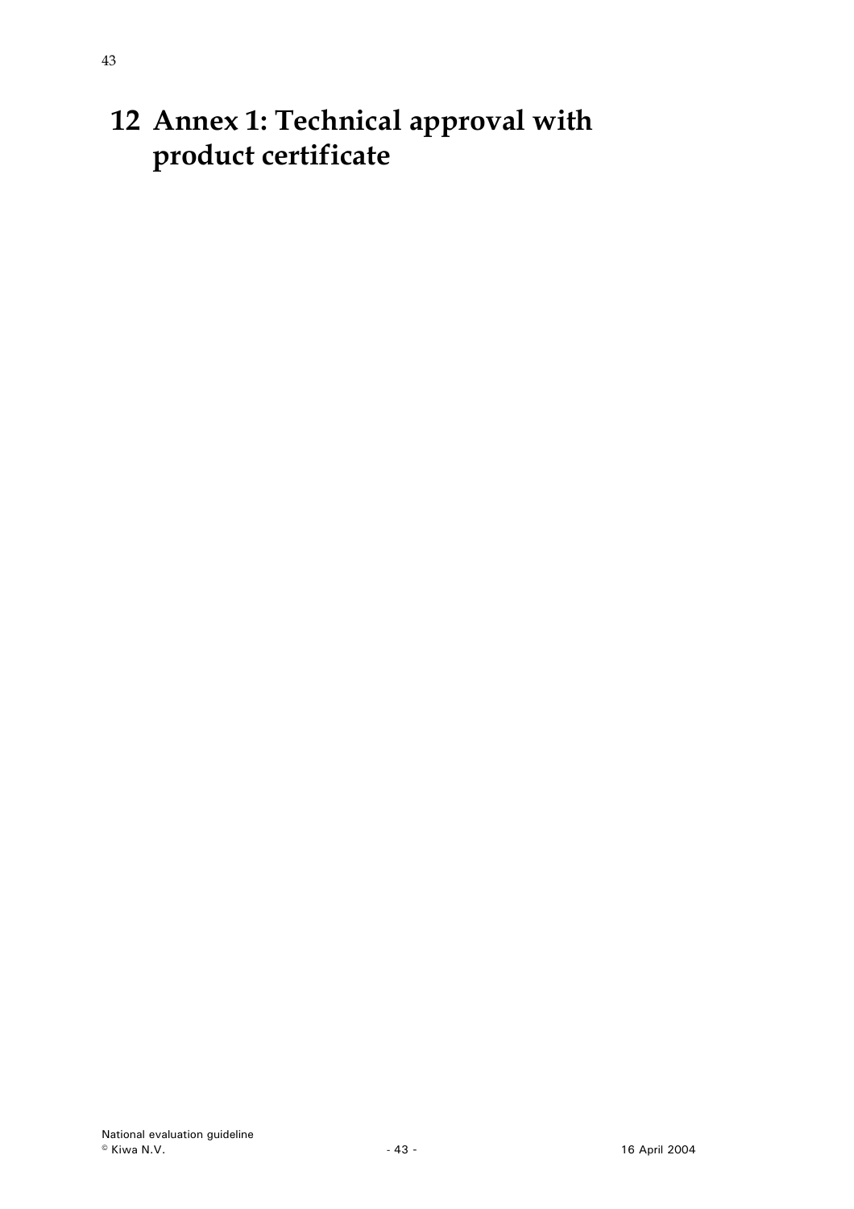# 12 Annex 1: Technical approval with product certificate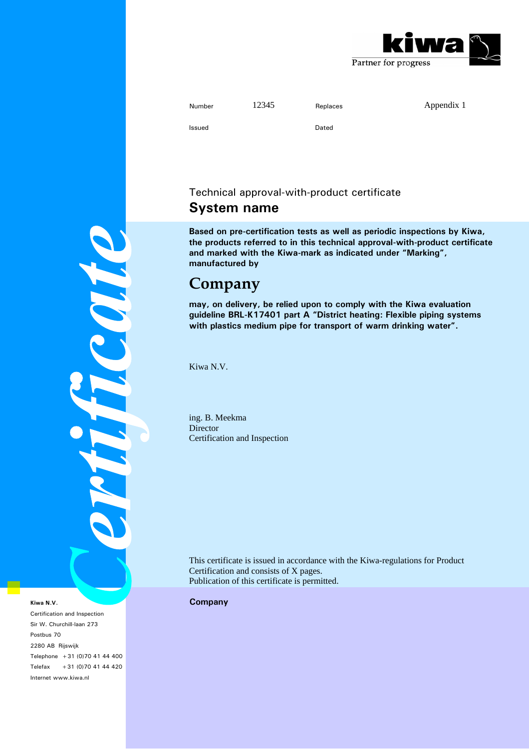kiwa

Partner for progress

| Number | 12345 | Replaces | Appendix 1 |
|---|---|---|---|
| Issued | | Dated | |

Technical approval-with-product certificate

# System name

**Based on pre-certification tests as well as periodic inspections by Kiwa, the products referred to in this technical approval-with-product certificate and marked with the Kiwa-mark as indicated under "Marking", manufactured by**

# Company

**may, on delivery, be relied upon to comply with the Kiwa evaluation guideline BRL-K17401 part A "District heating: Flexible piping systems with plastics medium pipe for transport of warm drinking water".**

Kiwa N.V.

ing. B. Meekma
Director
Certification and Inspection

This certificate is issued in accordance with the Kiwa-regulations for Product Certification and consists of X pages.
Publication of this certificate is permitted.

**Company**

*Certificate*

**Kiwa N.V.**
Certification and Inspection
Sir W. Churchill-laan 273
Postbus 70
2280 AB Rijswijk
Telephone +31 (0)70 41 44 400
Telefax +31 (0)70 41 44 420
Internet www.kiwa.nl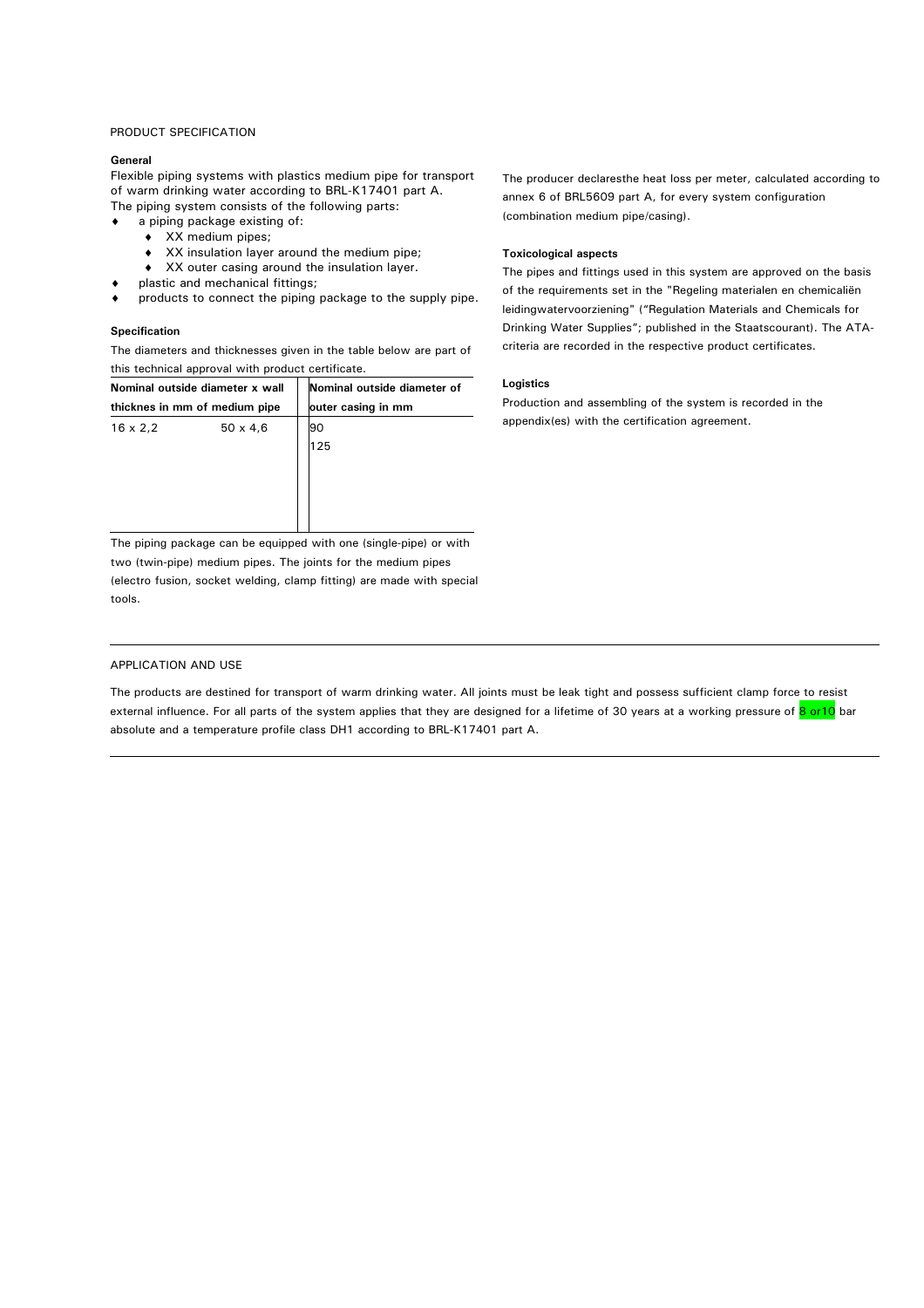PRODUCT SPECIFICATION

**General**

Flexible piping systems with plastics medium pipe for transport of warm drinking water according to BRL-K17401 part A.
The piping system consists of the following parts:

- a piping package existing of:
  - XX medium pipes;
  - XX insulation layer around the medium pipe;
  - XX outer casing around the insulation layer.
- plastic and mechanical fittings;
- products to connect the piping package to the supply pipe.

**Specification**

The diameters and thicknesses given in the table below are part of this technical approval with product certificate.

| Nominal outside diameter x wall thicknes in mm of medium pipe | | Nominal outside diameter of outer casing in mm |
|---|---|---|
| 16 x 2,2 | 50 x 4,6 | 90 |
| | | 125 |

The piping package can be equipped with one (single-pipe) or with two (twin-pipe) medium pipes. The joints for the medium pipes (electro fusion, socket welding, clamp fitting) are made with special tools.

The producer declaresthe heat loss per meter, calculated according to annex 6 of BRL5609 part A, for every system configuration (combination medium pipe/casing).

**Toxicological aspects**

The pipes and fittings used in this system are approved on the basis of the requirements set in the "Regeling materialen en chemicaliën leidingwatervoorziening" ("Regulation Materials and Chemicals for Drinking Water Supplies"; published in the Staatscourant). The ATA-criteria are recorded in the respective product certificates.

**Logistics**

Production and assembling of the system is recorded in the appendix(es) with the certification agreement.

APPLICATION AND USE

The products are destined for transport of warm drinking water. All joints must be leak tight and possess sufficient clamp force to resist external influence. For all parts of the system applies that they are designed for a lifetime of 30 years at a working pressure of 8 or10 bar absolute and a temperature profile class DH1 according to BRL-K17401 part A.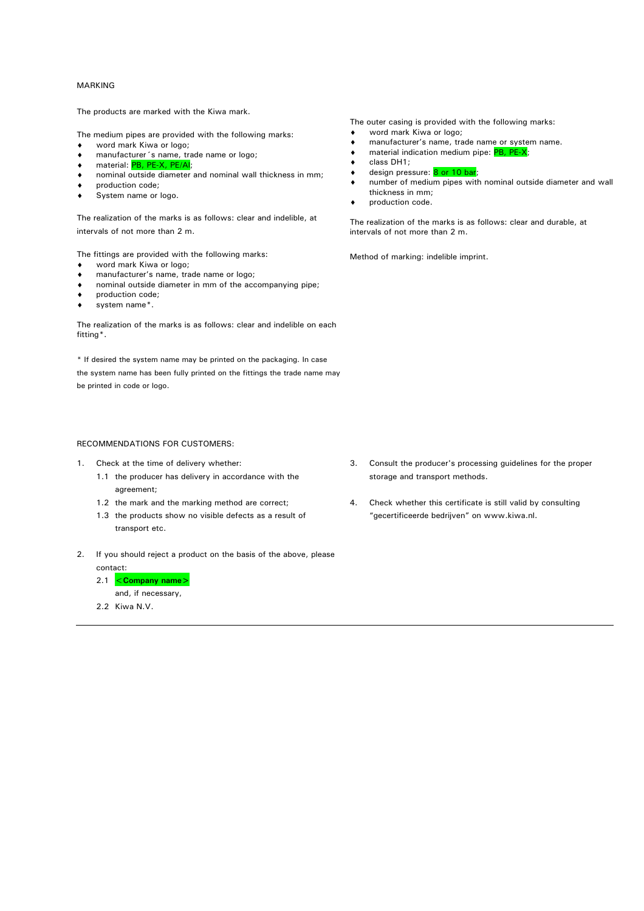## MARKING

The products are marked with the Kiwa mark.

The medium pipes are provided with the following marks:

- word mark Kiwa or logo;
- manufacturer´s name, trade name or logo;
- material: PB, PE-X, PE/Al;
- nominal outside diameter and nominal wall thickness in mm;
- production code;
- System name or logo.

The realization of the marks is as follows: clear and indelible, at intervals of not more than 2 m.

The fittings are provided with the following marks:

- word mark Kiwa or logo;
- manufacturer's name, trade name or logo;
- nominal outside diameter in mm of the accompanying pipe;
- production code;
- system name*.

The realization of the marks is as follows: clear and indelible on each fitting*.

* If desired the system name may be printed on the packaging. In case the system name has been fully printed on the fittings the trade name may be printed in code or logo.

The outer casing is provided with the following marks:

- word mark Kiwa or logo;
- manufacturer's name, trade name or system name.
- material indication medium pipe: PB, PE-X;
- class DH1;
- design pressure: 8 or 10 bar;
- number of medium pipes with nominal outside diameter and wall thickness in mm;
- production code.

The realization of the marks is as follows: clear and durable, at intervals of not more than 2 m.

Method of marking: indelible imprint.

## RECOMMENDATIONS FOR CUSTOMERS:

1. Check at the time of delivery whether:
   - 1.1 the producer has delivery in accordance with the agreement;
   - 1.2 the mark and the marking method are correct;
   - 1.3 the products show no visible defects as a result of transport etc.
2. If you should reject a product on the basis of the above, please contact:
   - 2.1 **<Company name>** and, if necessary,
   - 2.2 Kiwa N.V.
3. Consult the producer's processing guidelines for the proper storage and transport methods.
4. Check whether this certificate is still valid by consulting "gecertificeerde bedrijven" on www.kiwa.nl.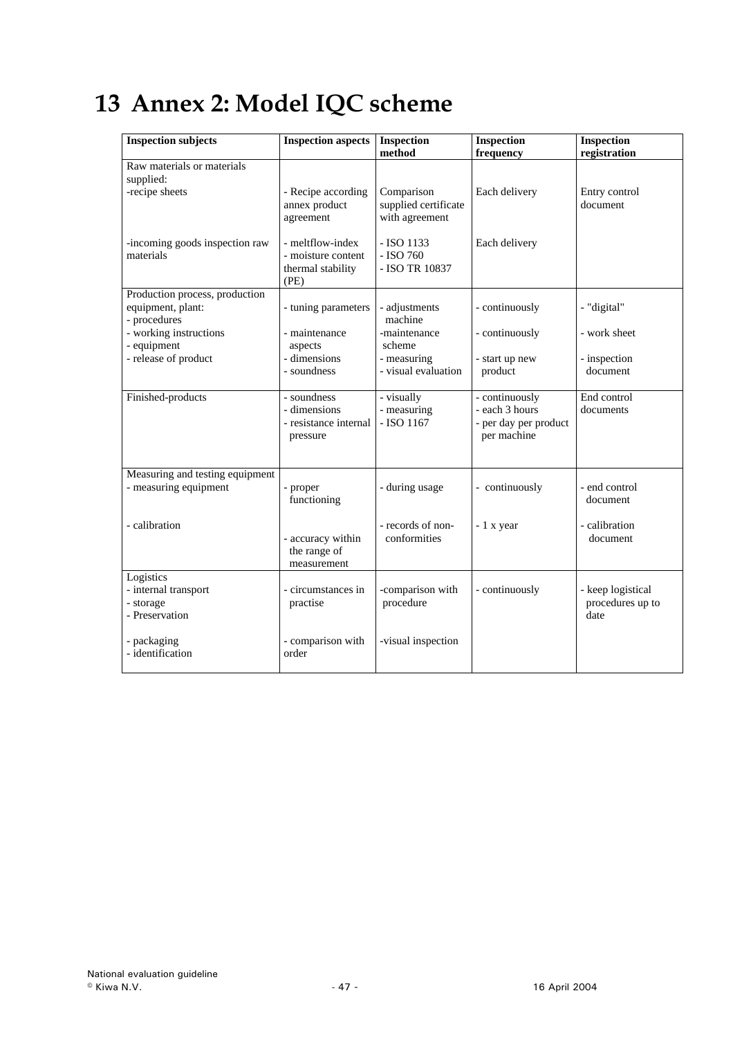# 13 Annex 2: Model IQC scheme

| Inspection subjects | Inspection aspects | Inspection method | Inspection frequency | Inspection registration |
|---|---|---|---|---|
| Raw materials or materials supplied:<br>-recipe sheets | - Recipe according annex product agreement | Comparison supplied certificate with agreement | Each delivery | Entry control document |
| -incoming goods inspection raw materials | - meltflow-index<br>- moisture content<br>thermal stability (PE) | - ISO 1133<br>- ISO 760<br>- ISO TR 10837 | Each delivery | |
| Production process, production equipment, plant:<br>- procedures<br>- working instructions<br>- equipment<br>- release of product | - tuning parameters<br>- maintenance aspects<br>- dimensions<br>- soundness | - adjustments machine<br>-maintenance scheme<br>- measuring<br>- visual evaluation | - continuously<br>- continuously<br>- start up new product | - "digital"<br>- work sheet<br>- inspection document |
| Finished-products | - soundness<br>- dimensions<br>- resistance internal pressure | - visually<br>- measuring<br>- ISO 1167 | - continuously<br>- each 3 hours<br>- per day per product per machine | End control documents |
| Measuring and testing equipment<br>- measuring equipment | - proper functioning | - during usage | - continuously | - end control document |
| - calibration | - accuracy within the range of measurement | - records of non-conformities | - 1 x year | - calibration document |
| Logistics<br>- internal transport<br>- storage<br>- Preservation | - circumstances in practise | -comparison with procedure | - continuously | - keep logistical procedures up to date |
| - packaging<br>- identification | - comparison with order | -visual inspection | | |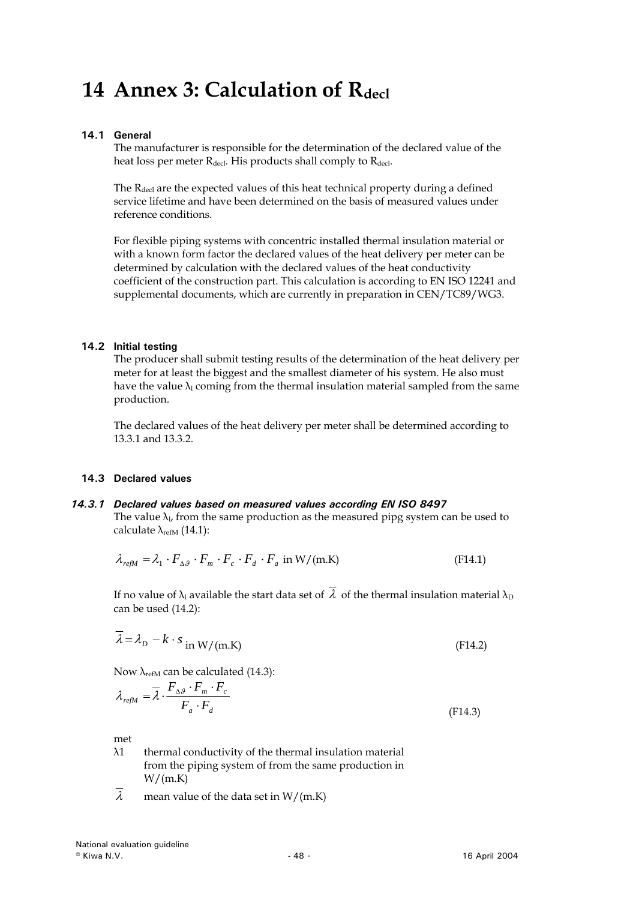# 14 Annex 3: Calculation of $R_{decl}$

## 14.1 General

The manufacturer is responsible for the determination of the declared value of the heat loss per meter $R_{decl}$. His products shall comply to $R_{decl}$.

The $R_{decl}$ are the expected values of this heat technical property during a defined service lifetime and have been determined on the basis of measured values under reference conditions.

For flexible piping systems with concentric installed thermal insulation material or with a known form factor the declared values of the heat delivery per meter can be determined by calculation with the declared values of the heat conductivity coefficient of the construction part. This calculation is according to EN ISO 12241 and supplemental documents, which are currently in preparation in CEN/TC89/WG3.

## 14.2 Initial testing

The producer shall submit testing results of the determination of the heat delivery per meter for at least the biggest and the smallest diameter of his system. He also must have the value $\lambda_l$ coming from the thermal insulation material sampled from the same production.

The declared values of the heat delivery per meter shall be determined according to 13.3.1 and 13.3.2.

## 14.3 Declared values

### 14.3.1 Declared values based on measured values according EN ISO 8497

The value $\lambda_l$, from the same production as the measured pipg system can be used to calculate $\lambda_{refM}$ (14.1):

$$\lambda_{refM} = \lambda_1 \cdot F_{\Delta\vartheta} \cdot F_m \cdot F_c \cdot F_d \cdot F_a \text{ in W/(m.K)} \tag{F14.1}$$

If no value of $\lambda_l$ available the start data set of $\overline{\lambda}$ of the thermal insulation material $\lambda_D$ can be used (14.2):

$$\overline{\lambda} = \lambda_D - k \cdot s \text{ in W/(m.K)} \tag{F14.2}$$

Now $\lambda_{refM}$ can be calculated (14.3):

$$\lambda_{refM} = \overline{\lambda} \cdot \frac{F_{\Delta\vartheta} \cdot F_m \cdot F_c}{F_a \cdot F_d} \tag{F14.3}$$

met

- $\lambda 1$ thermal conductivity of the thermal insulation material from the piping system of from the same production in W/(m.K)
- $\overline{\lambda}$ mean value of the data set in W/(m.K)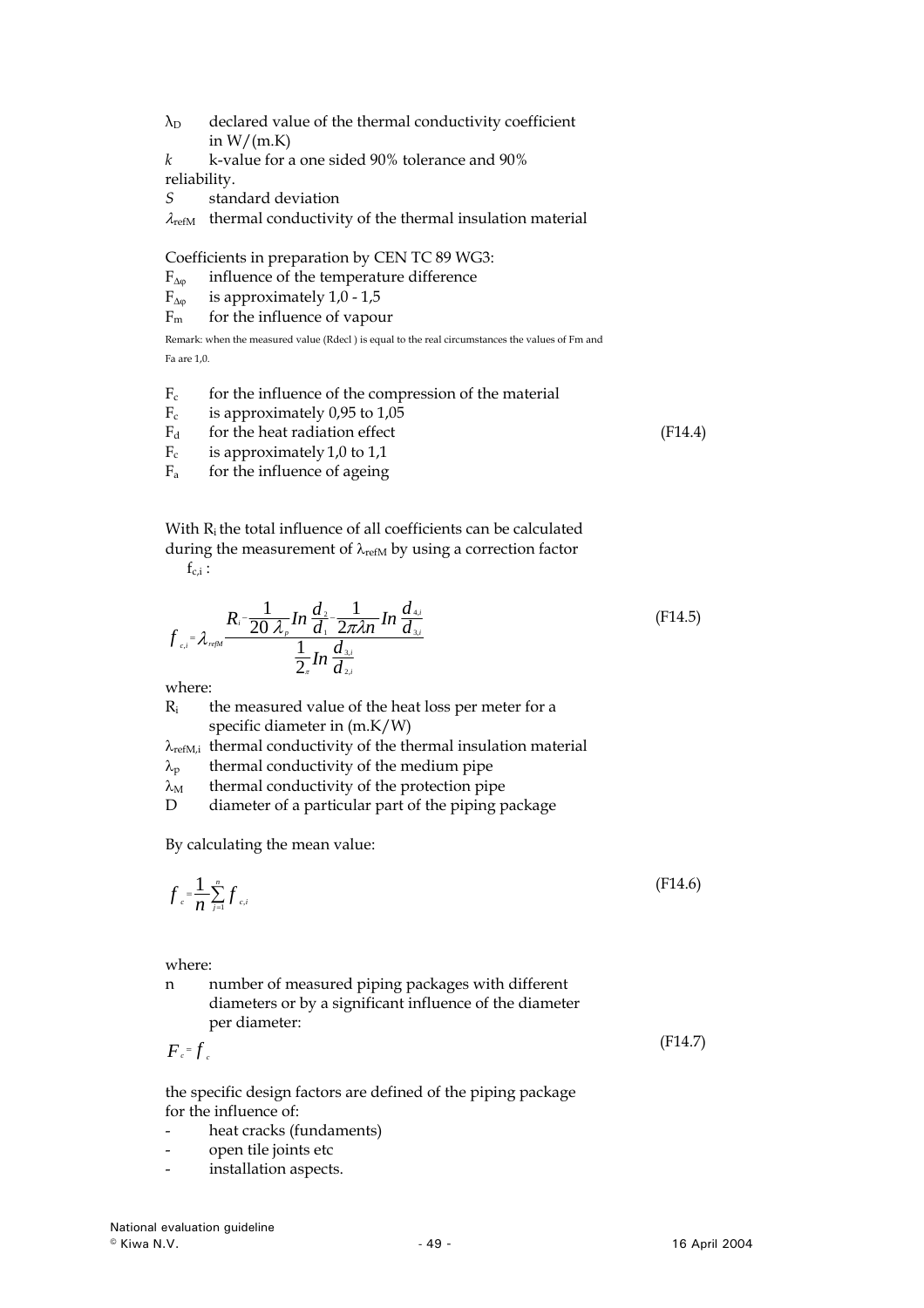$\lambda_D$ declared value of the thermal conductivity coefficient in W/(m.K)

*k* k-value for a one sided 90% tolerance and 90% reliability.

*S* standard deviation

$\lambda_{refM}$ thermal conductivity of the thermal insulation material

Coefficients in preparation by CEN TC 89 WG3:

$F_{\Delta\varphi}$ influence of the temperature difference

$F_{\Delta\varphi}$ is approximately 1,0 - 1,5

$F_m$ for the influence of vapour

Remark: when the measured value (Rdecl ) is equal to the real circumstances the values of Fm and Fa are 1,0.

$F_c$ for the influence of the compression of the material

$F_c$ is approximately 0,95 to 1,05

$F_d$ for the heat radiation effect (F14.4)

$F_c$ is approximately 1,0 to 1,1

$F_a$ for the influence of ageing

With $R_i$ the total influence of all coefficients can be calculated during the measurement of $\lambda_{refM}$ by using a correction factor $f_{c,i}$ :

$$f_{c,i} = \lambda_{refM} \frac{R_i - \frac{1}{20\,\lambda_p} In \frac{d_2}{d_1} - \frac{1}{2\pi\lambda n} In \frac{d_{4,i}}{d_{3,i}}}{\frac{1}{2_\pi} In \frac{d_{3,i}}{d_{2,i}}} \tag{F14.5}$$

where:

$R_i$ the measured value of the heat loss per meter for a specific diameter in (m.K/W)

$\lambda_{refM,i}$ thermal conductivity of the thermal insulation material

$\lambda_p$ thermal conductivity of the medium pipe

$\lambda_M$ thermal conductivity of the protection pipe

D diameter of a particular part of the piping package

By calculating the mean value:

$$f_c = \frac{1}{n} \sum_{j=1}^{n} f_{c,i} \tag{F14.6}$$

where:

n number of measured piping packages with different diameters or by a significant influence of the diameter per diameter:

$$F_c = f_c \tag{F14.7}$$

the specific design factors are defined of the piping package for the influence of:

- heat cracks (fundaments)
- open tile joints etc
- installation aspects.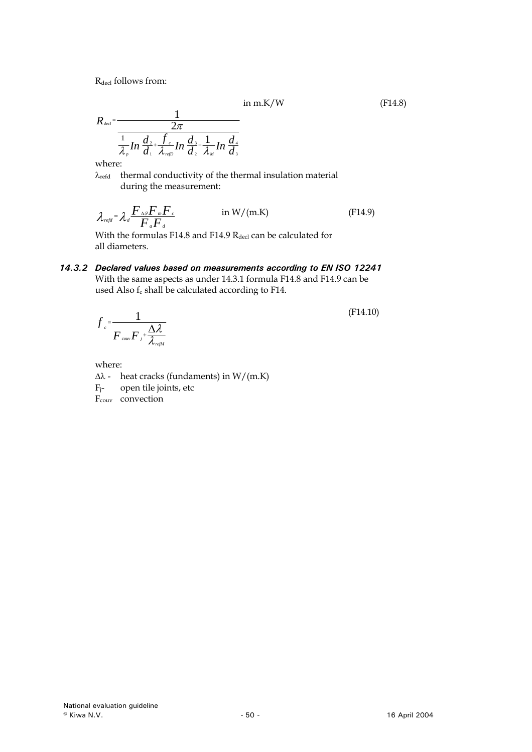$R_{decl}$ follows from:

$$R_{decl} = \frac{1}{\dfrac{2\pi}{\dfrac{1}{\lambda_p} In \dfrac{d_2}{d_1} + \dfrac{f_c}{\lambda_{refD}} In \dfrac{d_3}{d_2} + \dfrac{1}{\lambda_M} In \dfrac{d_4}{d_3}}} \quad \text{in m.K/W} \qquad \text{(F14.8)}$$

where:

$\lambda_{refd}$ thermal conductivity of the thermal insulation material during the measurement:

$$\lambda_{refd} = \lambda_d \frac{F_{\Delta 9} F_m F_c}{F_a F_d} \quad \text{in W/(m.K)} \qquad \text{(F14.9)}$$

With the formulas F14.8 and F14.9 $R_{decl}$ can be calculated for all diameters.

### *14.3.2 Declared values based on measurements according to EN ISO 12241*

With the same aspects as under 14.3.1 formula F14.8 and F14.9 can be used Also $f_c$ shall be calculated according to F14.

$$f_c = \frac{1}{F_{couv} F_j + \dfrac{\Delta\lambda}{\lambda_{refM}}} \qquad \text{(F14.10)}$$

where:

$\Delta\lambda$ - heat cracks (fundaments) in W/(m.K)

$F_j$- open tile joints, etc

$F_{couv}$ convection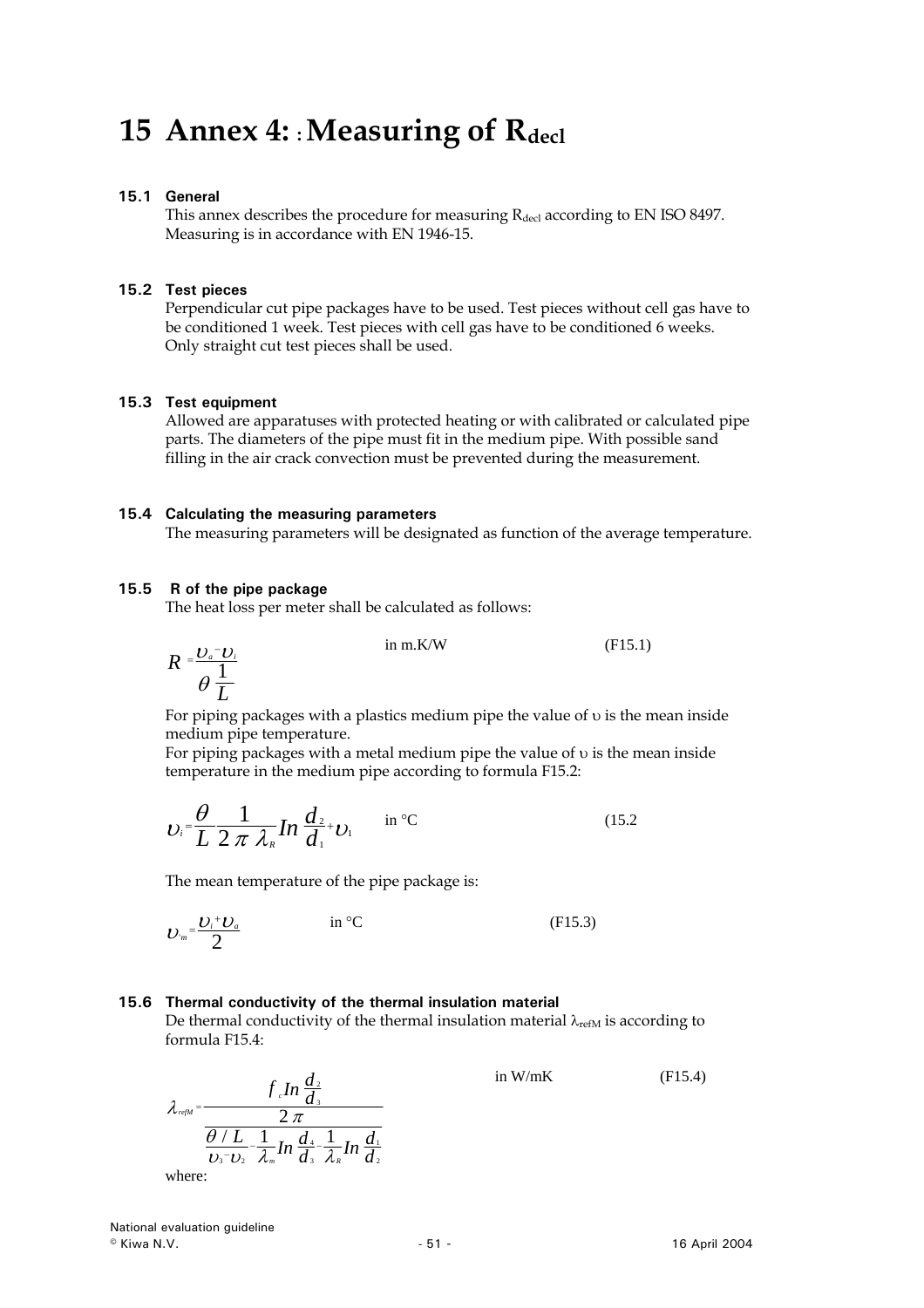# 15 Annex 4: : Measuring of $R_{decl}$

### 15.1 General

This annex describes the procedure for measuring $R_{decl}$ according to EN ISO 8497. Measuring is in accordance with EN 1946-15.

### 15.2 Test pieces

Perpendicular cut pipe packages have to be used. Test pieces without cell gas have to be conditioned 1 week. Test pieces with cell gas have to be conditioned 6 weeks. Only straight cut test pieces shall be used.

### 15.3 Test equipment

Allowed are apparatuses with protected heating or with calibrated or calculated pipe parts. The diameters of the pipe must fit in the medium pipe. With possible sand filling in the air crack convection must be prevented during the measurement.

### 15.4 Calculating the measuring parameters

The measuring parameters will be designated as function of the average temperature.

### 15.5 R of the pipe package

The heat loss per meter shall be calculated as follows:

$$R = \frac{\upsilon_a - \upsilon_i}{\theta \frac{1}{L}} \qquad \text{in m.K/W} \qquad \text{(F15.1)}$$

For piping packages with a plastics medium pipe the value of $\upsilon$ is the mean inside medium pipe temperature.
For piping packages with a metal medium pipe the value of $\upsilon$ is the mean inside temperature in the medium pipe according to formula F15.2:

$$\upsilon_i = \frac{\theta}{L} \frac{1}{2\pi\lambda_R} In \frac{d_2}{d_1} + \upsilon_1 \qquad \text{in °C} \qquad \text{(15.2}$$

The mean temperature of the pipe package is:

$$\upsilon_m = \frac{\upsilon_i + \upsilon_a}{2} \qquad \text{in °C} \qquad \text{(F15.3)}$$

### 15.6 Thermal conductivity of the thermal insulation material

De thermal conductivity of the thermal insulation material $\lambda_{refM}$ is according to formula F15.4:

$$\lambda_{refM} = \frac{\dfrac{f_c In \frac{d_2}{d_3}}{2\pi}}{\dfrac{\theta / L}{\upsilon_3 - \upsilon_2} - \dfrac{1}{\lambda_m} In \dfrac{d_4}{d_3} - \dfrac{1}{\lambda_R} In \dfrac{d_1}{d_2}} \qquad \text{in W/mK} \qquad \text{(F15.4)}$$

where: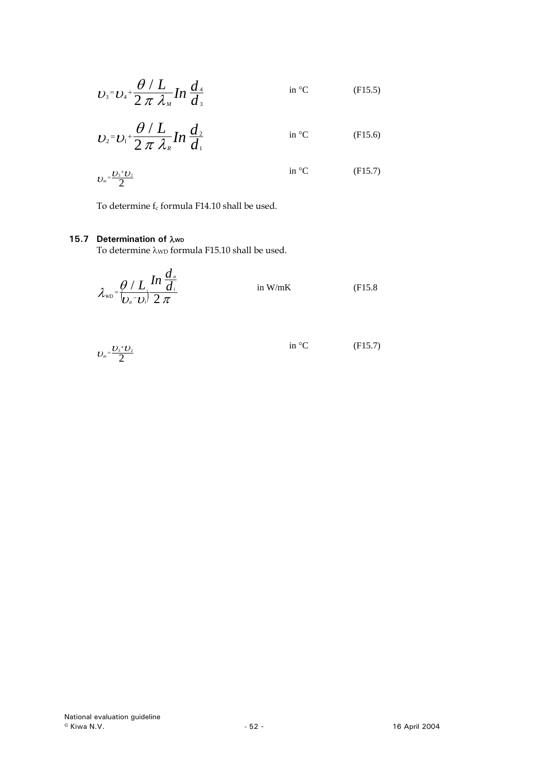$$\upsilon_3 = \upsilon_4 + \frac{\theta / L}{2\,\pi\,\lambda_M} In\,\frac{d_4}{d_3} \qquad \text{in °C} \qquad \text{(F15.5)}$$

$$\upsilon_2 = \upsilon_1 + \frac{\theta / L}{2\,\pi\,\lambda_R} In\,\frac{d_2}{d_1} \qquad \text{in °C} \qquad \text{(F15.6)}$$

$$\upsilon_m = \frac{\upsilon_3 + \upsilon_2}{2} \qquad \text{in °C} \qquad \text{(F15.7)}$$

To determine $f_c$ formula F14.10 shall be used.

### 15.7 Determination of $\lambda_{WD}$

To determine $\lambda_{WD}$ formula F15.10 shall be used.

$$\lambda_{WD} = \frac{\theta / L}{(\upsilon_a - \upsilon_i)} \frac{In\,\frac{d_a}{d_i}}{2\,\pi} \qquad \text{in W/mK} \qquad \text{(F15.8}$$

$$\upsilon_m = \frac{\upsilon_3 + \upsilon_2}{2} \qquad \text{in °C} \qquad \text{(F15.7)}$$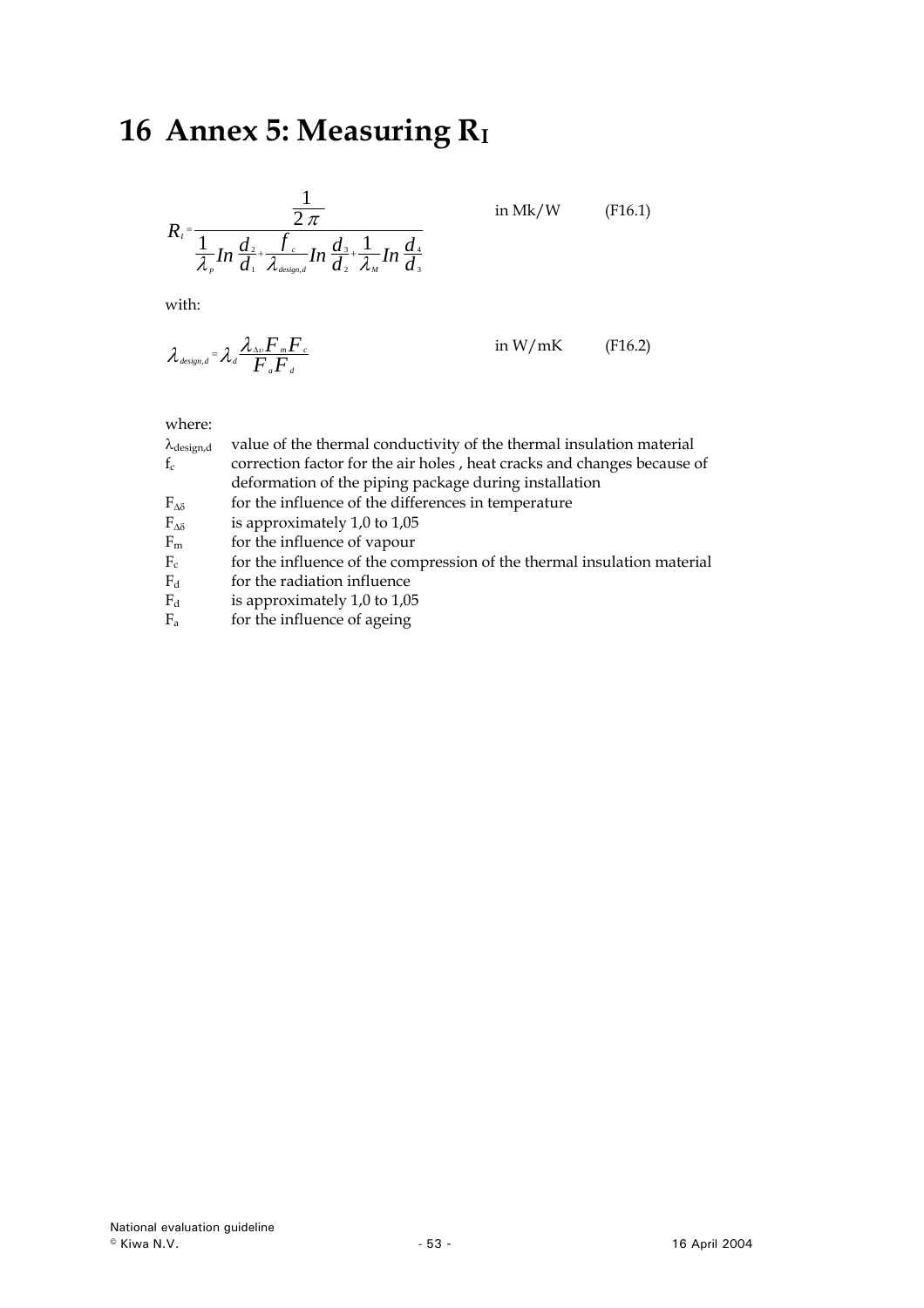# 16 Annex 5: Measuring $R_I$

$$R_I = \frac{\frac{1}{2\pi}}{\frac{1}{\lambda_p} In \frac{d_2}{d_1} + \frac{f_c}{\lambda_{design,d}} In \frac{d_3}{d_2} + \frac{1}{\lambda_M} In \frac{d_4}{d_3}} \quad \text{in Mk/W} \quad \text{(F16.1)}$$

with:

$$\lambda_{design,d} = \lambda_d \frac{\lambda_{\Delta\upsilon} F_m F_c}{F_a F_d} \quad \text{in W/mK} \quad \text{(F16.2)}$$

where:

| | |
|---|---|
| $\lambda_{design,d}$ | value of the thermal conductivity of the thermal insulation material |
| $f_c$ | correction factor for the air holes , heat cracks and changes because of deformation of the piping package during installation |
| $F_{\Delta\delta}$ | for the influence of the differences in temperature |
| $F_{\Delta\delta}$ | is approximately 1,0 to 1,05 |
| $F_m$ | for the influence of vapour |
| $F_c$ | for the influence of the compression of the thermal insulation material |
| $F_d$ | for the radiation influence |
| $F_d$ | is approximately 1,0 to 1,05 |
| $F_a$ | for the influence of ageing |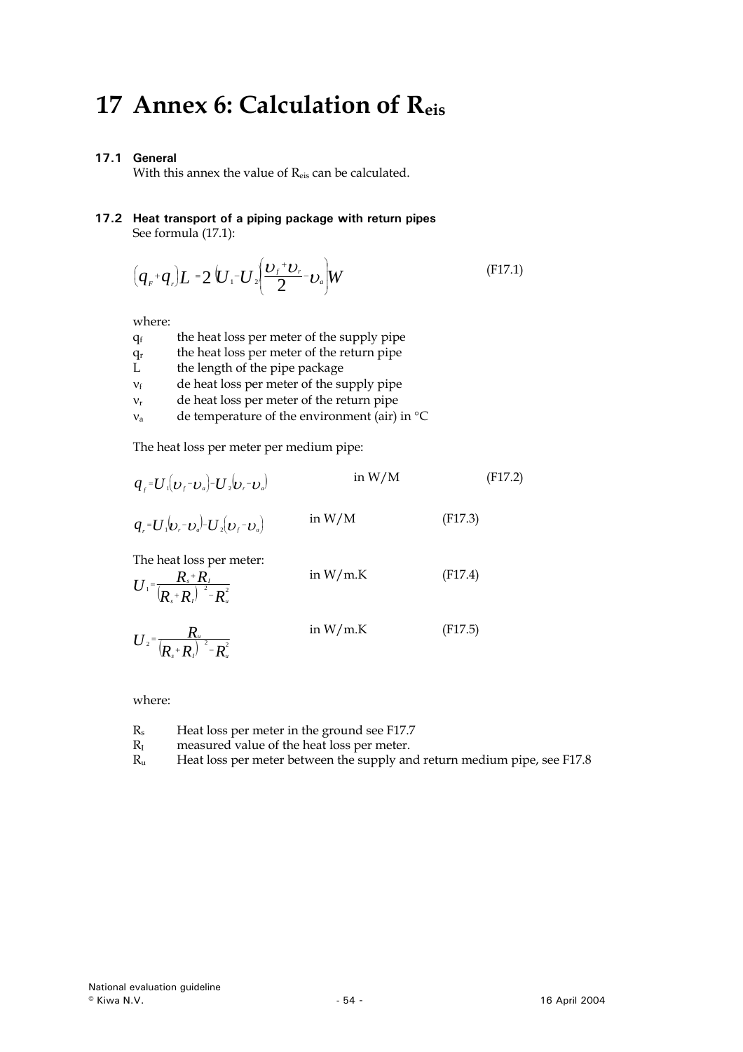# 17 Annex 6: Calculation of $R_{eis}$

### 17.1 General

With this annex the value of $R_{eis}$ can be calculated.

### 17.2 Heat transport of a piping package with return pipes

See formula (17.1):

$$\left(q_F + q_r\right)L = 2\left(U_1 - U_2\right)\left(\frac{\upsilon_f + \upsilon_r}{2} - \upsilon_a\right)W \tag{F17.1}$$

where:

- $q_f$ the heat loss per meter of the supply pipe
- $q_r$ the heat loss per meter of the return pipe
- L the length of the pipe package
- $v_f$ de heat loss per meter of the supply pipe
- $v_r$ de heat loss per meter of the return pipe
- $v_a$ de temperature of the environment (air) in °C

The heat loss per meter per medium pipe:

$$q_f = U_1\left(\upsilon_f - \upsilon_a\right) - U_2\left(\upsilon_r - \upsilon_a\right) \quad \text{in W/M} \tag{F17.2}$$

$$q_r = U_1\left(\upsilon_r - \upsilon_a\right) - U_2\left(\upsilon_f - \upsilon_a\right) \quad \text{in W/M} \tag{F17.3}$$

The heat loss per meter:

$$U_1 = \frac{R_s + R_I}{\left(R_s + R_I\right)^2 - R_u^2} \quad \text{in W/m.K} \tag{F17.4}$$

$$U_2 = \frac{R_u}{\left(R_s + R_I\right)^2 - R_u^2} \quad \text{in W/m.K} \tag{F17.5}$$

where:

- $R_s$ Heat loss per meter in the ground see F17.7
- $R_I$ measured value of the heat loss per meter.
- $R_u$ Heat loss per meter between the supply and return medium pipe, see F17.8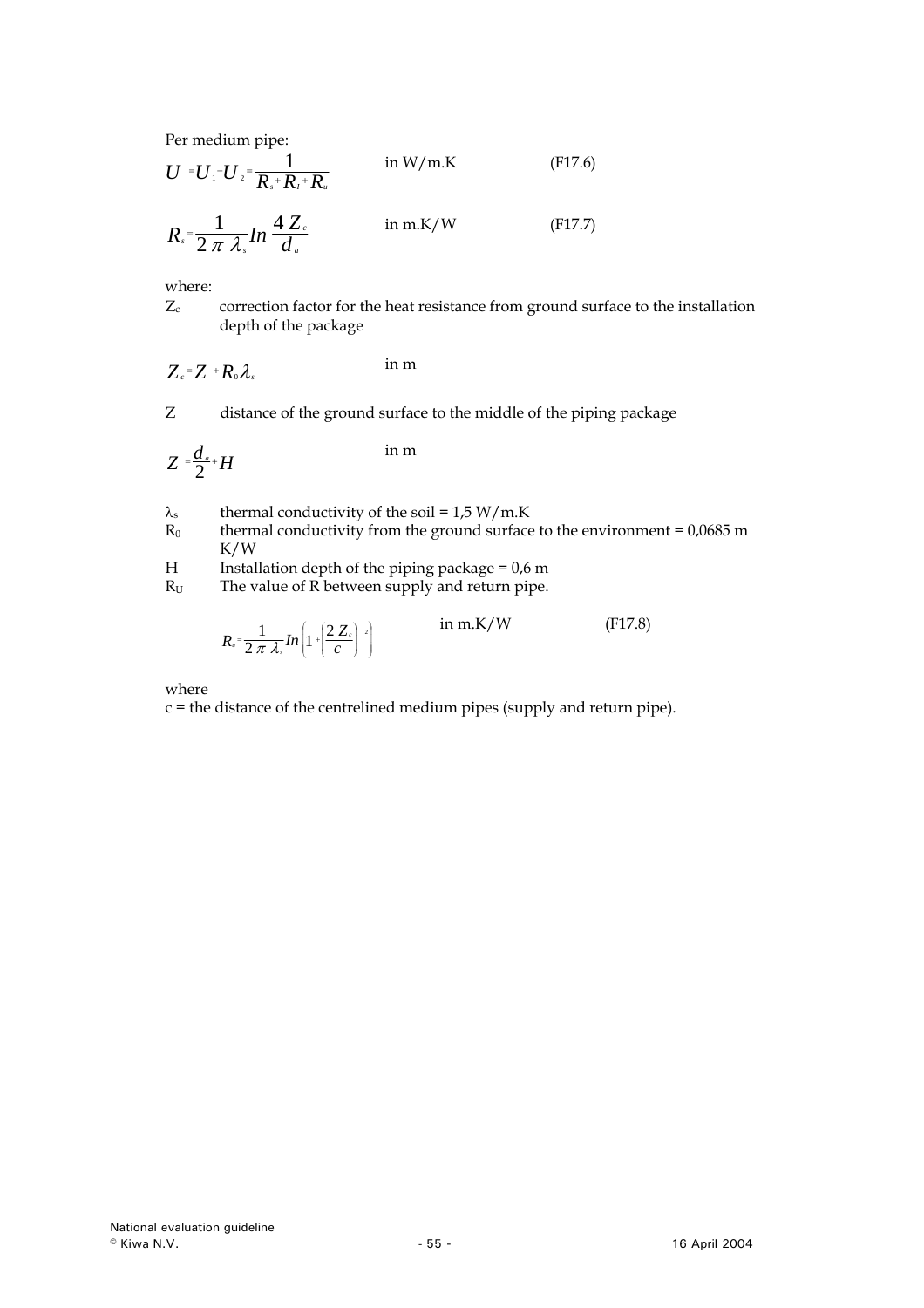Per medium pipe:

$$U = U_1 - U_2 = \frac{1}{R_s + R_I + R_u} \qquad \text{in W/m.K} \qquad \text{(F17.6)}$$

$$R_s = \frac{1}{2\,\pi\,\lambda_s} In \frac{4\,Z_c}{d_a} \qquad \text{in m.K/W} \qquad \text{(F17.7)}$$

where:

$Z_c$ correction factor for the heat resistance from ground surface to the installation depth of the package

$$Z_c = Z + R_0 \lambda_s \qquad \text{in m}$$

Z distance of the ground surface to the middle of the piping package

$$Z = \frac{d_a}{2} + H \qquad \text{in m}$$

$\lambda_s$ thermal conductivity of the soil = 1,5 W/m.K

$R_0$ thermal conductivity from the ground surface to the environment = 0,0685 m K/W

H Installation depth of the piping package = 0,6 m

$R_U$ The value of R between supply and return pipe.

$$R_u = \frac{1}{2\,\pi\,\lambda_s} In \left( 1 + \left( \frac{2\,Z_c}{c} \right)^2 \right) \qquad \text{in m.K/W} \qquad \text{(F17.8)}$$

where

c = the distance of the centrelined medium pipes (supply and return pipe).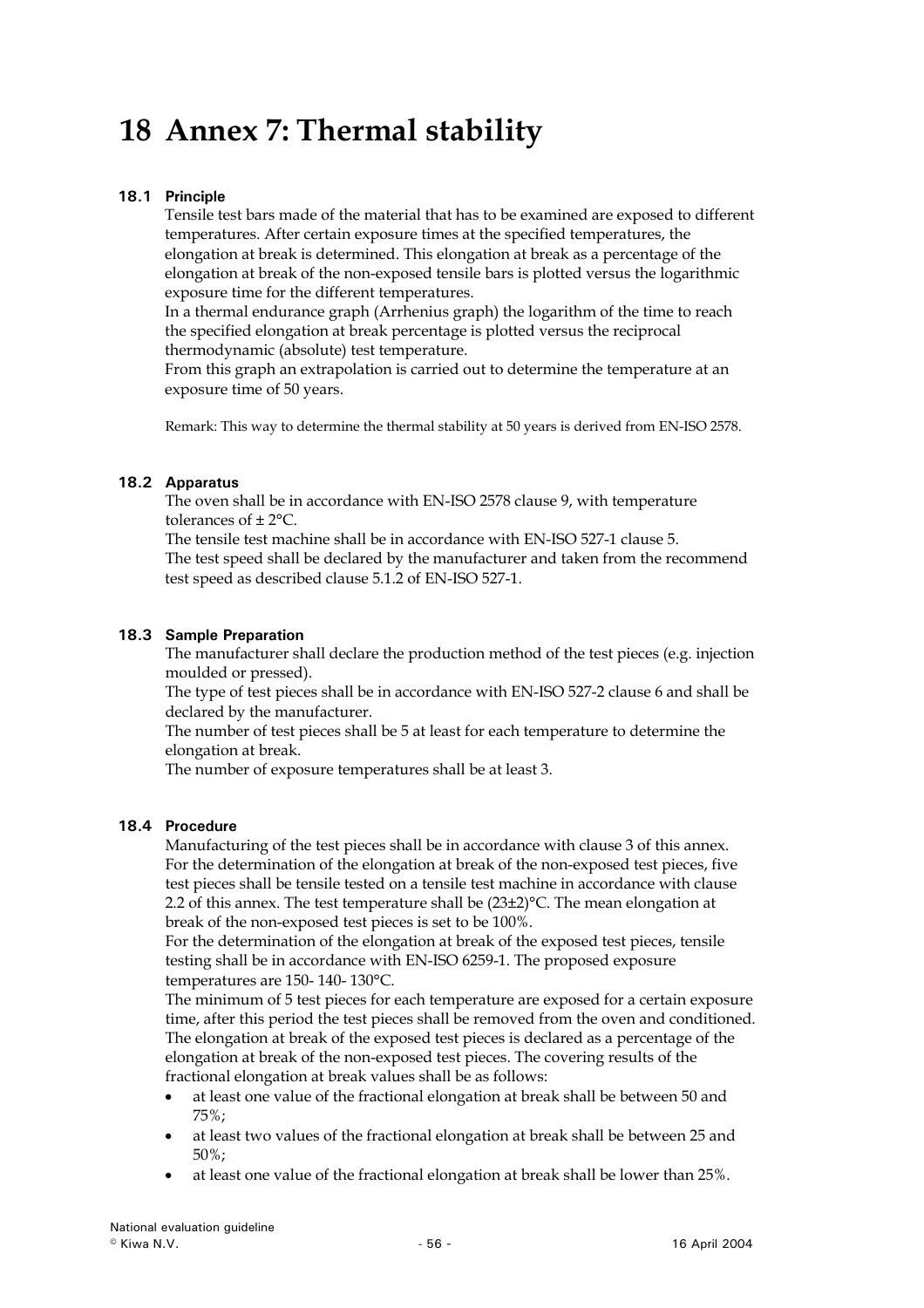# 18 Annex 7: Thermal stability

### 18.1 Principle

Tensile test bars made of the material that has to be examined are exposed to different temperatures. After certain exposure times at the specified temperatures, the elongation at break is determined. This elongation at break as a percentage of the elongation at break of the non-exposed tensile bars is plotted versus the logarithmic exposure time for the different temperatures.

In a thermal endurance graph (Arrhenius graph) the logarithm of the time to reach the specified elongation at break percentage is plotted versus the reciprocal thermodynamic (absolute) test temperature.

From this graph an extrapolation is carried out to determine the temperature at an exposure time of 50 years.

Remark: This way to determine the thermal stability at 50 years is derived from EN-ISO 2578.

### 18.2 Apparatus

The oven shall be in accordance with EN-ISO 2578 clause 9, with temperature tolerances of ± 2°C.

The tensile test machine shall be in accordance with EN-ISO 527-1 clause 5.

The test speed shall be declared by the manufacturer and taken from the recommend test speed as described clause 5.1.2 of EN-ISO 527-1.

### 18.3 Sample Preparation

The manufacturer shall declare the production method of the test pieces (e.g. injection moulded or pressed).

The type of test pieces shall be in accordance with EN-ISO 527-2 clause 6 and shall be declared by the manufacturer.

The number of test pieces shall be 5 at least for each temperature to determine the elongation at break.

The number of exposure temperatures shall be at least 3.

### 18.4 Procedure

Manufacturing of the test pieces shall be in accordance with clause 3 of this annex. For the determination of the elongation at break of the non-exposed test pieces, five test pieces shall be tensile tested on a tensile test machine in accordance with clause 2.2 of this annex. The test temperature shall be (23±2)°C. The mean elongation at break of the non-exposed test pieces is set to be 100%.

For the determination of the elongation at break of the exposed test pieces, tensile testing shall be in accordance with EN-ISO 6259-1. The proposed exposure temperatures are 150- 140- 130°C.

The minimum of 5 test pieces for each temperature are exposed for a certain exposure time, after this period the test pieces shall be removed from the oven and conditioned. The elongation at break of the exposed test pieces is declared as a percentage of the elongation at break of the non-exposed test pieces. The covering results of the fractional elongation at break values shall be as follows:

- at least one value of the fractional elongation at break shall be between 50 and 75%;
- at least two values of the fractional elongation at break shall be between 25 and 50%;
- at least one value of the fractional elongation at break shall be lower than 25%.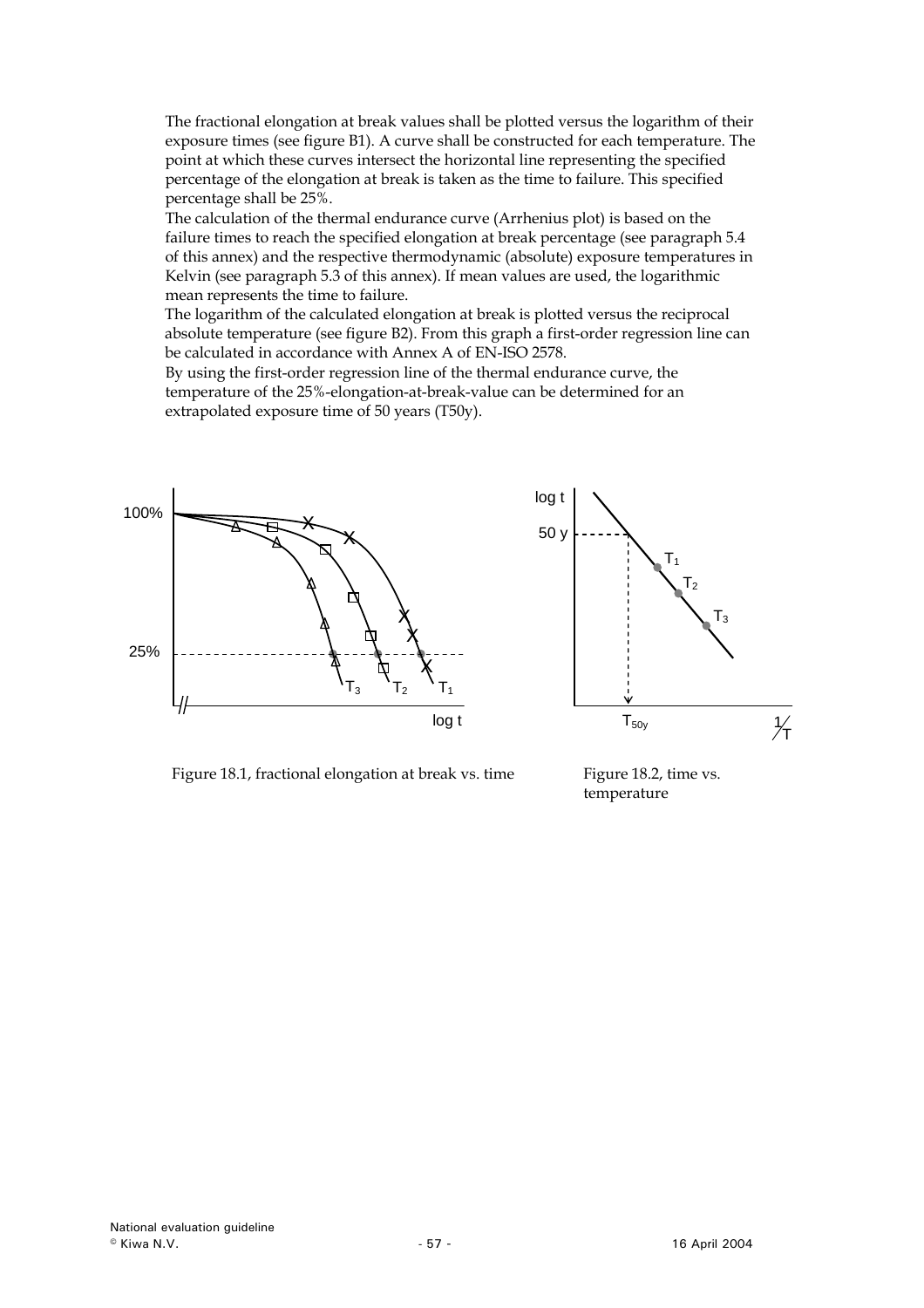The fractional elongation at break values shall be plotted versus the logarithm of their exposure times (see figure B1). A curve shall be constructed for each temperature. The point at which these curves intersect the horizontal line representing the specified percentage of the elongation at break is taken as the time to failure. This specified percentage shall be 25%.

The calculation of the thermal endurance curve (Arrhenius plot) is based on the failure times to reach the specified elongation at break percentage (see paragraph 5.4 of this annex) and the respective thermodynamic (absolute) exposure temperatures in Kelvin (see paragraph 5.3 of this annex). If mean values are used, the logarithmic mean represents the time to failure.

The logarithm of the calculated elongation at break is plotted versus the reciprocal absolute temperature (see figure B2). From this graph a first-order regression line can be calculated in accordance with Annex A of EN-ISO 2578.

By using the first-order regression line of the thermal endurance curve, the temperature of the 25%-elongation-at-break-value can be determined for an extrapolated exposure time of 50 years (T50y).

Figure 18.1, fractional elongation at break vs. time

Figure 18.2, time vs. temperature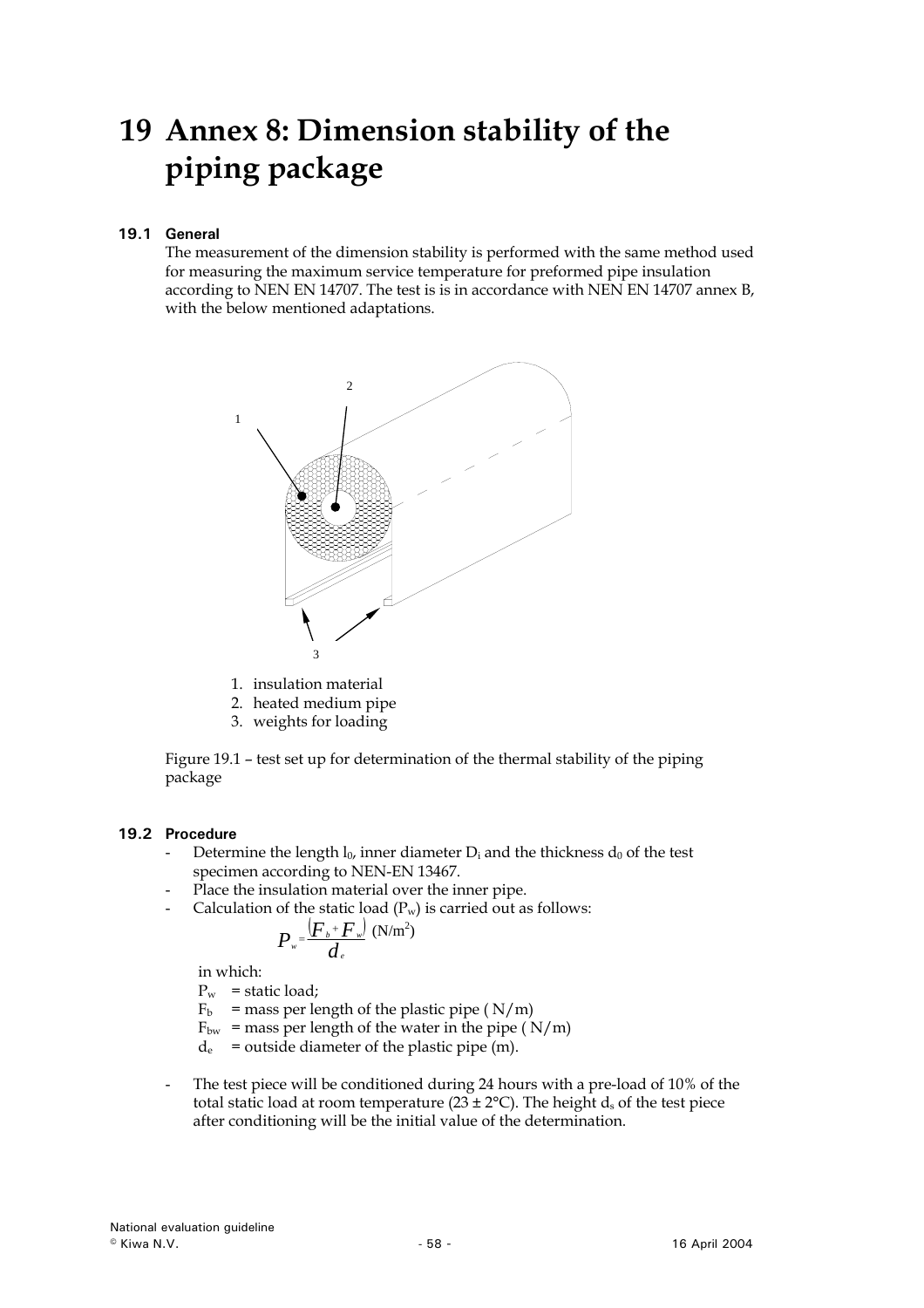# 19 Annex 8: Dimension stability of the piping package

## 19.1 General

The measurement of the dimension stability is performed with the same method used for measuring the maximum service temperature for preformed pipe insulation according to NEN EN 14707. The test is is in accordance with NEN EN 14707 annex B, with the below mentioned adaptations.

1. insulation material
2. heated medium pipe
3. weights for loading

Figure 19.1 – test set up for determination of the thermal stability of the piping package

## 19.2 Procedure

- Determine the length $l_0$, inner diameter $D_i$ and the thickness $d_0$ of the test specimen according to NEN-EN 13467.
- Place the insulation material over the inner pipe.
- Calculation of the static load ($P_w$) is carried out as follows:

$$P_w = \frac{(F_b + F_w)}{d_e} \text{ (N/m}^2\text{)}$$

in which:

$P_w$ = static load;
$F_b$ = mass per length of the plastic pipe ( N/m)
$F_{bw}$ = mass per length of the water in the pipe ( N/m)
$d_e$ = outside diameter of the plastic pipe (m).

- The test piece will be conditioned during 24 hours with a pre-load of 10% of the total static load at room temperature (23 ± 2°C). The height $d_s$ of the test piece after conditioning will be the initial value of the determination.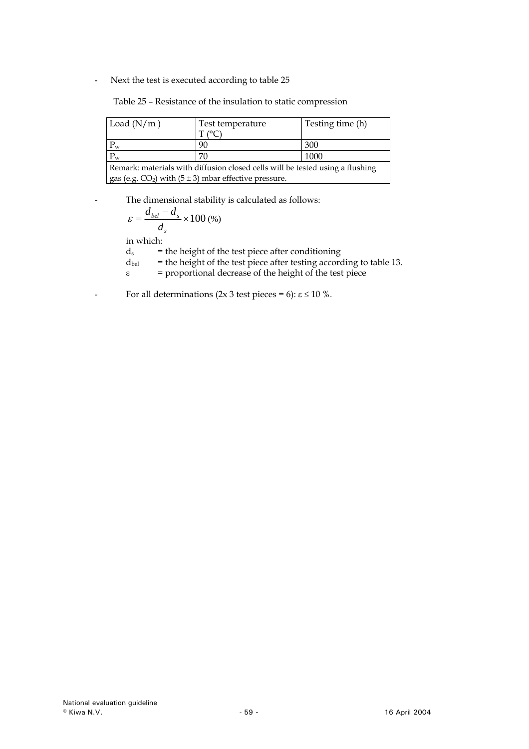- Next the test is executed according to table 25

Table 25 – Resistance of the insulation to static compression

| Load (N/m ) | Test temperature T (°C) | Testing time (h) |
|---|---|---|
| $P_w$ | 90 | 300 |
| $P_w$ | 70 | 1000 |
| Remark: materials with diffusion closed cells will be tested using a flushing gas (e.g. $CO_2$) with (5 ± 3) mbar effective pressure. | | |

- The dimensional stability is calculated as follows:

$$\varepsilon = \frac{d_{bel} - d_s}{d_s} \times 100 \text{ (\%)}$$

in which:

$d_s$ = the height of the test piece after conditioning

$d_{bel}$ = the height of the test piece after testing according to table 13.

$\varepsilon$ = proportional decrease of the height of the test piece

- For all determinations (2x 3 test pieces = 6): $\varepsilon \leq 10$ %.

National evaluation guideline